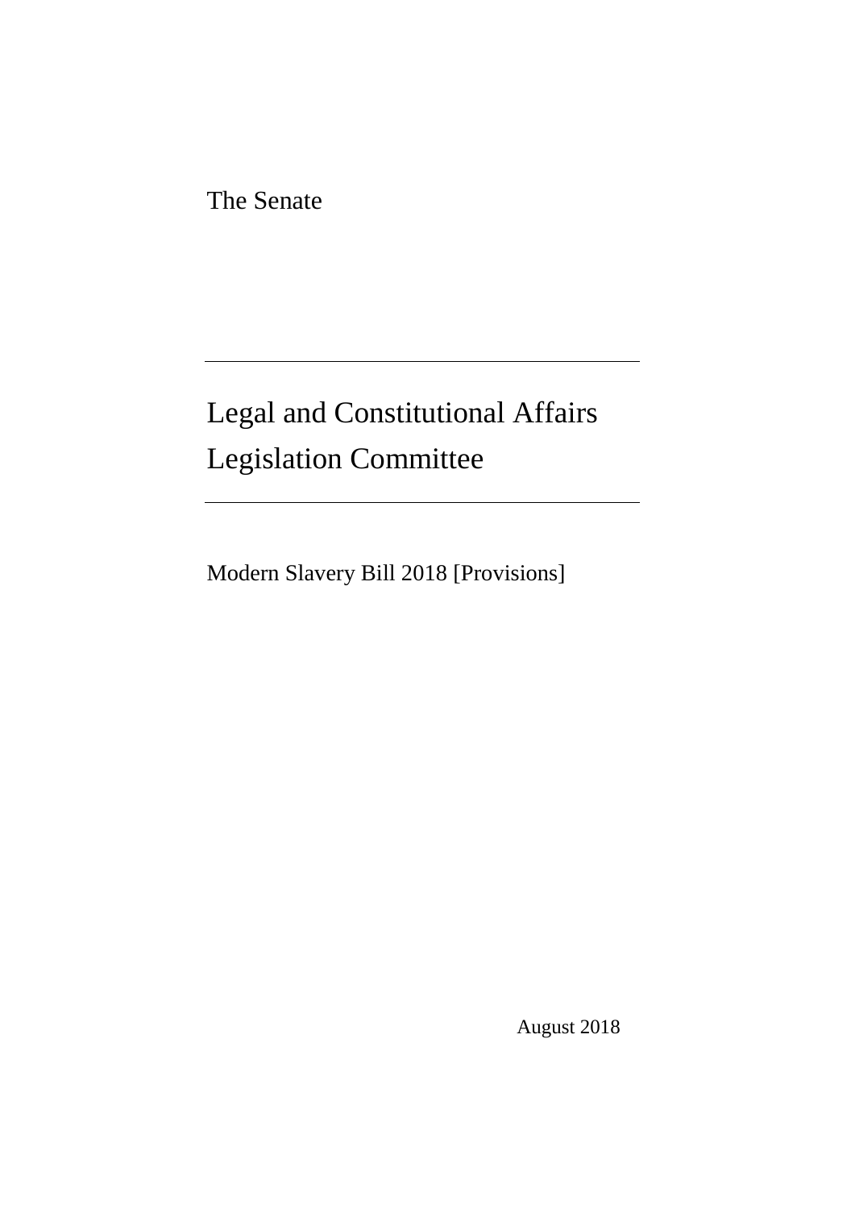The Senate

---

# Legal and Constitutional Affairs Legislation Committee

---

Modern Slavery Bill 2018 [Provisions]

August 2018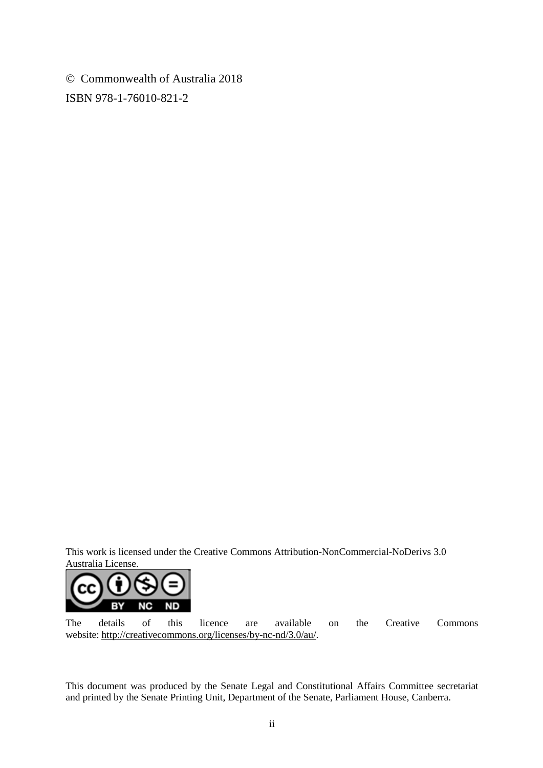© Commonwealth of Australia 2018

ISBN 978-1-76010-821-2

This work is licensed under the Creative Commons Attribution-NonCommercial-NoDerivs 3.0 Australia License.

The details of this licence are available on the Creative Commons website: http://creativecommons.org/licenses/by-nc-nd/3.0/au/.

This document was produced by the Senate Legal and Constitutional Affairs Committee secretariat and printed by the Senate Printing Unit, Department of the Senate, Parliament House, Canberra.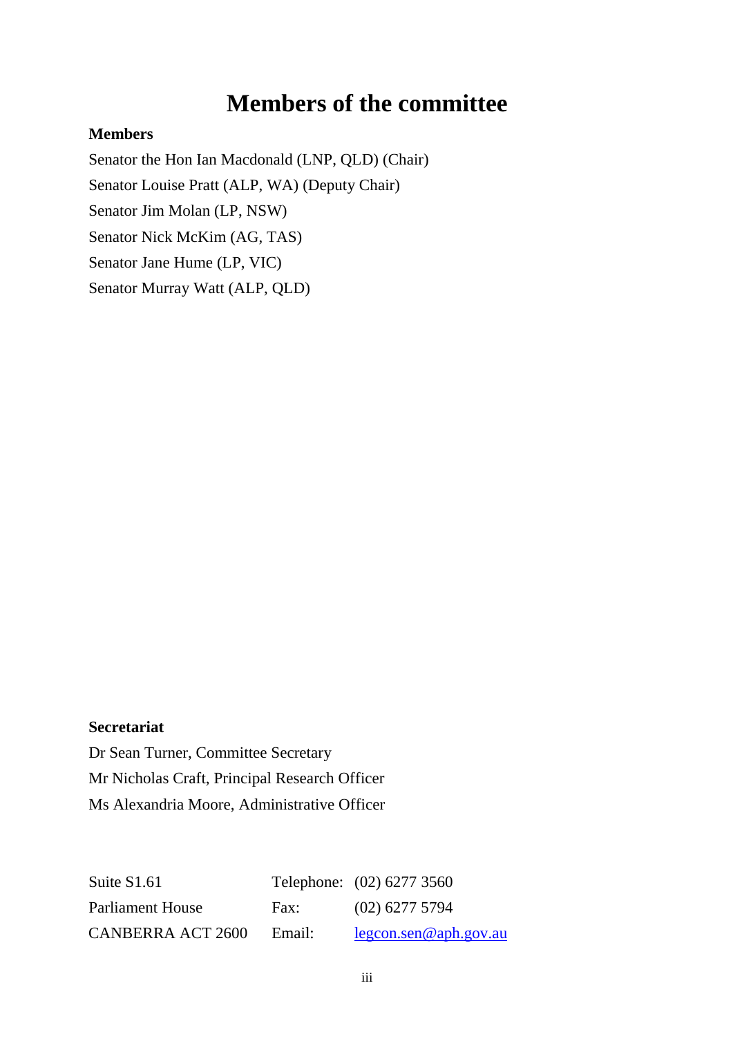# Members of the committee

**Members**

Senator the Hon Ian Macdonald (LNP, QLD) (Chair)

Senator Louise Pratt (ALP, WA) (Deputy Chair)

Senator Jim Molan (LP, NSW)

Senator Nick McKim (AG, TAS)

Senator Jane Hume (LP, VIC)

Senator Murray Watt (ALP, QLD)

**Secretariat**

Dr Sean Turner, Committee Secretary

Mr Nicholas Craft, Principal Research Officer

Ms Alexandria Moore, Administrative Officer

| | | |
|---|---|---|
| Suite S1.61 | Telephone: | (02) 6277 3560 |
| Parliament House | Fax: | (02) 6277 5794 |
| CANBERRA ACT 2600 | Email: | legcon.sen@aph.gov.au |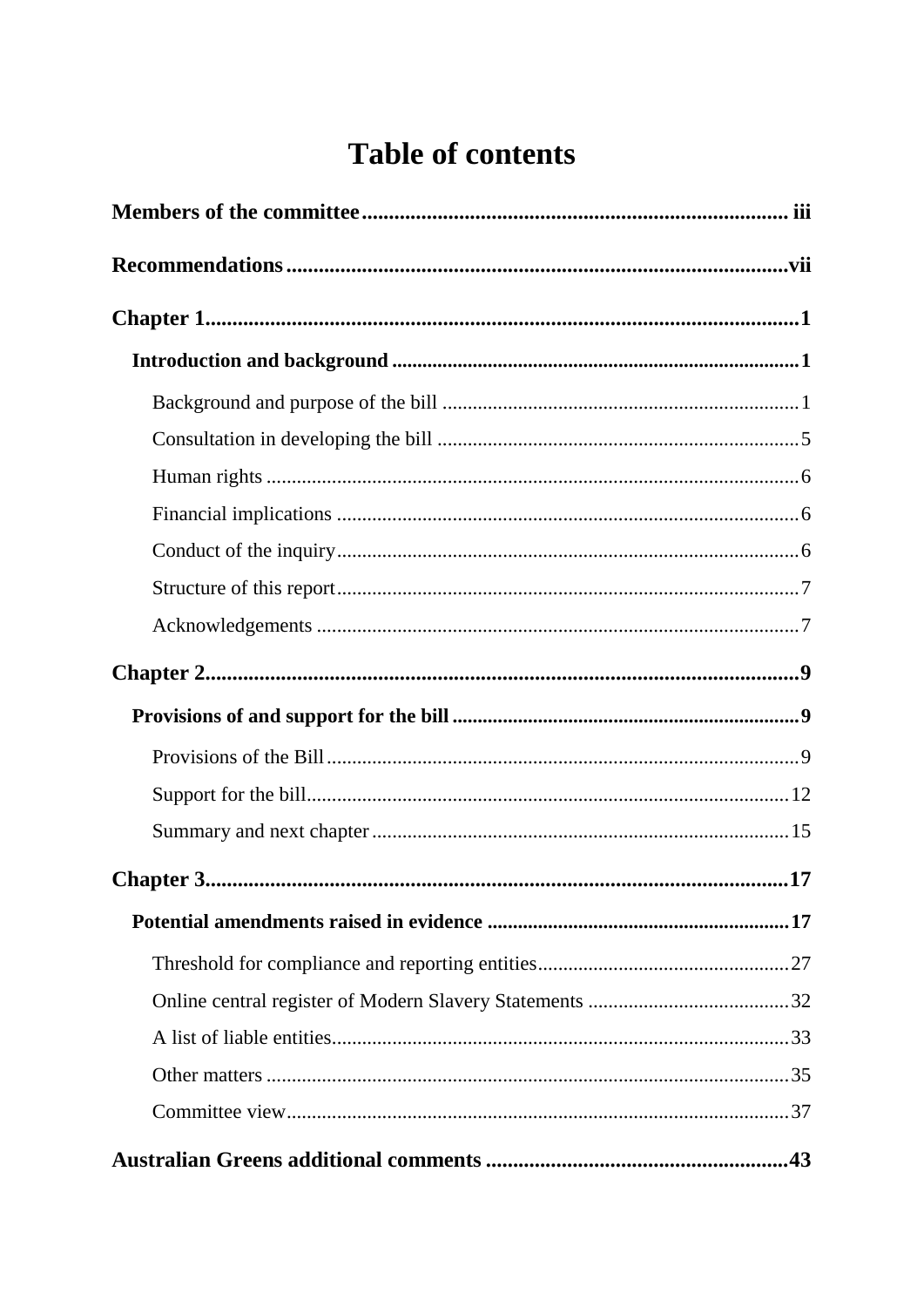# Table of contents

**Members of the committee** .......... iii

**Recommendations** .......... vii

**Chapter 1** .......... 1

**Introduction and background** .......... 1

Background and purpose of the bill .......... 1

Consultation in developing the bill .......... 5

Human rights .......... 6

Financial implications .......... 6

Conduct of the inquiry .......... 6

Structure of this report .......... 7

Acknowledgements .......... 7

**Chapter 2** .......... 9

**Provisions of and support for the bill** .......... 9

Provisions of the Bill .......... 9

Support for the bill .......... 12

Summary and next chapter .......... 15

**Chapter 3** .......... 17

**Potential amendments raised in evidence** .......... 17

Threshold for compliance and reporting entities .......... 27

Online central register of Modern Slavery Statements .......... 32

A list of liable entities .......... 33

Other matters .......... 35

Committee view .......... 37

**Australian Greens additional comments** .......... 43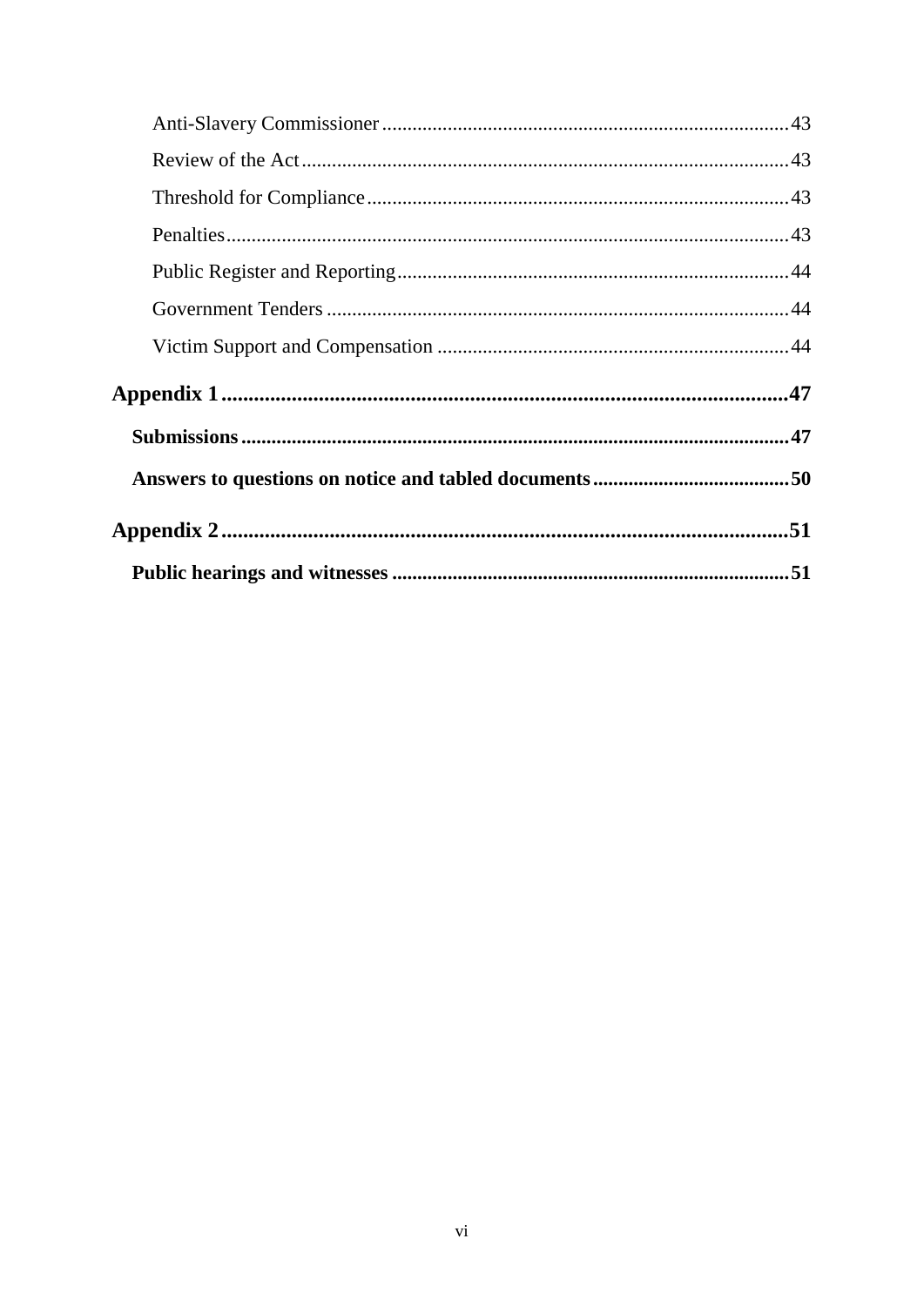Anti-Slavery Commissioner ............................................................................... 43

Review of the Act ............................................................................................. 43

Threshold for Compliance .................................................................................. 43

Penalties ............................................................................................................ 43

Public Register and Reporting ............................................................................ 44

Government Tenders .......................................................................................... 44

Victim Support and Compensation .................................................................... 44

**Appendix 1 ........................................................................................................ 47**

**Submissions ......................................................................................................... 47**

**Answers to questions on notice and tabled documents ...................................... 50**

**Appendix 2 ........................................................................................................ 51**

**Public hearings and witnesses ............................................................................ 51**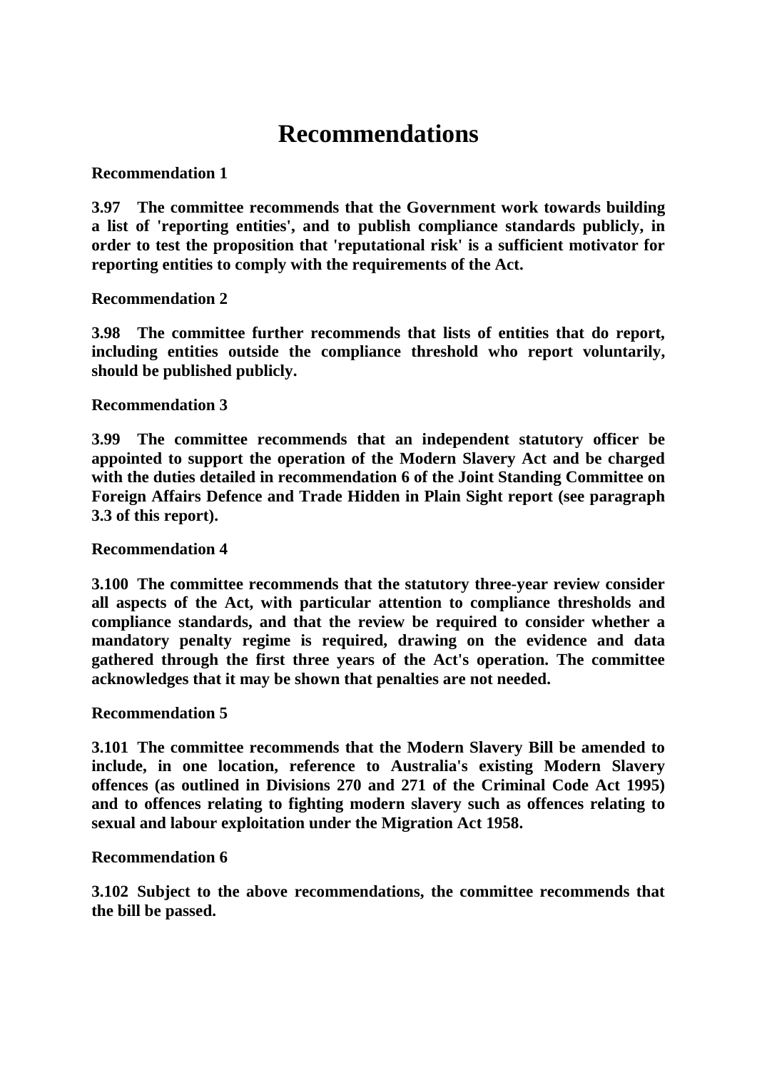# Recommendations

**Recommendation 1**

**3.97 The committee recommends that the Government work towards building a list of 'reporting entities', and to publish compliance standards publicly, in order to test the proposition that 'reputational risk' is a sufficient motivator for reporting entities to comply with the requirements of the Act.**

**Recommendation 2**

**3.98 The committee further recommends that lists of entities that do report, including entities outside the compliance threshold who report voluntarily, should be published publicly.**

**Recommendation 3**

**3.99 The committee recommends that an independent statutory officer be appointed to support the operation of the Modern Slavery Act and be charged with the duties detailed in recommendation 6 of the Joint Standing Committee on Foreign Affairs Defence and Trade Hidden in Plain Sight report (see paragraph 3.3 of this report).**

**Recommendation 4**

**3.100 The committee recommends that the statutory three-year review consider all aspects of the Act, with particular attention to compliance thresholds and compliance standards, and that the review be required to consider whether a mandatory penalty regime is required, drawing on the evidence and data gathered through the first three years of the Act's operation. The committee acknowledges that it may be shown that penalties are not needed.**

**Recommendation 5**

**3.101 The committee recommends that the Modern Slavery Bill be amended to include, in one location, reference to Australia's existing Modern Slavery offences (as outlined in Divisions 270 and 271 of the Criminal Code Act 1995) and to offences relating to fighting modern slavery such as offences relating to sexual and labour exploitation under the Migration Act 1958.**

**Recommendation 6**

**3.102 Subject to the above recommendations, the committee recommends that the bill be passed.**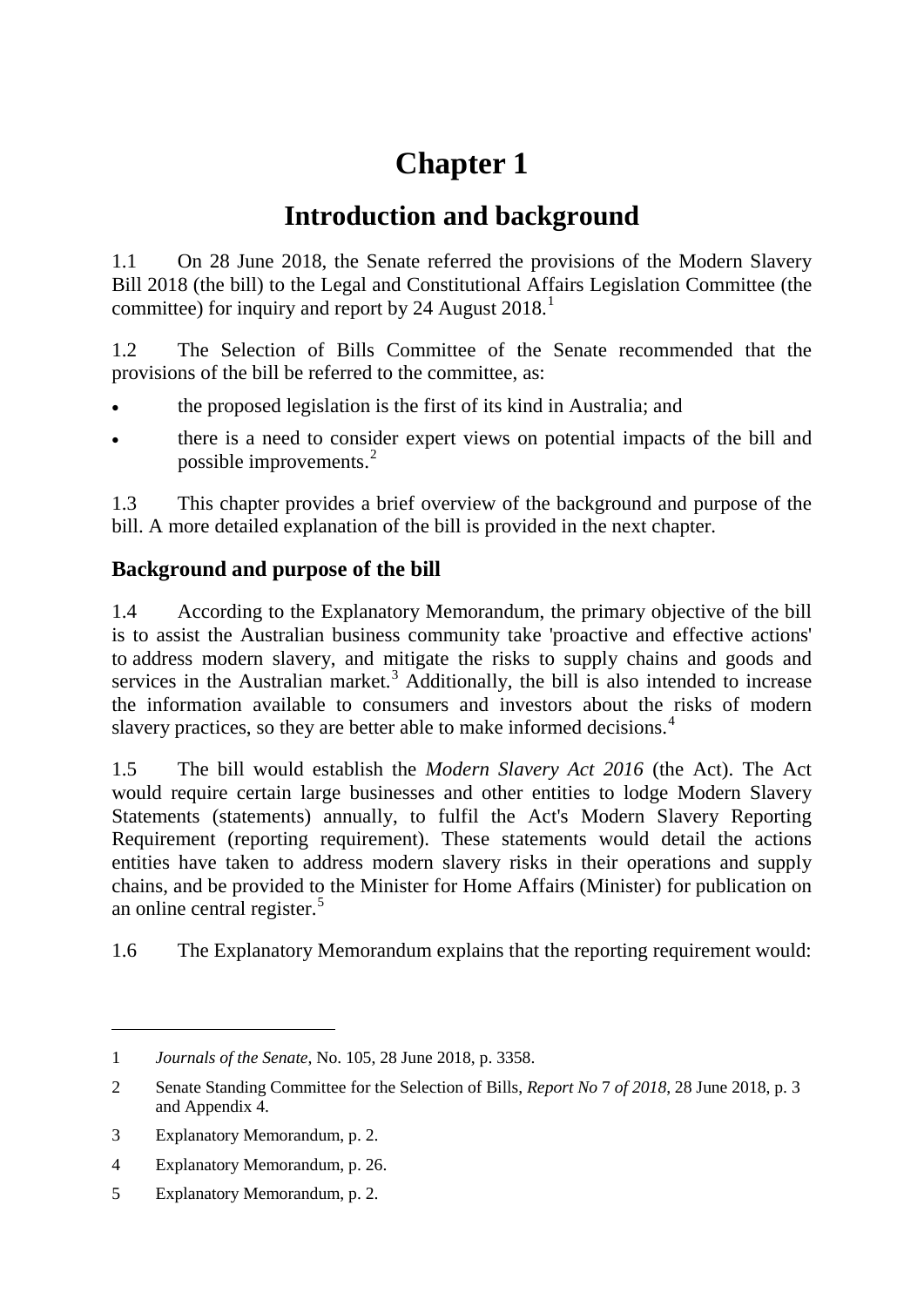# Chapter 1

## Introduction and background

1.1 On 28 June 2018, the Senate referred the provisions of the Modern Slavery Bill 2018 (the bill) to the Legal and Constitutional Affairs Legislation Committee (the committee) for inquiry and report by 24 August 2018.[1]

1.2 The Selection of Bills Committee of the Senate recommended that the provisions of the bill be referred to the committee, as:

- the proposed legislation is the first of its kind in Australia; and
- there is a need to consider expert views on potential impacts of the bill and possible improvements.[2]

1.3 This chapter provides a brief overview of the background and purpose of the bill. A more detailed explanation of the bill is provided in the next chapter.

### Background and purpose of the bill

1.4 According to the Explanatory Memorandum, the primary objective of the bill is to assist the Australian business community take 'proactive and effective actions' to address modern slavery, and mitigate the risks to supply chains and goods and services in the Australian market.[3] Additionally, the bill is also intended to increase the information available to consumers and investors about the risks of modern slavery practices, so they are better able to make informed decisions.[4]

1.5 The bill would establish the *Modern Slavery Act 2016* (the Act). The Act would require certain large businesses and other entities to lodge Modern Slavery Statements (statements) annually, to fulfil the Act's Modern Slavery Reporting Requirement (reporting requirement). These statements would detail the actions entities have taken to address modern slavery risks in their operations and supply chains, and be provided to the Minister for Home Affairs (Minister) for publication on an online central register.[5]

1.6 The Explanatory Memorandum explains that the reporting requirement would:

---

1 *Journals of the Senate*, No. 105, 28 June 2018, p. 3358.

2 Senate Standing Committee for the Selection of Bills, *Report No* 7 *of 2018*, 28 June 2018, p. 3 and Appendix 4.

3 Explanatory Memorandum, p. 2.

4 Explanatory Memorandum, p. 26.

5 Explanatory Memorandum, p. 2.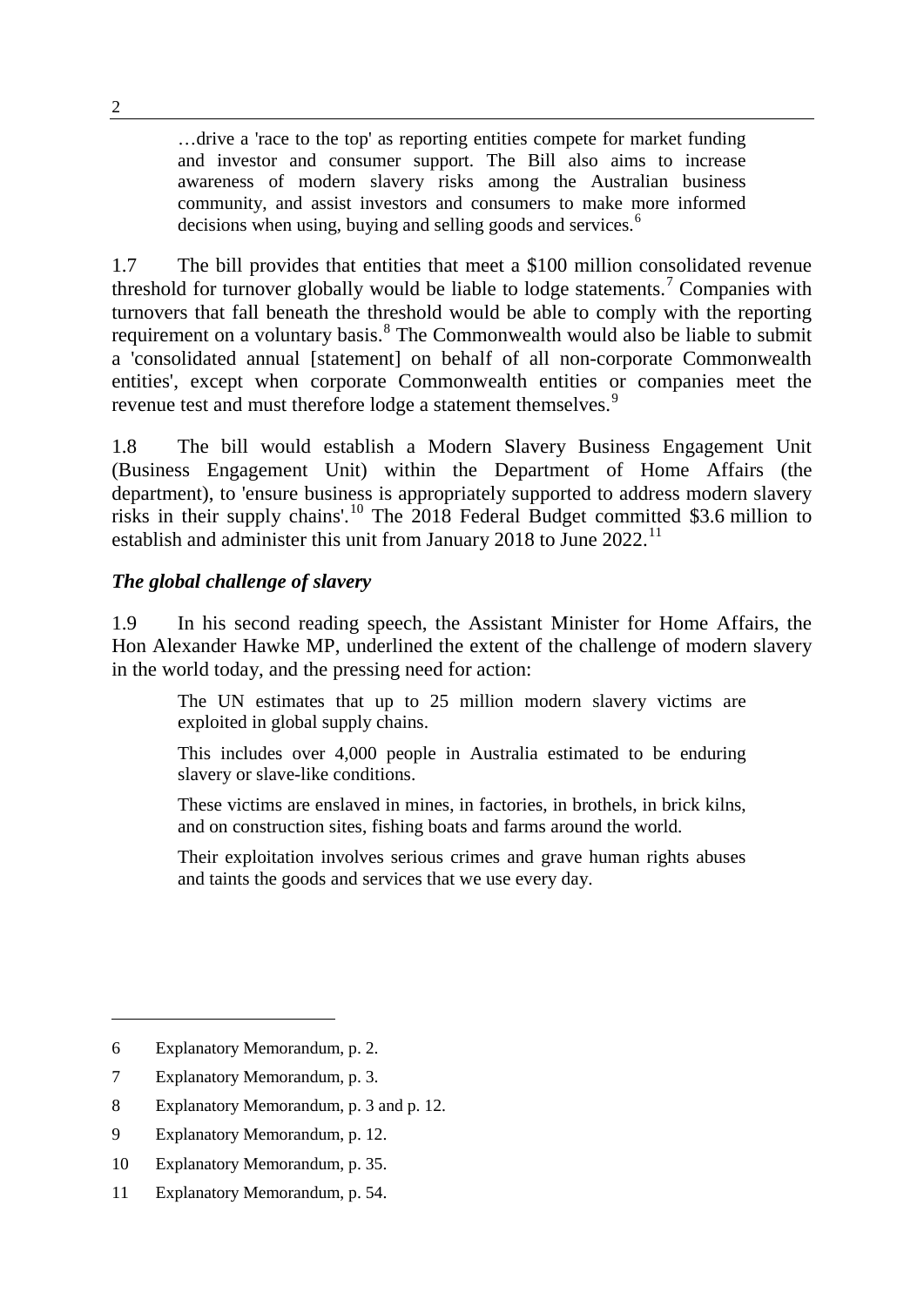> …drive a 'race to the top' as reporting entities compete for market funding and investor and consumer support. The Bill also aims to increase awareness of modern slavery risks among the Australian business community, and assist investors and consumers to make more informed decisions when using, buying and selling goods and services.[6]

1.7 The bill provides that entities that meet a $100 million consolidated revenue threshold for turnover globally would be liable to lodge statements.[7] Companies with turnovers that fall beneath the threshold would be able to comply with the reporting requirement on a voluntary basis.[8] The Commonwealth would also be liable to submit a 'consolidated annual [statement] on behalf of all non-corporate Commonwealth entities', except when corporate Commonwealth entities or companies meet the revenue test and must therefore lodge a statement themselves.[9]

1.8 The bill would establish a Modern Slavery Business Engagement Unit (Business Engagement Unit) within the Department of Home Affairs (the department), to 'ensure business is appropriately supported to address modern slavery risks in their supply chains'.[10] The 2018 Federal Budget committed $3.6 million to establish and administer this unit from January 2018 to June 2022.[11]

### *The global challenge of slavery*

1.9 In his second reading speech, the Assistant Minister for Home Affairs, the Hon Alexander Hawke MP, underlined the extent of the challenge of modern slavery in the world today, and the pressing need for action:

> The UN estimates that up to 25 million modern slavery victims are exploited in global supply chains.
>
> This includes over 4,000 people in Australia estimated to be enduring slavery or slave-like conditions.
>
> These victims are enslaved in mines, in factories, in brothels, in brick kilns, and on construction sites, fishing boats and farms around the world.
>
> Their exploitation involves serious crimes and grave human rights abuses and taints the goods and services that we use every day.

---

6 Explanatory Memorandum, p. 2.

7 Explanatory Memorandum, p. 3.

8 Explanatory Memorandum, p. 3 and p. 12.

9 Explanatory Memorandum, p. 12.

10 Explanatory Memorandum, p. 35.

11 Explanatory Memorandum, p. 54.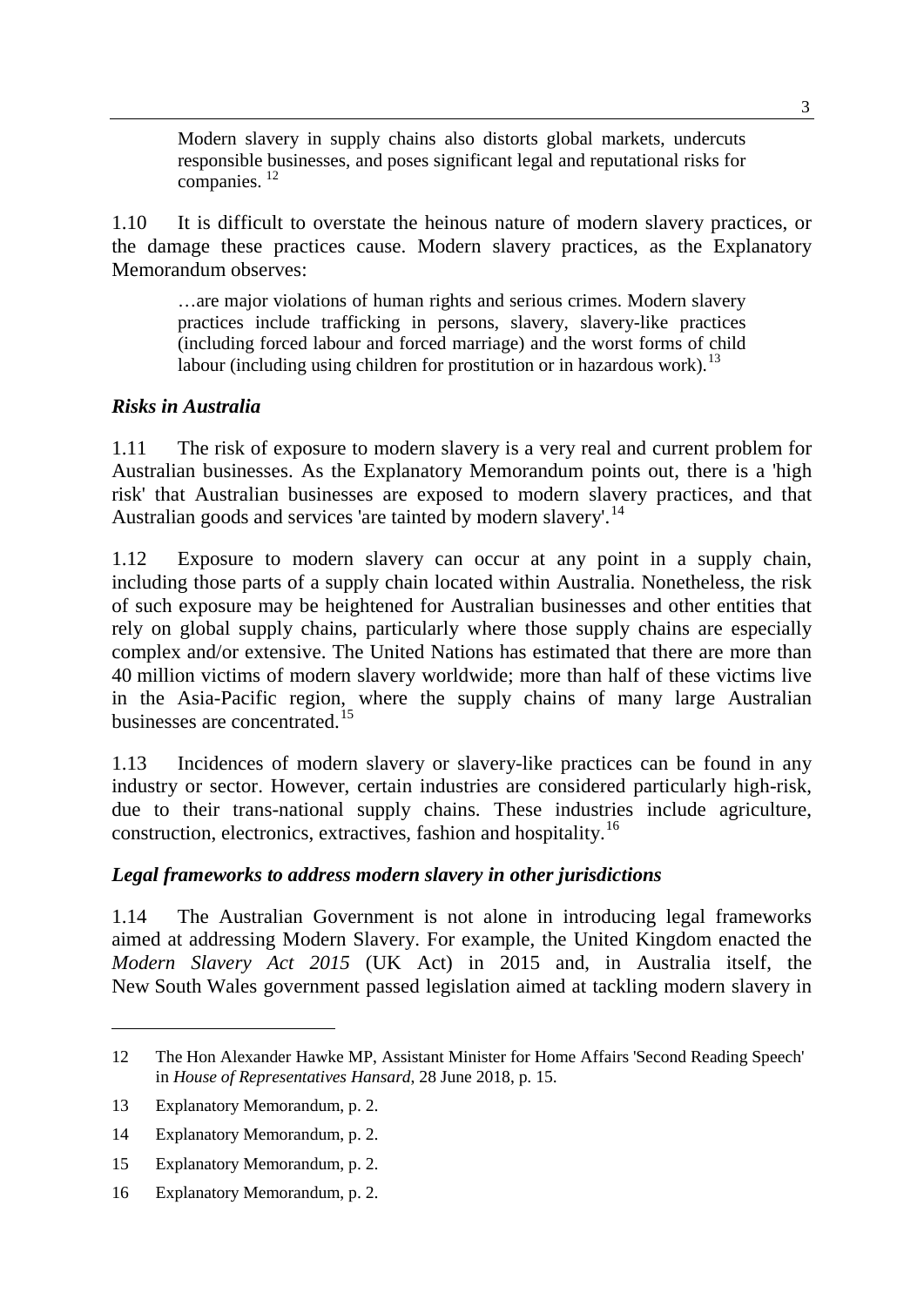> Modern slavery in supply chains also distorts global markets, undercuts responsible businesses, and poses significant legal and reputational risks for companies. [12]

1.10 It is difficult to overstate the heinous nature of modern slavery practices, or the damage these practices cause. Modern slavery practices, as the Explanatory Memorandum observes:

> …are major violations of human rights and serious crimes. Modern slavery practices include trafficking in persons, slavery, slavery-like practices (including forced labour and forced marriage) and the worst forms of child labour (including using children for prostitution or in hazardous work).[13]

### *Risks in Australia*

1.11 The risk of exposure to modern slavery is a very real and current problem for Australian businesses. As the Explanatory Memorandum points out, there is a 'high risk' that Australian businesses are exposed to modern slavery practices, and that Australian goods and services 'are tainted by modern slavery'.[14]

1.12 Exposure to modern slavery can occur at any point in a supply chain, including those parts of a supply chain located within Australia. Nonetheless, the risk of such exposure may be heightened for Australian businesses and other entities that rely on global supply chains, particularly where those supply chains are especially complex and/or extensive. The United Nations has estimated that there are more than 40 million victims of modern slavery worldwide; more than half of these victims live in the Asia-Pacific region, where the supply chains of many large Australian businesses are concentrated.[15]

1.13 Incidences of modern slavery or slavery-like practices can be found in any industry or sector. However, certain industries are considered particularly high-risk, due to their trans-national supply chains. These industries include agriculture, construction, electronics, extractives, fashion and hospitality.[16]

### *Legal frameworks to address modern slavery in other jurisdictions*

1.14 The Australian Government is not alone in introducing legal frameworks aimed at addressing Modern Slavery. For example, the United Kingdom enacted the *Modern Slavery Act 2015* (UK Act) in 2015 and, in Australia itself, the New South Wales government passed legislation aimed at tackling modern slavery in

---

12 The Hon Alexander Hawke MP, Assistant Minister for Home Affairs 'Second Reading Speech' in *House of Representatives Hansard*, 28 June 2018, p. 15.

13 Explanatory Memorandum, p. 2.

14 Explanatory Memorandum, p. 2.

15 Explanatory Memorandum, p. 2.

16 Explanatory Memorandum, p. 2.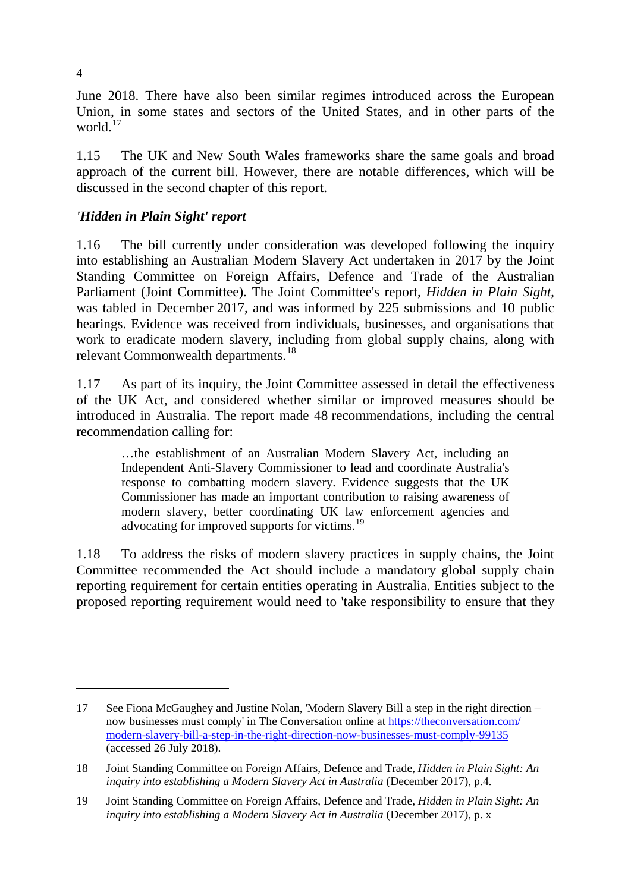June 2018. There have also been similar regimes introduced across the European Union, in some states and sectors of the United States, and in other parts of the world.[17]

1.15 The UK and New South Wales frameworks share the same goals and broad approach of the current bill. However, there are notable differences, which will be discussed in the second chapter of this report.

### *'Hidden in Plain Sight' report*

1.16 The bill currently under consideration was developed following the inquiry into establishing an Australian Modern Slavery Act undertaken in 2017 by the Joint Standing Committee on Foreign Affairs, Defence and Trade of the Australian Parliament (Joint Committee). The Joint Committee's report, *Hidden in Plain Sight*, was tabled in December 2017, and was informed by 225 submissions and 10 public hearings. Evidence was received from individuals, businesses, and organisations that work to eradicate modern slavery, including from global supply chains, along with relevant Commonwealth departments.[18]

1.17 As part of its inquiry, the Joint Committee assessed in detail the effectiveness of the UK Act, and considered whether similar or improved measures should be introduced in Australia. The report made 48 recommendations, including the central recommendation calling for:

> …the establishment of an Australian Modern Slavery Act, including an Independent Anti-Slavery Commissioner to lead and coordinate Australia's response to combatting modern slavery. Evidence suggests that the UK Commissioner has made an important contribution to raising awareness of modern slavery, better coordinating UK law enforcement agencies and advocating for improved supports for victims.[19]

1.18 To address the risks of modern slavery practices in supply chains, the Joint Committee recommended the Act should include a mandatory global supply chain reporting requirement for certain entities operating in Australia. Entities subject to the proposed reporting requirement would need to 'take responsibility to ensure that they

---

17 See Fiona McGaughey and Justine Nolan, 'Modern Slavery Bill a step in the right direction – now businesses must comply' in The Conversation online at [https://theconversation.com/modern-slavery-bill-a-step-in-the-right-direction-now-businesses-must-comply-99135](https://theconversation.com/modern-slavery-bill-a-step-in-the-right-direction-now-businesses-must-comply-99135) (accessed 26 July 2018).

18 Joint Standing Committee on Foreign Affairs, Defence and Trade, *Hidden in Plain Sight: An inquiry into establishing a Modern Slavery Act in Australia* (December 2017), p.4.

19 Joint Standing Committee on Foreign Affairs, Defence and Trade, *Hidden in Plain Sight: An inquiry into establishing a Modern Slavery Act in Australia* (December 2017), p. x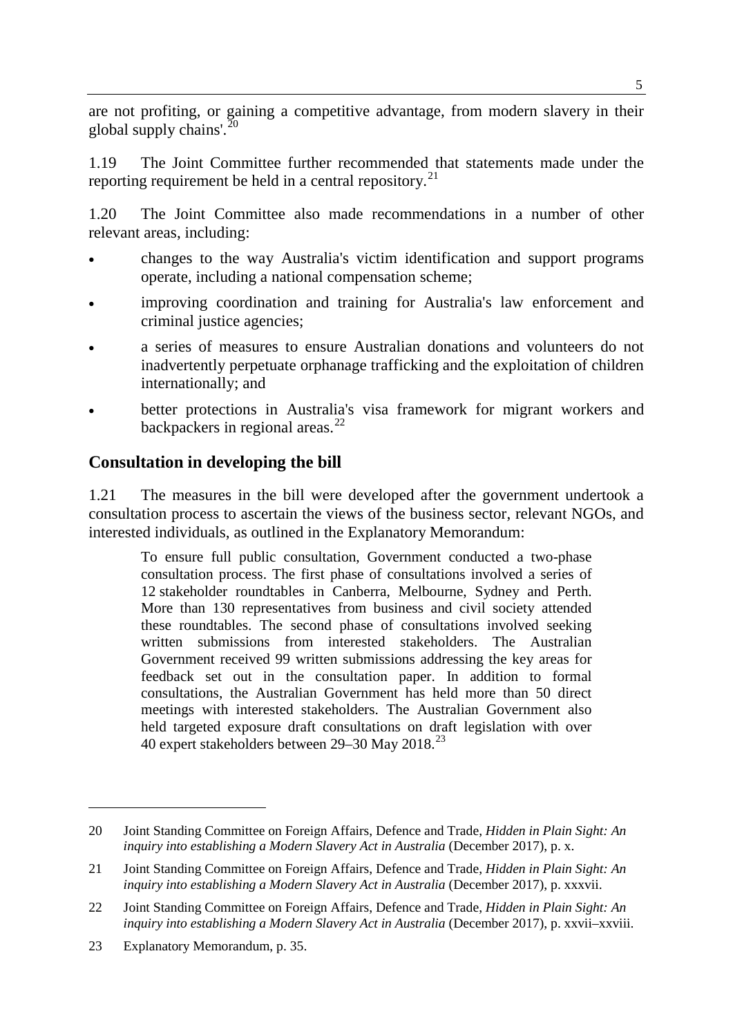are not profiting, or gaining a competitive advantage, from modern slavery in their global supply chains'.[20]

1.19 The Joint Committee further recommended that statements made under the reporting requirement be held in a central repository.[21]

1.20 The Joint Committee also made recommendations in a number of other relevant areas, including:

- changes to the way Australia's victim identification and support programs operate, including a national compensation scheme;
- improving coordination and training for Australia's law enforcement and criminal justice agencies;
- a series of measures to ensure Australian donations and volunteers do not inadvertently perpetuate orphanage trafficking and the exploitation of children internationally; and
- better protections in Australia's visa framework for migrant workers and backpackers in regional areas.[22]

## Consultation in developing the bill

1.21 The measures in the bill were developed after the government undertook a consultation process to ascertain the views of the business sector, relevant NGOs, and interested individuals, as outlined in the Explanatory Memorandum:

> To ensure full public consultation, Government conducted a two-phase consultation process. The first phase of consultations involved a series of 12 stakeholder roundtables in Canberra, Melbourne, Sydney and Perth. More than 130 representatives from business and civil society attended these roundtables. The second phase of consultations involved seeking written submissions from interested stakeholders. The Australian Government received 99 written submissions addressing the key areas for feedback set out in the consultation paper. In addition to formal consultations, the Australian Government has held more than 50 direct meetings with interested stakeholders. The Australian Government also held targeted exposure draft consultations on draft legislation with over 40 expert stakeholders between 29–30 May 2018.[23]

---

20 Joint Standing Committee on Foreign Affairs, Defence and Trade, *Hidden in Plain Sight: An inquiry into establishing a Modern Slavery Act in Australia* (December 2017), p. x.

21 Joint Standing Committee on Foreign Affairs, Defence and Trade, *Hidden in Plain Sight: An inquiry into establishing a Modern Slavery Act in Australia* (December 2017), p. xxxvii.

22 Joint Standing Committee on Foreign Affairs, Defence and Trade, *Hidden in Plain Sight: An inquiry into establishing a Modern Slavery Act in Australia* (December 2017), p. xxvii–xxviii.

23 Explanatory Memorandum, p. 35.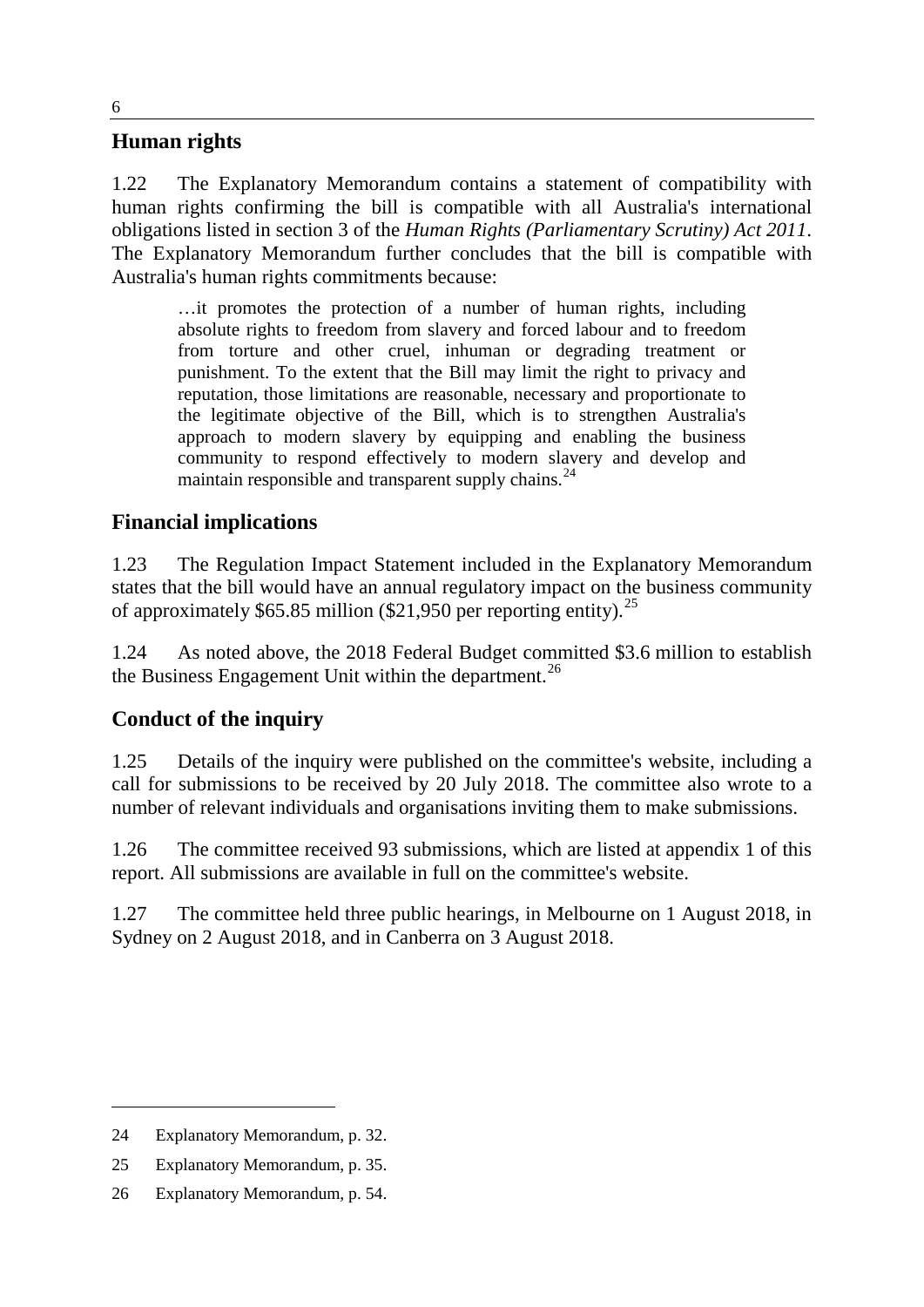## Human rights

1.22 The Explanatory Memorandum contains a statement of compatibility with human rights confirming the bill is compatible with all Australia's international obligations listed in section 3 of the *Human Rights (Parliamentary Scrutiny) Act 2011*. The Explanatory Memorandum further concludes that the bill is compatible with Australia's human rights commitments because:

> …it promotes the protection of a number of human rights, including absolute rights to freedom from slavery and forced labour and to freedom from torture and other cruel, inhuman or degrading treatment or punishment. To the extent that the Bill may limit the right to privacy and reputation, those limitations are reasonable, necessary and proportionate to the legitimate objective of the Bill, which is to strengthen Australia's approach to modern slavery by equipping and enabling the business community to respond effectively to modern slavery and develop and maintain responsible and transparent supply chains.[24]

## Financial implications

1.23 The Regulation Impact Statement included in the Explanatory Memorandum states that the bill would have an annual regulatory impact on the business community of approximately $65.85 million ($21,950 per reporting entity).[25]

1.24 As noted above, the 2018 Federal Budget committed $3.6 million to establish the Business Engagement Unit within the department.[26]

## Conduct of the inquiry

1.25 Details of the inquiry were published on the committee's website, including a call for submissions to be received by 20 July 2018. The committee also wrote to a number of relevant individuals and organisations inviting them to make submissions.

1.26 The committee received 93 submissions, which are listed at appendix 1 of this report. All submissions are available in full on the committee's website.

1.27 The committee held three public hearings, in Melbourne on 1 August 2018, in Sydney on 2 August 2018, and in Canberra on 3 August 2018.

---

24 Explanatory Memorandum, p. 32.

25 Explanatory Memorandum, p. 35.

26 Explanatory Memorandum, p. 54.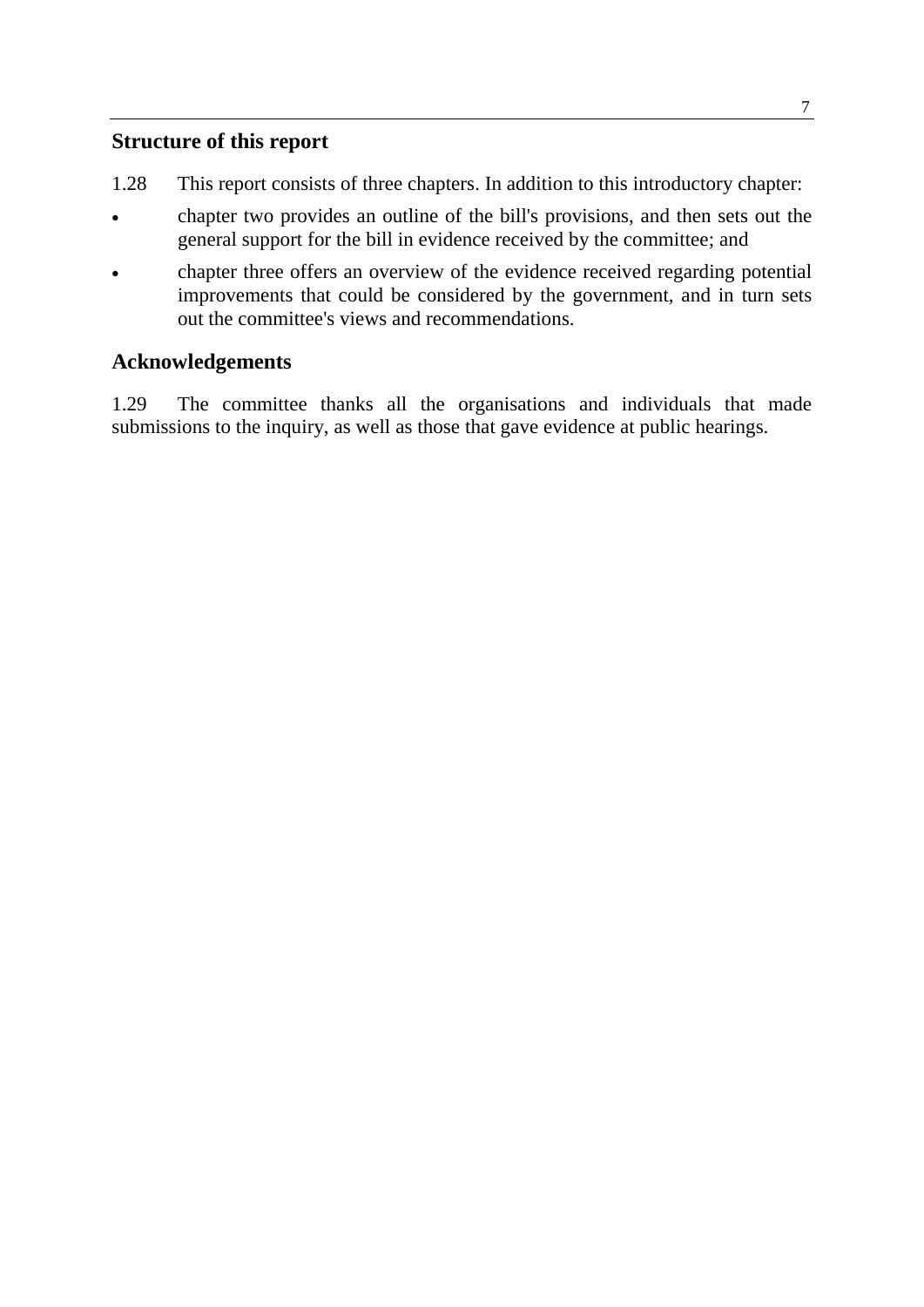## Structure of this report

1.28 This report consists of three chapters. In addition to this introductory chapter:

- chapter two provides an outline of the bill's provisions, and then sets out the general support for the bill in evidence received by the committee; and
- chapter three offers an overview of the evidence received regarding potential improvements that could be considered by the government, and in turn sets out the committee's views and recommendations.

## Acknowledgements

1.29 The committee thanks all the organisations and individuals that made submissions to the inquiry, as well as those that gave evidence at public hearings.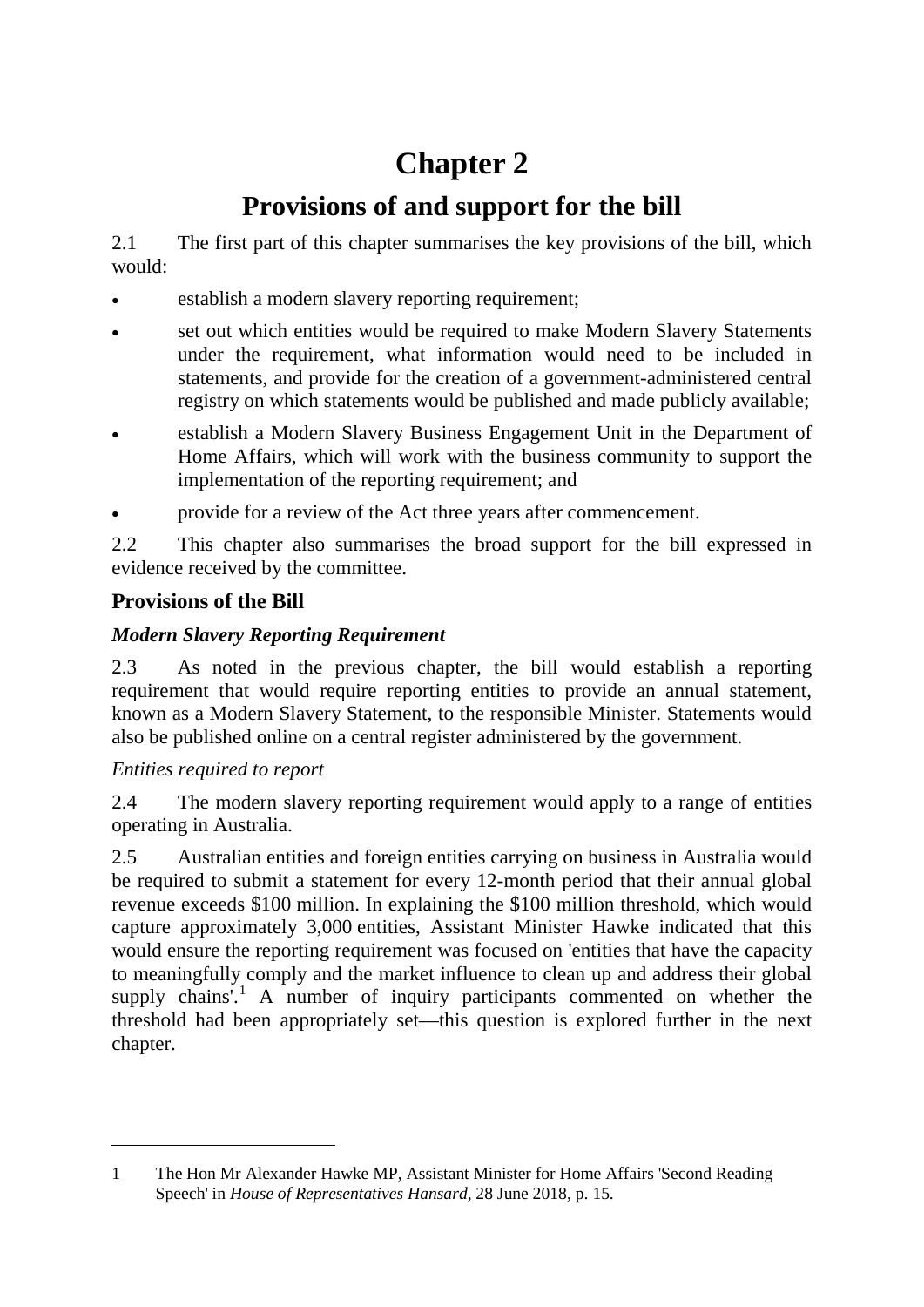# Chapter 2

# Provisions of and support for the bill

2.1 The first part of this chapter summarises the key provisions of the bill, which would:

- establish a modern slavery reporting requirement;
- set out which entities would be required to make Modern Slavery Statements under the requirement, what information would need to be included in statements, and provide for the creation of a government-administered central registry on which statements would be published and made publicly available;
- establish a Modern Slavery Business Engagement Unit in the Department of Home Affairs, which will work with the business community to support the implementation of the reporting requirement; and
- provide for a review of the Act three years after commencement.

2.2 This chapter also summarises the broad support for the bill expressed in evidence received by the committee.

## Provisions of the Bill

### *Modern Slavery Reporting Requirement*

2.3 As noted in the previous chapter, the bill would establish a reporting requirement that would require reporting entities to provide an annual statement, known as a Modern Slavery Statement, to the responsible Minister. Statements would also be published online on a central register administered by the government.

#### *Entities required to report*

2.4 The modern slavery reporting requirement would apply to a range of entities operating in Australia.

2.5 Australian entities and foreign entities carrying on business in Australia would be required to submit a statement for every 12-month period that their annual global revenue exceeds \$100 million. In explaining the \$100 million threshold, which would capture approximately 3,000 entities, Assistant Minister Hawke indicated that this would ensure the reporting requirement was focused on 'entities that have the capacity to meaningfully comply and the market influence to clean up and address their global supply chains'.[1] A number of inquiry participants commented on whether the threshold had been appropriately set—this question is explored further in the next chapter.

---

1 The Hon Mr Alexander Hawke MP, Assistant Minister for Home Affairs 'Second Reading Speech' in *House of Representatives Hansard*, 28 June 2018, p. 15.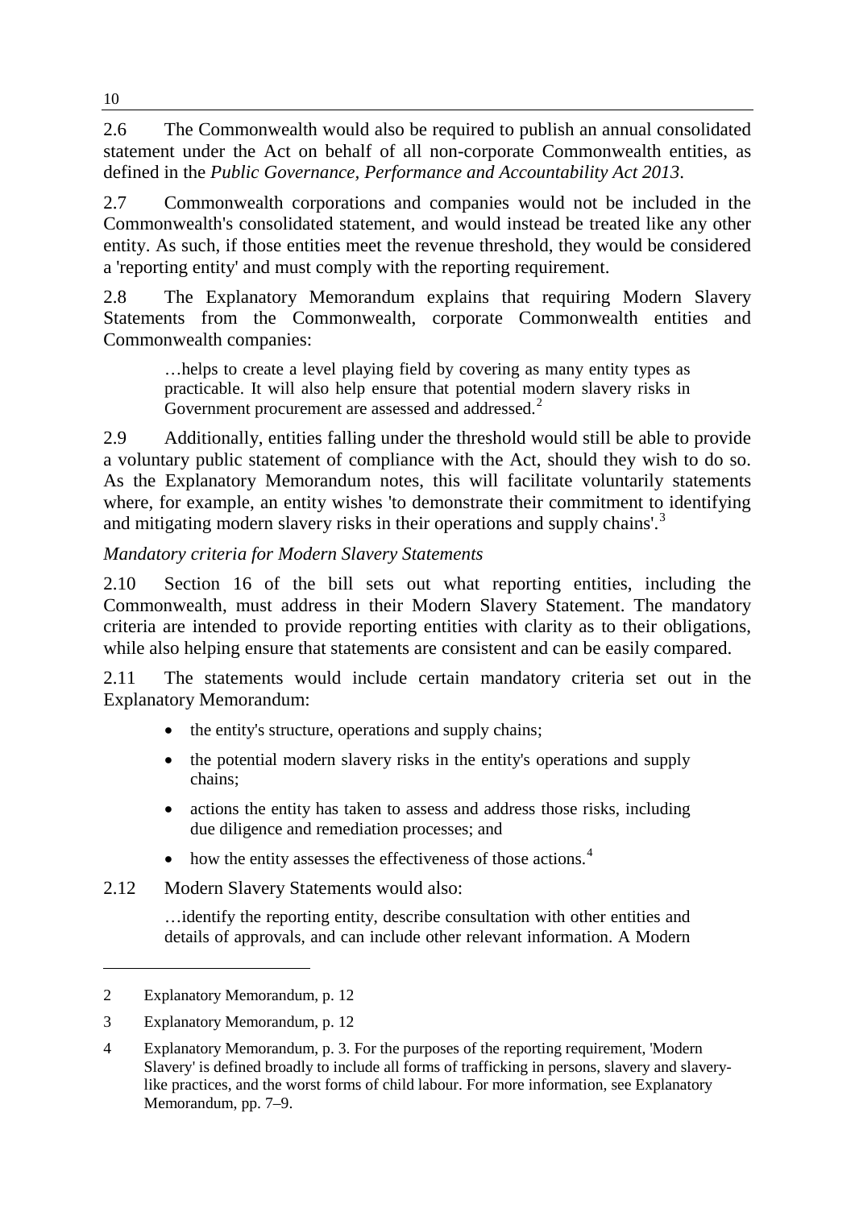2.6 The Commonwealth would also be required to publish an annual consolidated statement under the Act on behalf of all non-corporate Commonwealth entities, as defined in the *Public Governance, Performance and Accountability Act 2013*.

2.7 Commonwealth corporations and companies would not be included in the Commonwealth's consolidated statement, and would instead be treated like any other entity. As such, if those entities meet the revenue threshold, they would be considered a 'reporting entity' and must comply with the reporting requirement.

2.8 The Explanatory Memorandum explains that requiring Modern Slavery Statements from the Commonwealth, corporate Commonwealth entities and Commonwealth companies:

> …helps to create a level playing field by covering as many entity types as practicable. It will also help ensure that potential modern slavery risks in Government procurement are assessed and addressed.[2]

2.9 Additionally, entities falling under the threshold would still be able to provide a voluntary public statement of compliance with the Act, should they wish to do so. As the Explanatory Memorandum notes, this will facilitate voluntarily statements where, for example, an entity wishes 'to demonstrate their commitment to identifying and mitigating modern slavery risks in their operations and supply chains'.[3]

*Mandatory criteria for Modern Slavery Statements*

2.10 Section 16 of the bill sets out what reporting entities, including the Commonwealth, must address in their Modern Slavery Statement. The mandatory criteria are intended to provide reporting entities with clarity as to their obligations, while also helping ensure that statements are consistent and can be easily compared.

2.11 The statements would include certain mandatory criteria set out in the Explanatory Memorandum:

- the entity's structure, operations and supply chains;
- the potential modern slavery risks in the entity's operations and supply chains;
- actions the entity has taken to assess and address those risks, including due diligence and remediation processes; and
- how the entity assesses the effectiveness of those actions.[4]

2.12 Modern Slavery Statements would also:

> …identify the reporting entity, describe consultation with other entities and details of approvals, and can include other relevant information. A Modern

---

2 Explanatory Memorandum, p. 12

3 Explanatory Memorandum, p. 12

4 Explanatory Memorandum, p. 3. For the purposes of the reporting requirement, 'Modern Slavery' is defined broadly to include all forms of trafficking in persons, slavery and slavery-like practices, and the worst forms of child labour. For more information, see Explanatory Memorandum, pp. 7–9.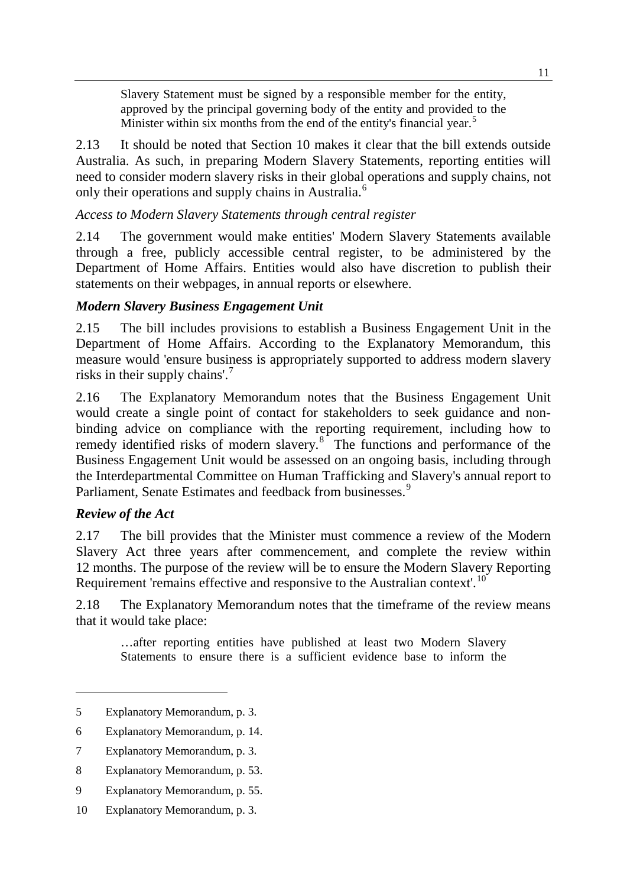> Slavery Statement must be signed by a responsible member for the entity, approved by the principal governing body of the entity and provided to the Minister within six months from the end of the entity's financial year.[5]

2.13 It should be noted that Section 10 makes it clear that the bill extends outside Australia. As such, in preparing Modern Slavery Statements, reporting entities will need to consider modern slavery risks in their global operations and supply chains, not only their operations and supply chains in Australia.[6]

*Access to Modern Slavery Statements through central register*

2.14 The government would make entities' Modern Slavery Statements available through a free, publicly accessible central register, to be administered by the Department of Home Affairs. Entities would also have discretion to publish their statements on their webpages, in annual reports or elsewhere.

### *Modern Slavery Business Engagement Unit*

2.15 The bill includes provisions to establish a Business Engagement Unit in the Department of Home Affairs. According to the Explanatory Memorandum, this measure would 'ensure business is appropriately supported to address modern slavery risks in their supply chains'.[7]

2.16 The Explanatory Memorandum notes that the Business Engagement Unit would create a single point of contact for stakeholders to seek guidance and non-binding advice on compliance with the reporting requirement, including how to remedy identified risks of modern slavery.[8] The functions and performance of the Business Engagement Unit would be assessed on an ongoing basis, including through the Interdepartmental Committee on Human Trafficking and Slavery's annual report to Parliament, Senate Estimates and feedback from businesses.[9]

### *Review of the Act*

2.17 The bill provides that the Minister must commence a review of the Modern Slavery Act three years after commencement, and complete the review within 12 months. The purpose of the review will be to ensure the Modern Slavery Reporting Requirement 'remains effective and responsive to the Australian context'.[10]

2.18 The Explanatory Memorandum notes that the timeframe of the review means that it would take place:

> …after reporting entities have published at least two Modern Slavery Statements to ensure there is a sufficient evidence base to inform the

---

5 Explanatory Memorandum, p. 3.

6 Explanatory Memorandum, p. 14.

7 Explanatory Memorandum, p. 3.

8 Explanatory Memorandum, p. 53.

9 Explanatory Memorandum, p. 55.

10 Explanatory Memorandum, p. 3.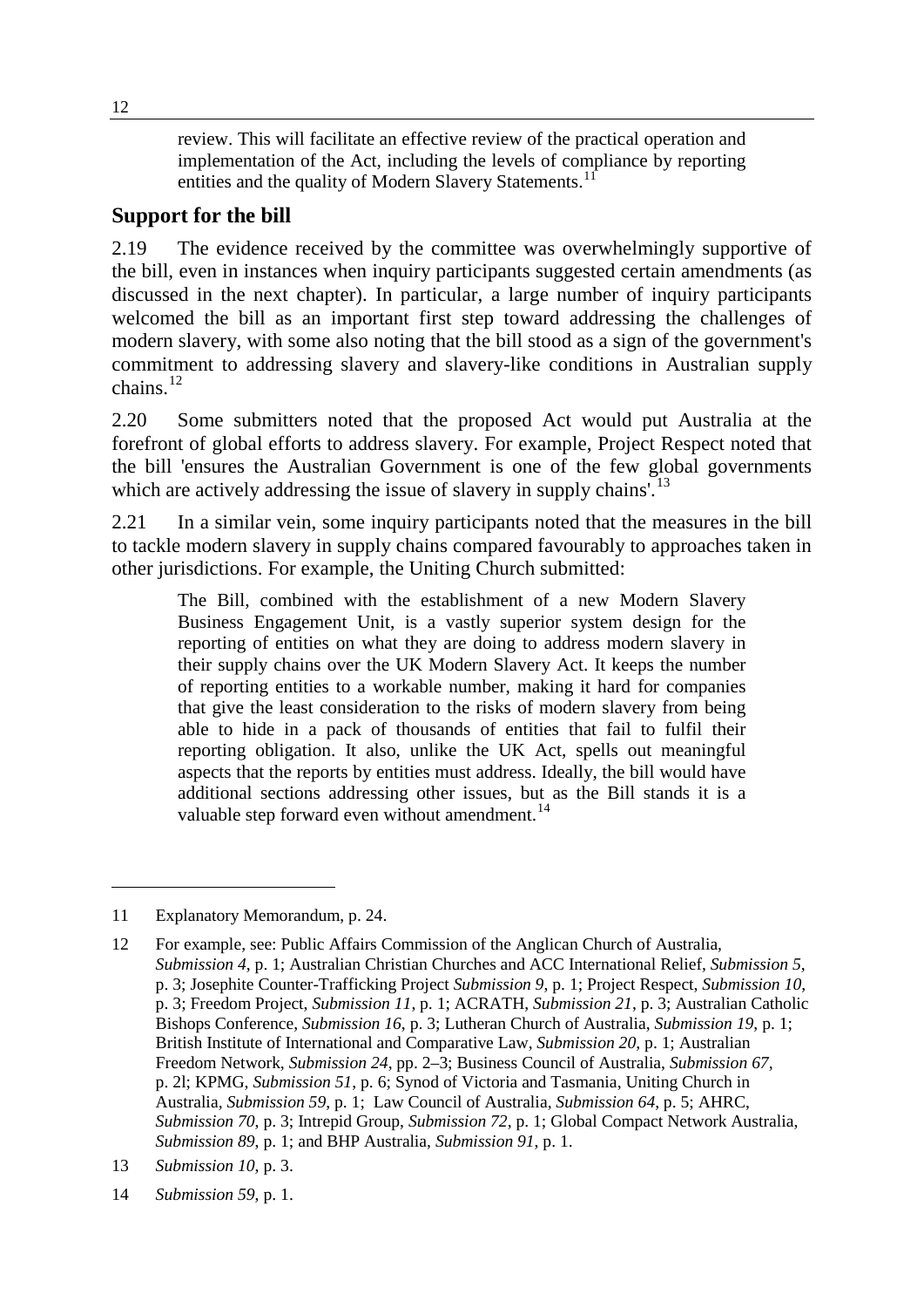review. This will facilitate an effective review of the practical operation and implementation of the Act, including the levels of compliance by reporting entities and the quality of Modern Slavery Statements.[11]

## Support for the bill

2.19 The evidence received by the committee was overwhelmingly supportive of the bill, even in instances when inquiry participants suggested certain amendments (as discussed in the next chapter). In particular, a large number of inquiry participants welcomed the bill as an important first step toward addressing the challenges of modern slavery, with some also noting that the bill stood as a sign of the government's commitment to addressing slavery and slavery-like conditions in Australian supply chains.[12]

2.20 Some submitters noted that the proposed Act would put Australia at the forefront of global efforts to address slavery. For example, Project Respect noted that the bill 'ensures the Australian Government is one of the few global governments which are actively addressing the issue of slavery in supply chains'.[13]

2.21 In a similar vein, some inquiry participants noted that the measures in the bill to tackle modern slavery in supply chains compared favourably to approaches taken in other jurisdictions. For example, the Uniting Church submitted:

> The Bill, combined with the establishment of a new Modern Slavery Business Engagement Unit, is a vastly superior system design for the reporting of entities on what they are doing to address modern slavery in their supply chains over the UK Modern Slavery Act. It keeps the number of reporting entities to a workable number, making it hard for companies that give the least consideration to the risks of modern slavery from being able to hide in a pack of thousands of entities that fail to fulfil their reporting obligation. It also, unlike the UK Act, spells out meaningful aspects that the reports by entities must address. Ideally, the bill would have additional sections addressing other issues, but as the Bill stands it is a valuable step forward even without amendment.[14]

---

11 Explanatory Memorandum, p. 24.

12 For example, see: Public Affairs Commission of the Anglican Church of Australia, *Submission 4*, p. 1; Australian Christian Churches and ACC International Relief, *Submission 5*, p. 3; Josephite Counter-Trafficking Project *Submission 9*, p. 1; Project Respect, *Submission 10*, p. 3; Freedom Project, *Submission 11*, p. 1; ACRATH, *Submission 21*, p. 3; Australian Catholic Bishops Conference, *Submission 16*, p. 3; Lutheran Church of Australia, *Submission 19*, p. 1; British Institute of International and Comparative Law, *Submission 20*, p. 1; Australian Freedom Network, *Submission 24*, pp. 2–3; Business Council of Australia, *Submission 67*, p. 2l; KPMG, *Submission 51*, p. 6; Synod of Victoria and Tasmania, Uniting Church in Australia, *Submission 59*, p. 1; Law Council of Australia, *Submission 64*, p. 5; AHRC, *Submission 70*, p. 3; Intrepid Group, *Submission 72*, p. 1; Global Compact Network Australia, *Submission 89*, p. 1; and BHP Australia, *Submission 91*, p. 1.

13 *Submission 10*, p. 3.

14 *Submission 59*, p. 1.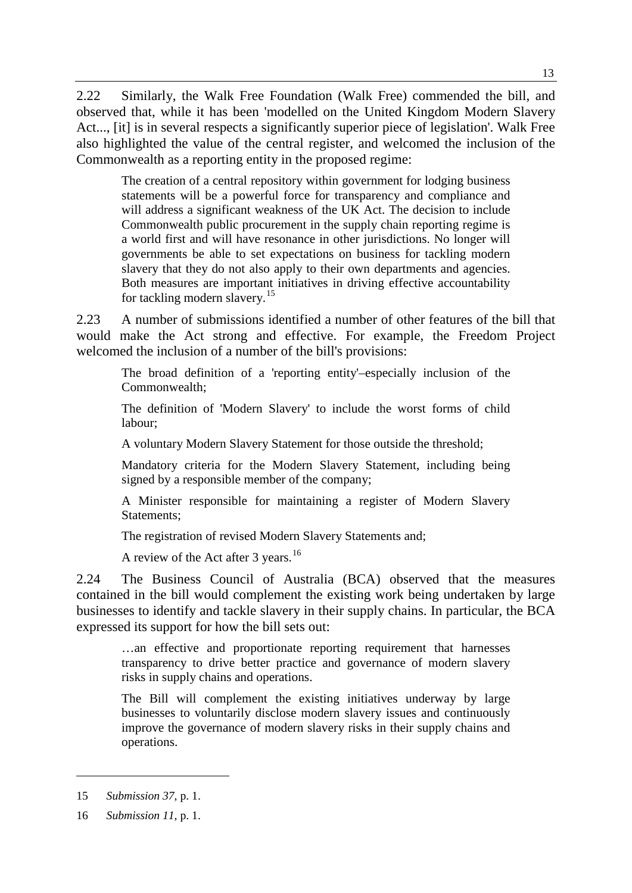2.22 Similarly, the Walk Free Foundation (Walk Free) commended the bill, and observed that, while it has been 'modelled on the United Kingdom Modern Slavery Act..., [it] is in several respects a significantly superior piece of legislation'. Walk Free also highlighted the value of the central register, and welcomed the inclusion of the Commonwealth as a reporting entity in the proposed regime:

> The creation of a central repository within government for lodging business statements will be a powerful force for transparency and compliance and will address a significant weakness of the UK Act. The decision to include Commonwealth public procurement in the supply chain reporting regime is a world first and will have resonance in other jurisdictions. No longer will governments be able to set expectations on business for tackling modern slavery that they do not also apply to their own departments and agencies. Both measures are important initiatives in driving effective accountability for tackling modern slavery.[15]

2.23 A number of submissions identified a number of other features of the bill that would make the Act strong and effective. For example, the Freedom Project welcomed the inclusion of a number of the bill's provisions:

> The broad definition of a 'reporting entity'–especially inclusion of the Commonwealth;
>
> The definition of 'Modern Slavery' to include the worst forms of child labour;
>
> A voluntary Modern Slavery Statement for those outside the threshold;
>
> Mandatory criteria for the Modern Slavery Statement, including being signed by a responsible member of the company;
>
> A Minister responsible for maintaining a register of Modern Slavery Statements;
>
> The registration of revised Modern Slavery Statements and;
>
> A review of the Act after 3 years.[16]

2.24 The Business Council of Australia (BCA) observed that the measures contained in the bill would complement the existing work being undertaken by large businesses to identify and tackle slavery in their supply chains. In particular, the BCA expressed its support for how the bill sets out:

> …an effective and proportionate reporting requirement that harnesses transparency to drive better practice and governance of modern slavery risks in supply chains and operations.
>
> The Bill will complement the existing initiatives underway by large businesses to voluntarily disclose modern slavery issues and continuously improve the governance of modern slavery risks in their supply chains and operations.

---

15 *Submission 37*, p. 1.

16 *Submission 11*, p. 1.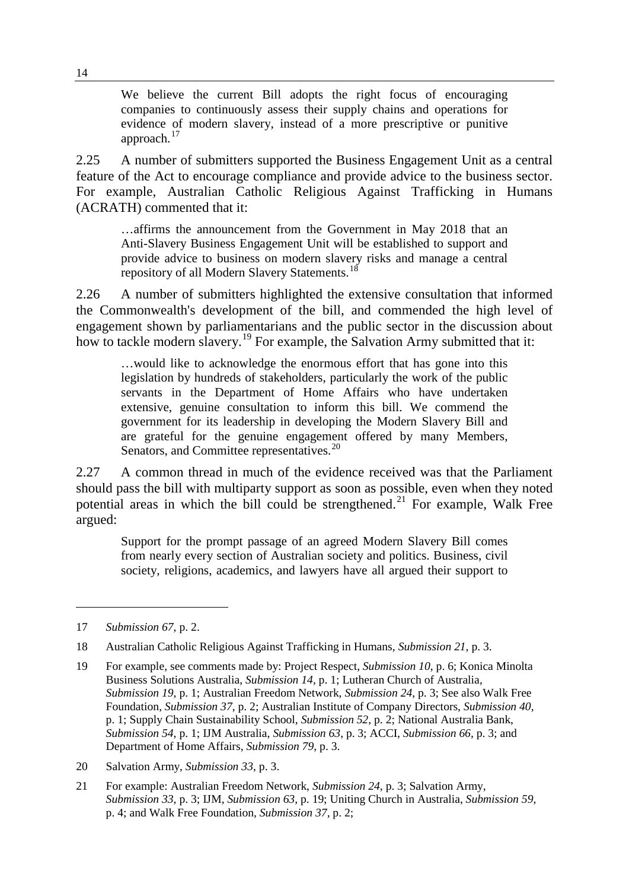> We believe the current Bill adopts the right focus of encouraging companies to continuously assess their supply chains and operations for evidence of modern slavery, instead of a more prescriptive or punitive approach.[17]

2.25 A number of submitters supported the Business Engagement Unit as a central feature of the Act to encourage compliance and provide advice to the business sector. For example, Australian Catholic Religious Against Trafficking in Humans (ACRATH) commented that it:

> …affirms the announcement from the Government in May 2018 that an Anti-Slavery Business Engagement Unit will be established to support and provide advice to business on modern slavery risks and manage a central repository of all Modern Slavery Statements.[18]

2.26 A number of submitters highlighted the extensive consultation that informed the Commonwealth's development of the bill, and commended the high level of engagement shown by parliamentarians and the public sector in the discussion about how to tackle modern slavery.[19] For example, the Salvation Army submitted that it:

> …would like to acknowledge the enormous effort that has gone into this legislation by hundreds of stakeholders, particularly the work of the public servants in the Department of Home Affairs who have undertaken extensive, genuine consultation to inform this bill. We commend the government for its leadership in developing the Modern Slavery Bill and are grateful for the genuine engagement offered by many Members, Senators, and Committee representatives.[20]

2.27 A common thread in much of the evidence received was that the Parliament should pass the bill with multiparty support as soon as possible, even when they noted potential areas in which the bill could be strengthened.[21] For example, Walk Free argued:

> Support for the prompt passage of an agreed Modern Slavery Bill comes from nearly every section of Australian society and politics. Business, civil society, religions, academics, and lawyers have all argued their support to

---

17 *Submission 67*, p. 2.

18 Australian Catholic Religious Against Trafficking in Humans, *Submission 21*, p. 3.

19 For example, see comments made by: Project Respect, *Submission 10*, p. 6; Konica Minolta Business Solutions Australia, *Submission 14*, p. 1; Lutheran Church of Australia, *Submission 19*, p. 1; Australian Freedom Network, *Submission 24*, p. 3; See also Walk Free Foundation, *Submission 37*, p. 2; Australian Institute of Company Directors, *Submission 40*, p. 1; Supply Chain Sustainability School, *Submission 52*, p. 2; National Australia Bank, *Submission 54*, p. 1; IJM Australia, *Submission 63*, p. 3; ACCI, *Submission 66*, p. 3; and Department of Home Affairs, *Submission 79*, p. 3.

20 Salvation Army, *Submission 33*, p. 3.

21 For example: Australian Freedom Network, *Submission 24*, p. 3; Salvation Army, *Submission 33*, p. 3; IJM, *Submission 63*, p. 19; Uniting Church in Australia, *Submission 59*, p. 4; and Walk Free Foundation, *Submission 37*, p. 2;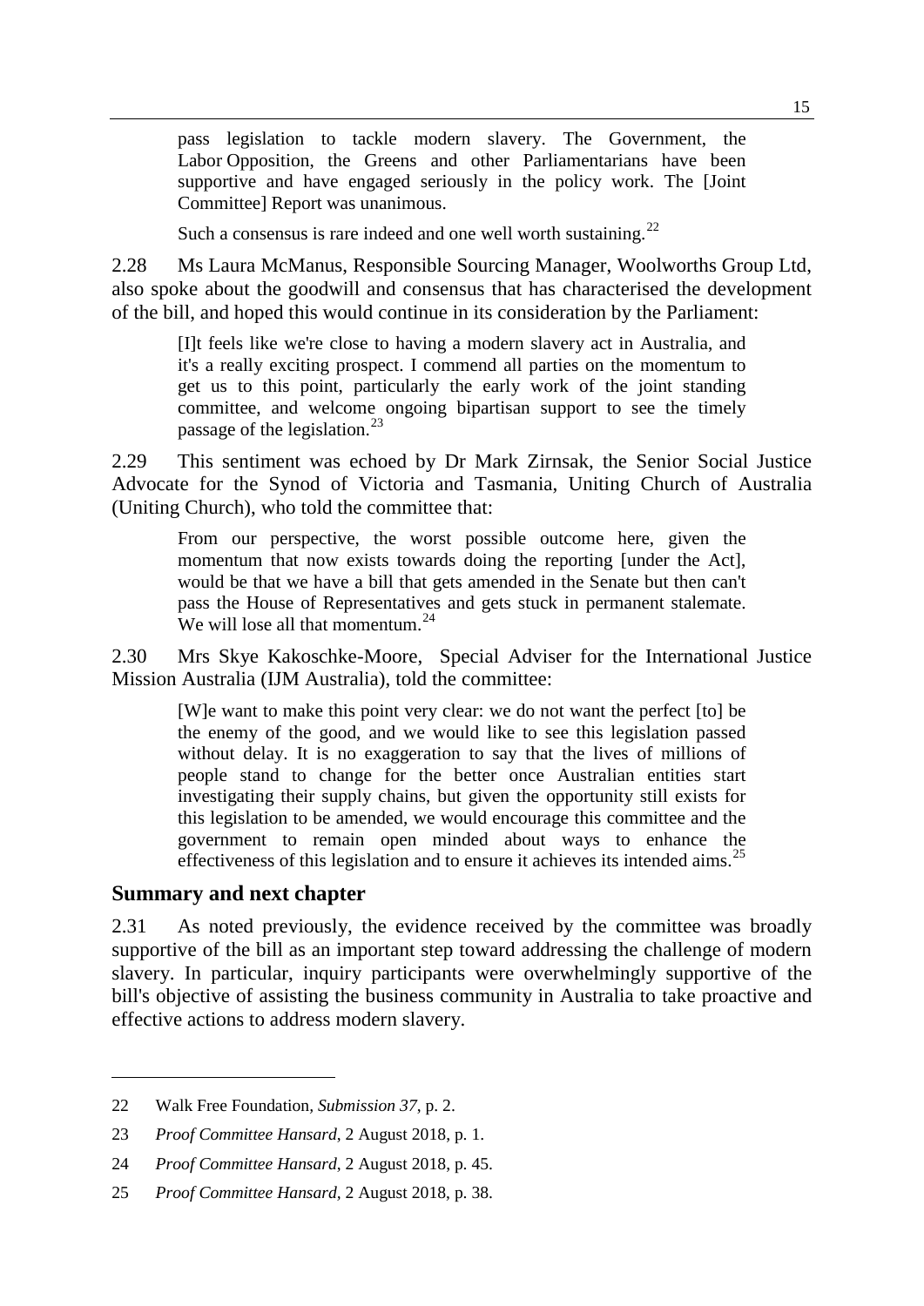> pass legislation to tackle modern slavery. The Government, the Labor Opposition, the Greens and other Parliamentarians have been supportive and have engaged seriously in the policy work. The [Joint Committee] Report was unanimous.
>
> Such a consensus is rare indeed and one well worth sustaining.[22]

2.28 Ms Laura McManus, Responsible Sourcing Manager, Woolworths Group Ltd, also spoke about the goodwill and consensus that has characterised the development of the bill, and hoped this would continue in its consideration by the Parliament:

> [I]t feels like we're close to having a modern slavery act in Australia, and it's a really exciting prospect. I commend all parties on the momentum to get us to this point, particularly the early work of the joint standing committee, and welcome ongoing bipartisan support to see the timely passage of the legislation.[23]

2.29 This sentiment was echoed by Dr Mark Zirnsak, the Senior Social Justice Advocate for the Synod of Victoria and Tasmania, Uniting Church of Australia (Uniting Church), who told the committee that:

> From our perspective, the worst possible outcome here, given the momentum that now exists towards doing the reporting [under the Act], would be that we have a bill that gets amended in the Senate but then can't pass the House of Representatives and gets stuck in permanent stalemate. We will lose all that momentum.[24]

2.30 Mrs Skye Kakoschke-Moore, Special Adviser for the International Justice Mission Australia (IJM Australia), told the committee:

> [W]e want to make this point very clear: we do not want the perfect [to] be the enemy of the good, and we would like to see this legislation passed without delay. It is no exaggeration to say that the lives of millions of people stand to change for the better once Australian entities start investigating their supply chains, but given the opportunity still exists for this legislation to be amended, we would encourage this committee and the government to remain open minded about ways to enhance the effectiveness of this legislation and to ensure it achieves its intended aims.[25]

## Summary and next chapter

2.31 As noted previously, the evidence received by the committee was broadly supportive of the bill as an important step toward addressing the challenge of modern slavery. In particular, inquiry participants were overwhelmingly supportive of the bill's objective of assisting the business community in Australia to take proactive and effective actions to address modern slavery.

---

22 Walk Free Foundation, *Submission 37*, p. 2.

23 *Proof Committee Hansard*, 2 August 2018, p. 1.

24 *Proof Committee Hansard*, 2 August 2018, p. 45.

25 *Proof Committee Hansard*, 2 August 2018, p. 38.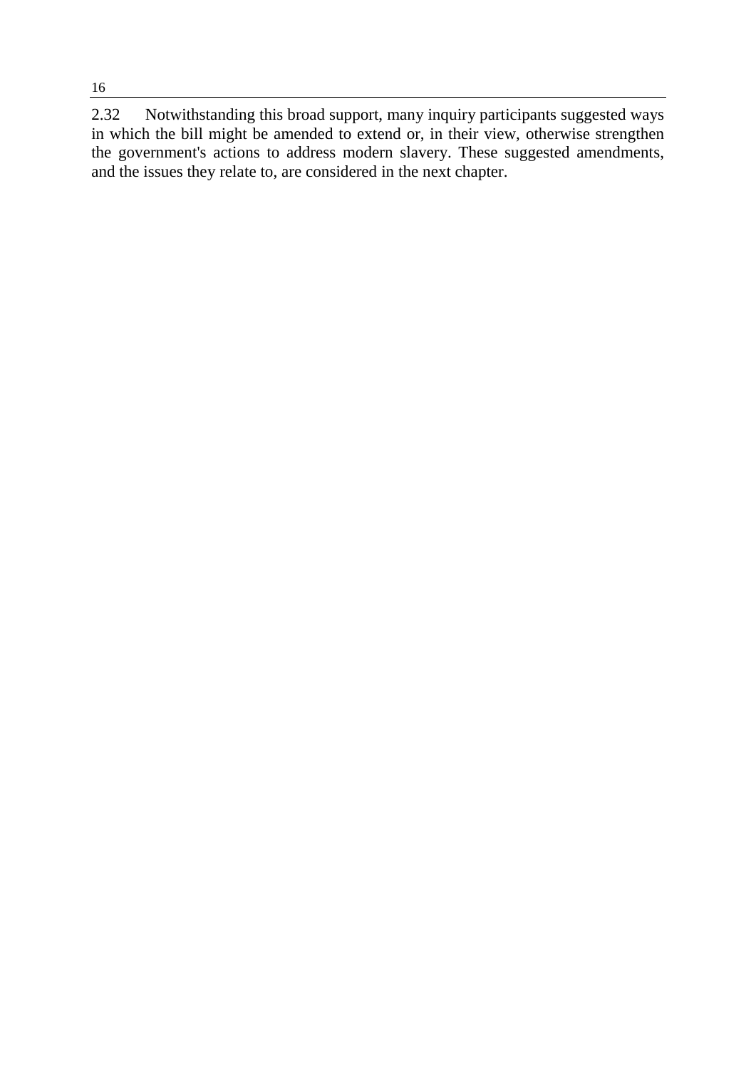2.32 Notwithstanding this broad support, many inquiry participants suggested ways in which the bill might be amended to extend or, in their view, otherwise strengthen the government's actions to address modern slavery. These suggested amendments, and the issues they relate to, are considered in the next chapter.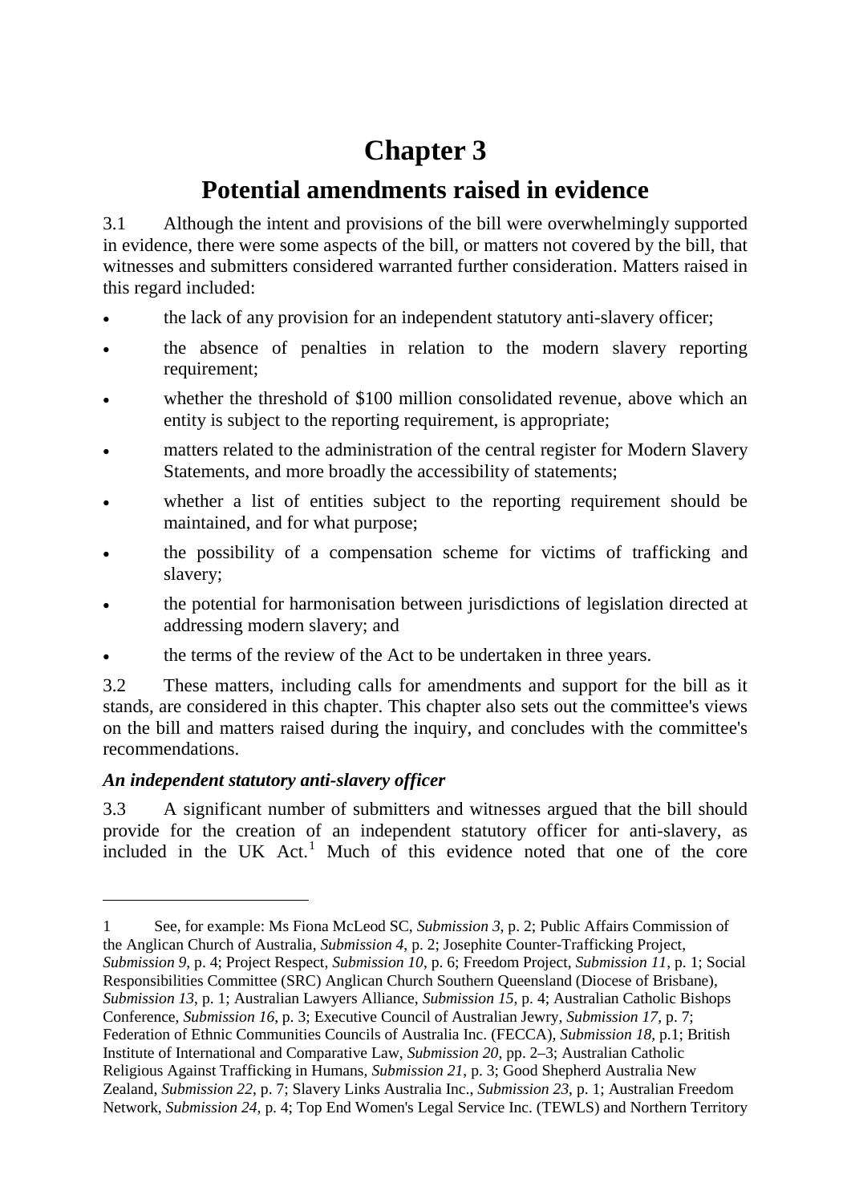# Chapter 3

## Potential amendments raised in evidence

3.1 Although the intent and provisions of the bill were overwhelmingly supported in evidence, there were some aspects of the bill, or matters not covered by the bill, that witnesses and submitters considered warranted further consideration. Matters raised in this regard included:

- the lack of any provision for an independent statutory anti-slavery officer;
- the absence of penalties in relation to the modern slavery reporting requirement;
- whether the threshold of $100 million consolidated revenue, above which an entity is subject to the reporting requirement, is appropriate;
- matters related to the administration of the central register for Modern Slavery Statements, and more broadly the accessibility of statements;
- whether a list of entities subject to the reporting requirement should be maintained, and for what purpose;
- the possibility of a compensation scheme for victims of trafficking and slavery;
- the potential for harmonisation between jurisdictions of legislation directed at addressing modern slavery; and
- the terms of the review of the Act to be undertaken in three years.

3.2 These matters, including calls for amendments and support for the bill as it stands, are considered in this chapter. This chapter also sets out the committee's views on the bill and matters raised during the inquiry, and concludes with the committee's recommendations.

### *An independent statutory anti-slavery officer*

3.3 A significant number of submitters and witnesses argued that the bill should provide for the creation of an independent statutory officer for anti-slavery, as included in the UK Act.[1] Much of this evidence noted that one of the core

---

1 See, for example: Ms Fiona McLeod SC, *Submission 3*, p. 2; Public Affairs Commission of the Anglican Church of Australia, *Submission 4*, p. 2; Josephite Counter-Trafficking Project, *Submission 9*, p. 4; Project Respect, *Submission 10*, p. 6; Freedom Project, *Submission 11*, p. 1; Social Responsibilities Committee (SRC) Anglican Church Southern Queensland (Diocese of Brisbane), *Submission 13*, p. 1; Australian Lawyers Alliance, *Submission 15*, p. 4; Australian Catholic Bishops Conference, *Submission 16*, p. 3; Executive Council of Australian Jewry, *Submission 17*, p. 7; Federation of Ethnic Communities Councils of Australia Inc. (FECCA), *Submission 18*, p.1; British Institute of International and Comparative Law, *Submission 20*, pp. 2–3; Australian Catholic Religious Against Trafficking in Humans, *Submission 21*, p. 3; Good Shepherd Australia New Zealand, *Submission 22*, p. 7; Slavery Links Australia Inc., *Submission 23*, p. 1; Australian Freedom Network, *Submission 24*, p. 4; Top End Women's Legal Service Inc. (TEWLS) and Northern Territory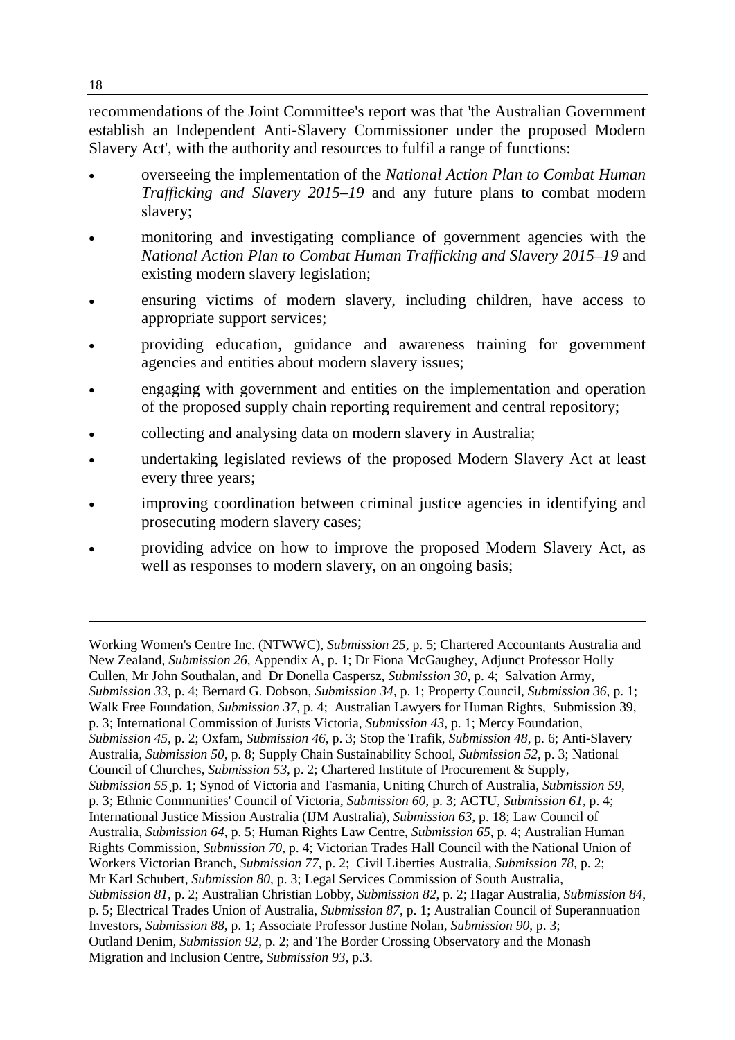recommendations of the Joint Committee's report was that 'the Australian Government establish an Independent Anti-Slavery Commissioner under the proposed Modern Slavery Act', with the authority and resources to fulfil a range of functions:

- overseeing the implementation of the *National Action Plan to Combat Human Trafficking and Slavery 2015–19* and any future plans to combat modern slavery;
- monitoring and investigating compliance of government agencies with the *National Action Plan to Combat Human Trafficking and Slavery 2015–19* and existing modern slavery legislation;
- ensuring victims of modern slavery, including children, have access to appropriate support services;
- providing education, guidance and awareness training for government agencies and entities about modern slavery issues;
- engaging with government and entities on the implementation and operation of the proposed supply chain reporting requirement and central repository;
- collecting and analysing data on modern slavery in Australia;
- undertaking legislated reviews of the proposed Modern Slavery Act at least every three years;
- improving coordination between criminal justice agencies in identifying and prosecuting modern slavery cases;
- providing advice on how to improve the proposed Modern Slavery Act, as well as responses to modern slavery, on an ongoing basis;

---

Working Women's Centre Inc. (NTWWC), *Submission 25*, p. 5; Chartered Accountants Australia and New Zealand, *Submission 26*, Appendix A, p. 1; Dr Fiona McGaughey, Adjunct Professor Holly Cullen, Mr John Southalan, and Dr Donella Caspersz, *Submission 30*, p. 4; Salvation Army, *Submission 33*, p. 4; Bernard G. Dobson, *Submission 34*, p. 1; Property Council, *Submission 36*, p. 1; Walk Free Foundation, *Submission 37*, p. 4; Australian Lawyers for Human Rights, Submission 39, p. 3; International Commission of Jurists Victoria, *Submission 43*, p. 1; Mercy Foundation, *Submission 45*, p. 2; Oxfam, *Submission 46*, p. 3; Stop the Trafik, *Submission 48*, p. 6; Anti-Slavery Australia, *Submission 50*, p. 8; Supply Chain Sustainability School, *Submission 52*, p. 3; National Council of Churches, *Submission 53*, p. 2; Chartered Institute of Procurement & Supply, *Submission 55*¸p. 1; Synod of Victoria and Tasmania, Uniting Church of Australia, *Submission 59*, p. 3; Ethnic Communities' Council of Victoria, *Submission 60*, p. 3; ACTU, *Submission 61*, p. 4; International Justice Mission Australia (IJM Australia), *Submission 63*, p. 18; Law Council of Australia, *Submission 64*, p. 5; Human Rights Law Centre, *Submission 65*, p. 4; Australian Human Rights Commission, *Submission 70*, p. 4; Victorian Trades Hall Council with the National Union of Workers Victorian Branch, *Submission 77*, p. 2; Civil Liberties Australia, *Submission 78*, p. 2; Mr Karl Schubert, *Submission 80*, p. 3; Legal Services Commission of South Australia, *Submission 81*, p. 2; Australian Christian Lobby, *Submission 82*, p. 2; Hagar Australia, *Submission 84*, p. 5; Electrical Trades Union of Australia, *Submission 87*, p. 1; Australian Council of Superannuation Investors, *Submission 88*, p. 1; Associate Professor Justine Nolan, *Submission 90*, p. 3; Outland Denim, *Submission 92*, p. 2; and The Border Crossing Observatory and the Monash Migration and Inclusion Centre, *Submission 93*, p.3.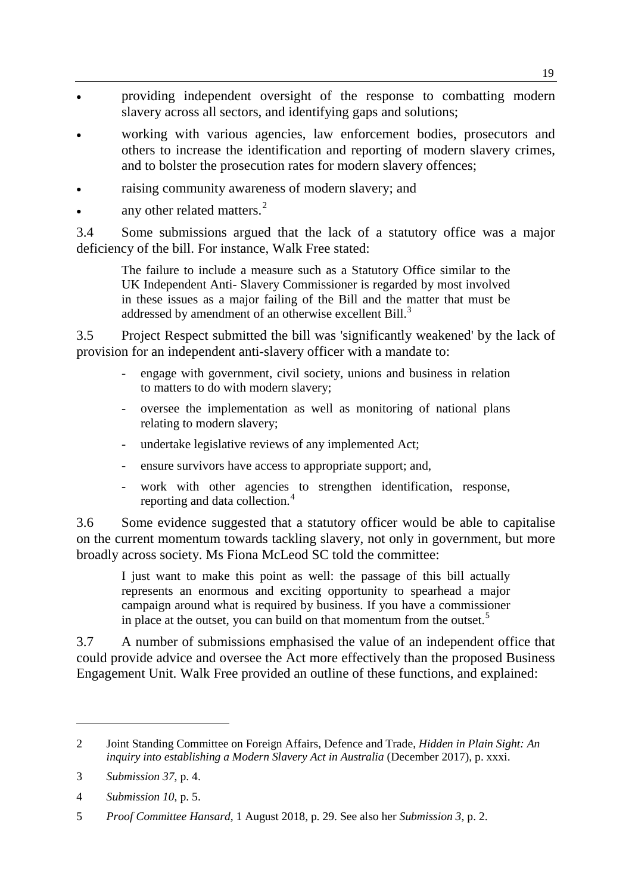- providing independent oversight of the response to combatting modern slavery across all sectors, and identifying gaps and solutions;
- working with various agencies, law enforcement bodies, prosecutors and others to increase the identification and reporting of modern slavery crimes, and to bolster the prosecution rates for modern slavery offences;
- raising community awareness of modern slavery; and
- any other related matters.[2]

3.4 Some submissions argued that the lack of a statutory office was a major deficiency of the bill. For instance, Walk Free stated:

> The failure to include a measure such as a Statutory Office similar to the UK Independent Anti- Slavery Commissioner is regarded by most involved in these issues as a major failing of the Bill and the matter that must be addressed by amendment of an otherwise excellent Bill.[3]

3.5 Project Respect submitted the bill was 'significantly weakened' by the lack of provision for an independent anti-slavery officer with a mandate to:

> - engage with government, civil society, unions and business in relation to matters to do with modern slavery;
> - oversee the implementation as well as monitoring of national plans relating to modern slavery;
> - undertake legislative reviews of any implemented Act;
> - ensure survivors have access to appropriate support; and,
> - work with other agencies to strengthen identification, response, reporting and data collection.[4]

3.6 Some evidence suggested that a statutory officer would be able to capitalise on the current momentum towards tackling slavery, not only in government, but more broadly across society. Ms Fiona McLeod SC told the committee:

> I just want to make this point as well: the passage of this bill actually represents an enormous and exciting opportunity to spearhead a major campaign around what is required by business. If you have a commissioner in place at the outset, you can build on that momentum from the outset.[5]

3.7 A number of submissions emphasised the value of an independent office that could provide advice and oversee the Act more effectively than the proposed Business Engagement Unit. Walk Free provided an outline of these functions, and explained:

---

2 Joint Standing Committee on Foreign Affairs, Defence and Trade, *Hidden in Plain Sight: An inquiry into establishing a Modern Slavery Act in Australia* (December 2017), p. xxxi.

3 *Submission 37*, p. 4.

4 *Submission 10*, p. 5.

5 *Proof Committee Hansard*, 1 August 2018, p. 29. See also her *Submission 3*, p. 2.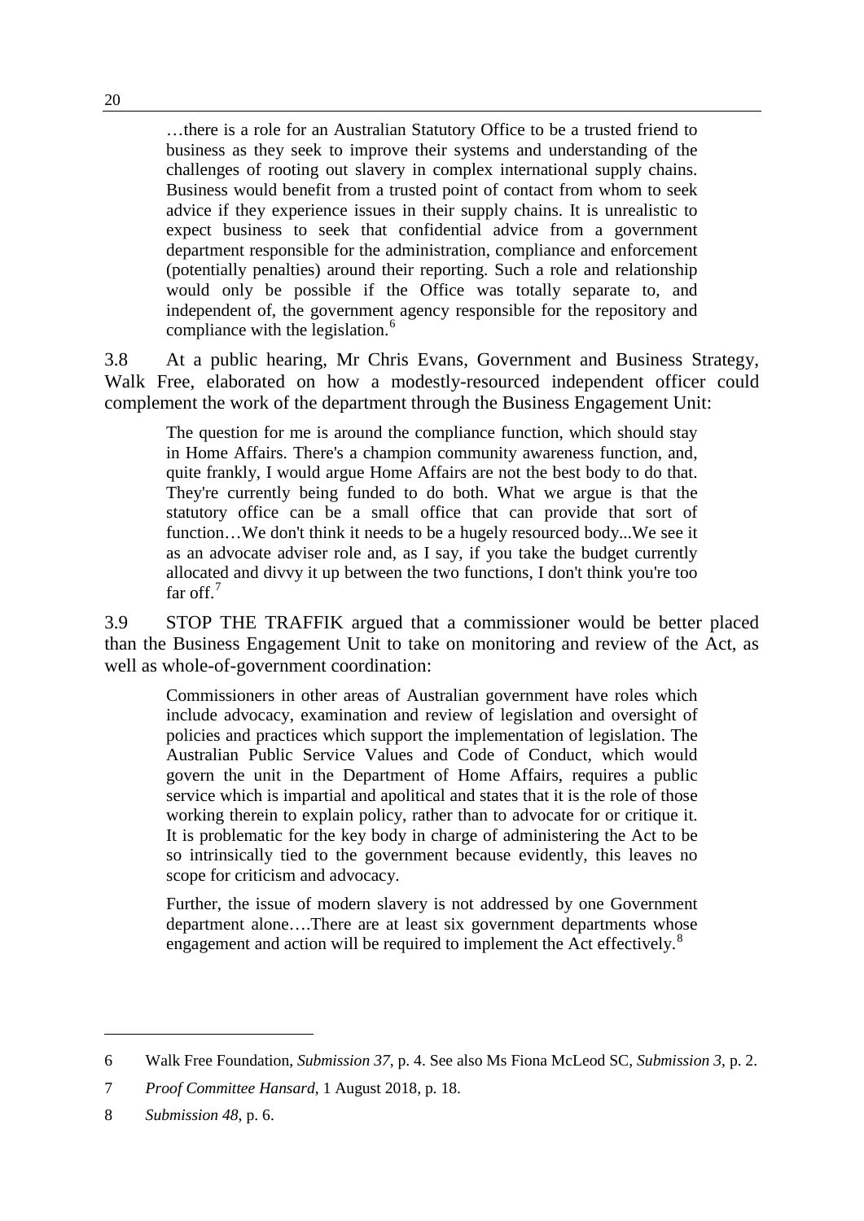> …there is a role for an Australian Statutory Office to be a trusted friend to business as they seek to improve their systems and understanding of the challenges of rooting out slavery in complex international supply chains. Business would benefit from a trusted point of contact from whom to seek advice if they experience issues in their supply chains. It is unrealistic to expect business to seek that confidential advice from a government department responsible for the administration, compliance and enforcement (potentially penalties) around their reporting. Such a role and relationship would only be possible if the Office was totally separate to, and independent of, the government agency responsible for the repository and compliance with the legislation.[6]

3.8 At a public hearing, Mr Chris Evans, Government and Business Strategy, Walk Free, elaborated on how a modestly-resourced independent officer could complement the work of the department through the Business Engagement Unit:

> The question for me is around the compliance function, which should stay in Home Affairs. There's a champion community awareness function, and, quite frankly, I would argue Home Affairs are not the best body to do that. They're currently being funded to do both. What we argue is that the statutory office can be a small office that can provide that sort of function…We don't think it needs to be a hugely resourced body...We see it as an advocate adviser role and, as I say, if you take the budget currently allocated and divvy it up between the two functions, I don't think you're too far off.[7]

3.9 STOP THE TRAFFIK argued that a commissioner would be better placed than the Business Engagement Unit to take on monitoring and review of the Act, as well as whole-of-government coordination:

> Commissioners in other areas of Australian government have roles which include advocacy, examination and review of legislation and oversight of policies and practices which support the implementation of legislation. The Australian Public Service Values and Code of Conduct, which would govern the unit in the Department of Home Affairs, requires a public service which is impartial and apolitical and states that it is the role of those working therein to explain policy, rather than to advocate for or critique it. It is problematic for the key body in charge of administering the Act to be so intrinsically tied to the government because evidently, this leaves no scope for criticism and advocacy.
>
> Further, the issue of modern slavery is not addressed by one Government department alone….There are at least six government departments whose engagement and action will be required to implement the Act effectively.[8]

---

6 Walk Free Foundation, *Submission 37*, p. 4. See also Ms Fiona McLeod SC, *Submission 3*, p. 2.

7 *Proof Committee Hansard*, 1 August 2018, p. 18.

8 *Submission 48*, p. 6.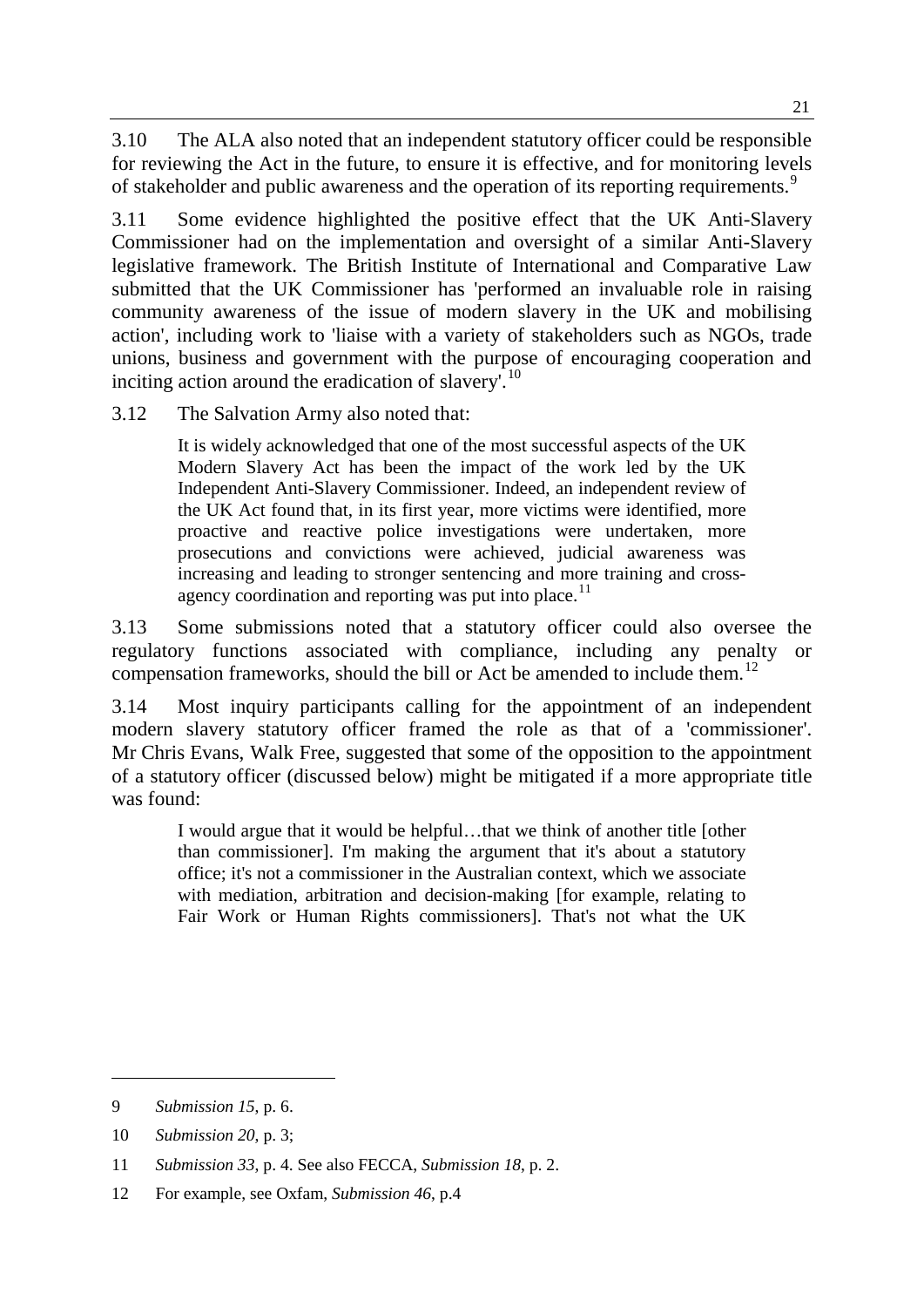3.10 The ALA also noted that an independent statutory officer could be responsible for reviewing the Act in the future, to ensure it is effective, and for monitoring levels of stakeholder and public awareness and the operation of its reporting requirements.[9]

3.11 Some evidence highlighted the positive effect that the UK Anti-Slavery Commissioner had on the implementation and oversight of a similar Anti-Slavery legislative framework. The British Institute of International and Comparative Law submitted that the UK Commissioner has 'performed an invaluable role in raising community awareness of the issue of modern slavery in the UK and mobilising action', including work to 'liaise with a variety of stakeholders such as NGOs, trade unions, business and government with the purpose of encouraging cooperation and inciting action around the eradication of slavery'.[10]

3.12 The Salvation Army also noted that:

> It is widely acknowledged that one of the most successful aspects of the UK Modern Slavery Act has been the impact of the work led by the UK Independent Anti-Slavery Commissioner. Indeed, an independent review of the UK Act found that, in its first year, more victims were identified, more proactive and reactive police investigations were undertaken, more prosecutions and convictions were achieved, judicial awareness was increasing and leading to stronger sentencing and more training and cross-agency coordination and reporting was put into place.[11]

3.13 Some submissions noted that a statutory officer could also oversee the regulatory functions associated with compliance, including any penalty or compensation frameworks, should the bill or Act be amended to include them.[12]

3.14 Most inquiry participants calling for the appointment of an independent modern slavery statutory officer framed the role as that of a 'commissioner'. Mr Chris Evans, Walk Free, suggested that some of the opposition to the appointment of a statutory officer (discussed below) might be mitigated if a more appropriate title was found:

> I would argue that it would be helpful…that we think of another title [other than commissioner]. I'm making the argument that it's about a statutory office; it's not a commissioner in the Australian context, which we associate with mediation, arbitration and decision-making [for example, relating to Fair Work or Human Rights commissioners]. That's not what the UK

---

9 *Submission 15*, p. 6.

10 *Submission 20*, p. 3;

11 *Submission 33*, p. 4. See also FECCA, *Submission 18*, p. 2.

12 For example, see Oxfam, *Submission 46*, p.4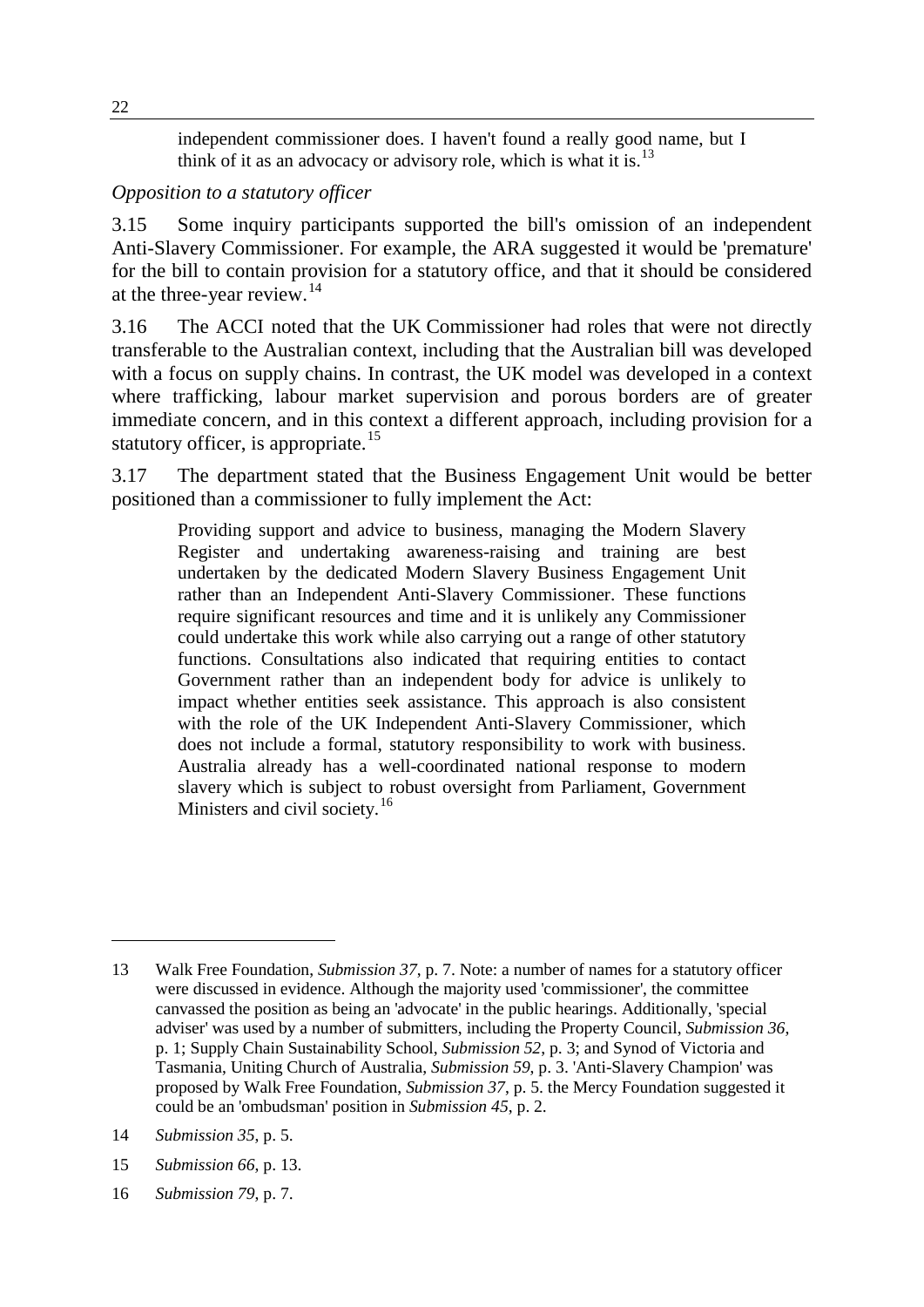> independent commissioner does. I haven't found a really good name, but I think of it as an advocacy or advisory role, which is what it is.[13]

*Opposition to a statutory officer*

3.15 Some inquiry participants supported the bill's omission of an independent Anti-Slavery Commissioner. For example, the ARA suggested it would be 'premature' for the bill to contain provision for a statutory office, and that it should be considered at the three-year review.[14]

3.16 The ACCI noted that the UK Commissioner had roles that were not directly transferable to the Australian context, including that the Australian bill was developed with a focus on supply chains. In contrast, the UK model was developed in a context where trafficking, labour market supervision and porous borders are of greater immediate concern, and in this context a different approach, including provision for a statutory officer, is appropriate.[15]

3.17 The department stated that the Business Engagement Unit would be better positioned than a commissioner to fully implement the Act:

> Providing support and advice to business, managing the Modern Slavery Register and undertaking awareness-raising and training are best undertaken by the dedicated Modern Slavery Business Engagement Unit rather than an Independent Anti-Slavery Commissioner. These functions require significant resources and time and it is unlikely any Commissioner could undertake this work while also carrying out a range of other statutory functions. Consultations also indicated that requiring entities to contact Government rather than an independent body for advice is unlikely to impact whether entities seek assistance. This approach is also consistent with the role of the UK Independent Anti-Slavery Commissioner, which does not include a formal, statutory responsibility to work with business. Australia already has a well-coordinated national response to modern slavery which is subject to robust oversight from Parliament, Government Ministers and civil society.[16]

---

13 Walk Free Foundation, *Submission 37*, p. 7. Note: a number of names for a statutory officer were discussed in evidence. Although the majority used 'commissioner', the committee canvassed the position as being an 'advocate' in the public hearings. Additionally, 'special adviser' was used by a number of submitters, including the Property Council, *Submission 36*, p. 1; Supply Chain Sustainability School, *Submission 52*, p. 3; and Synod of Victoria and Tasmania, Uniting Church of Australia, *Submission 59*, p. 3. 'Anti-Slavery Champion' was proposed by Walk Free Foundation, *Submission 37*, p. 5. the Mercy Foundation suggested it could be an 'ombudsman' position in *Submission 45*, p. 2.

14 *Submission 35*, p. 5.

15 *Submission 66*, p. 13.

16 *Submission 79*, p. 7.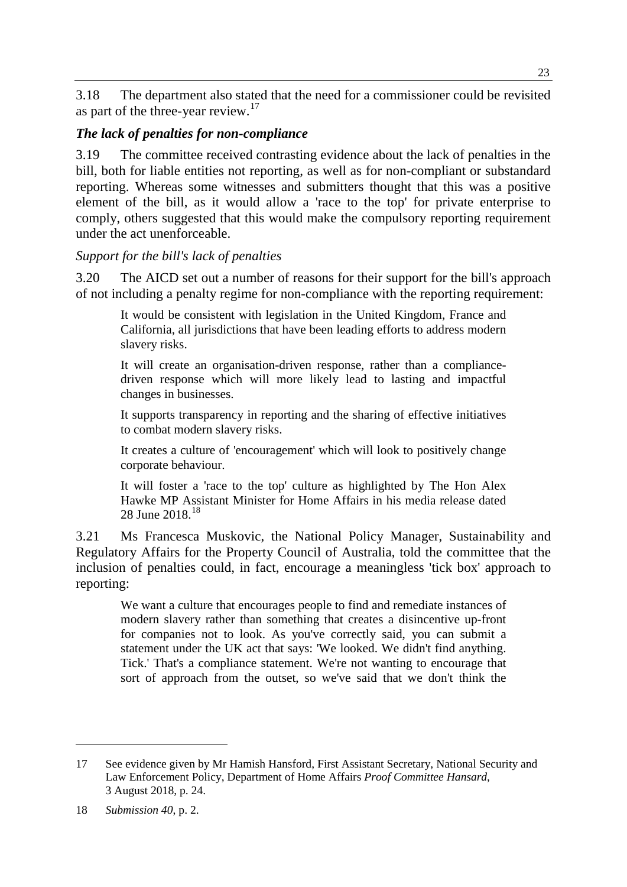3.18 The department also stated that the need for a commissioner could be revisited as part of the three-year review.[17]

### *The lack of penalties for non-compliance*

3.19 The committee received contrasting evidence about the lack of penalties in the bill, both for liable entities not reporting, as well as for non-compliant or substandard reporting. Whereas some witnesses and submitters thought that this was a positive element of the bill, as it would allow a 'race to the top' for private enterprise to comply, others suggested that this would make the compulsory reporting requirement under the act unenforceable.

#### *Support for the bill's lack of penalties*

3.20 The AICD set out a number of reasons for their support for the bill's approach of not including a penalty regime for non-compliance with the reporting requirement:

> It would be consistent with legislation in the United Kingdom, France and California, all jurisdictions that have been leading efforts to address modern slavery risks.
>
> It will create an organisation-driven response, rather than a compliance-driven response which will more likely lead to lasting and impactful changes in businesses.
>
> It supports transparency in reporting and the sharing of effective initiatives to combat modern slavery risks.
>
> It creates a culture of 'encouragement' which will look to positively change corporate behaviour.
>
> It will foster a 'race to the top' culture as highlighted by The Hon Alex Hawke MP Assistant Minister for Home Affairs in his media release dated 28 June 2018.[18]

3.21 Ms Francesca Muskovic, the National Policy Manager, Sustainability and Regulatory Affairs for the Property Council of Australia, told the committee that the inclusion of penalties could, in fact, encourage a meaningless 'tick box' approach to reporting:

> We want a culture that encourages people to find and remediate instances of modern slavery rather than something that creates a disincentive up-front for companies not to look. As you've correctly said, you can submit a statement under the UK act that says: 'We looked. We didn't find anything. Tick.' That's a compliance statement. We're not wanting to encourage that sort of approach from the outset, so we've said that we don't think the

---

17 See evidence given by Mr Hamish Hansford, First Assistant Secretary, National Security and Law Enforcement Policy, Department of Home Affairs *Proof Committee Hansard*, 3 August 2018, p. 24.

18 *Submission 40*, p. 2.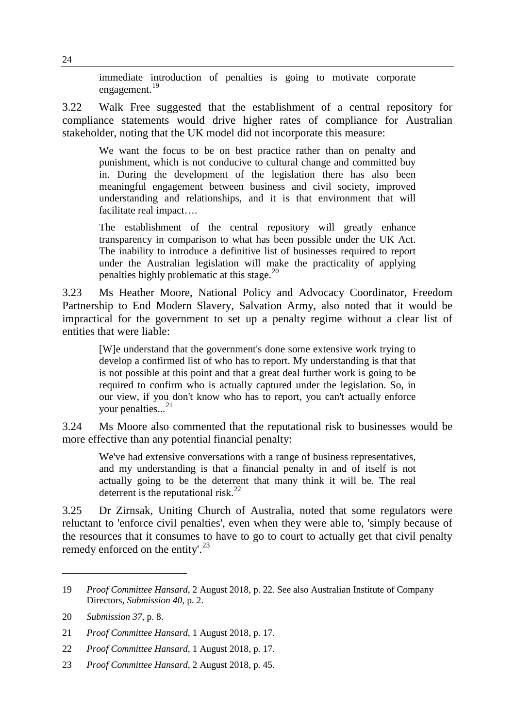> immediate introduction of penalties is going to motivate corporate engagement.[19]

3.22 Walk Free suggested that the establishment of a central repository for compliance statements would drive higher rates of compliance for Australian stakeholder, noting that the UK model did not incorporate this measure:

> We want the focus to be on best practice rather than on penalty and punishment, which is not conducive to cultural change and committed buy in. During the development of the legislation there has also been meaningful engagement between business and civil society, improved understanding and relationships, and it is that environment that will facilitate real impact….
>
> The establishment of the central repository will greatly enhance transparency in comparison to what has been possible under the UK Act. The inability to introduce a definitive list of businesses required to report under the Australian legislation will make the practicality of applying penalties highly problematic at this stage.[20]

3.23 Ms Heather Moore, National Policy and Advocacy Coordinator, Freedom Partnership to End Modern Slavery, Salvation Army, also noted that it would be impractical for the government to set up a penalty regime without a clear list of entities that were liable:

> [W]e understand that the government's done some extensive work trying to develop a confirmed list of who has to report. My understanding is that that is not possible at this point and that a great deal further work is going to be required to confirm who is actually captured under the legislation. So, in our view, if you don't know who has to report, you can't actually enforce your penalties...[21]

3.24 Ms Moore also commented that the reputational risk to businesses would be more effective than any potential financial penalty:

> We've had extensive conversations with a range of business representatives, and my understanding is that a financial penalty in and of itself is not actually going to be the deterrent that many think it will be. The real deterrent is the reputational risk.[22]

3.25 Dr Zirnsak, Uniting Church of Australia, noted that some regulators were reluctant to 'enforce civil penalties', even when they were able to, 'simply because of the resources that it consumes to have to go to court to actually get that civil penalty remedy enforced on the entity'.[23]

---

19 *Proof Committee Hansard*, 2 August 2018, p. 22. See also Australian Institute of Company Directors, *Submission 40*, p. 2.

20 *Submission 37*, p. 8.

21 *Proof Committee Hansard*, 1 August 2018, p. 17.

22 *Proof Committee Hansard*, 1 August 2018, p. 17.

23 *Proof Committee Hansard*, 2 August 2018, p. 45.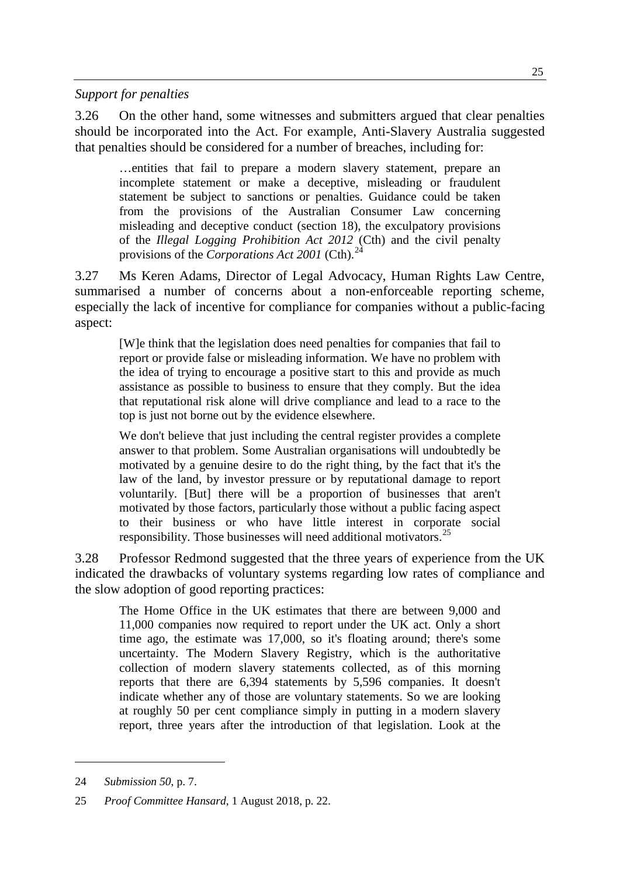*Support for penalties*

3.26 On the other hand, some witnesses and submitters argued that clear penalties should be incorporated into the Act. For example, Anti-Slavery Australia suggested that penalties should be considered for a number of breaches, including for:

> …entities that fail to prepare a modern slavery statement, prepare an incomplete statement or make a deceptive, misleading or fraudulent statement be subject to sanctions or penalties. Guidance could be taken from the provisions of the Australian Consumer Law concerning misleading and deceptive conduct (section 18), the exculpatory provisions of the *Illegal Logging Prohibition Act 2012* (Cth) and the civil penalty provisions of the *Corporations Act 2001* (Cth).[24]

3.27 Ms Keren Adams, Director of Legal Advocacy, Human Rights Law Centre, summarised a number of concerns about a non-enforceable reporting scheme, especially the lack of incentive for compliance for companies without a public-facing aspect:

> [W]e think that the legislation does need penalties for companies that fail to report or provide false or misleading information. We have no problem with the idea of trying to encourage a positive start to this and provide as much assistance as possible to business to ensure that they comply. But the idea that reputational risk alone will drive compliance and lead to a race to the top is just not borne out by the evidence elsewhere.
>
> We don't believe that just including the central register provides a complete answer to that problem. Some Australian organisations will undoubtedly be motivated by a genuine desire to do the right thing, by the fact that it's the law of the land, by investor pressure or by reputational damage to report voluntarily. [But] there will be a proportion of businesses that aren't motivated by those factors, particularly those without a public facing aspect to their business or who have little interest in corporate social responsibility. Those businesses will need additional motivators.[25]

3.28 Professor Redmond suggested that the three years of experience from the UK indicated the drawbacks of voluntary systems regarding low rates of compliance and the slow adoption of good reporting practices:

> The Home Office in the UK estimates that there are between 9,000 and 11,000 companies now required to report under the UK act. Only a short time ago, the estimate was 17,000, so it's floating around; there's some uncertainty. The Modern Slavery Registry, which is the authoritative collection of modern slavery statements collected, as of this morning reports that there are 6,394 statements by 5,596 companies. It doesn't indicate whether any of those are voluntary statements. So we are looking at roughly 50 per cent compliance simply in putting in a modern slavery report, three years after the introduction of that legislation. Look at the

---

24 *Submission 50*, p. 7.

25 *Proof Committee Hansard*, 1 August 2018, p. 22.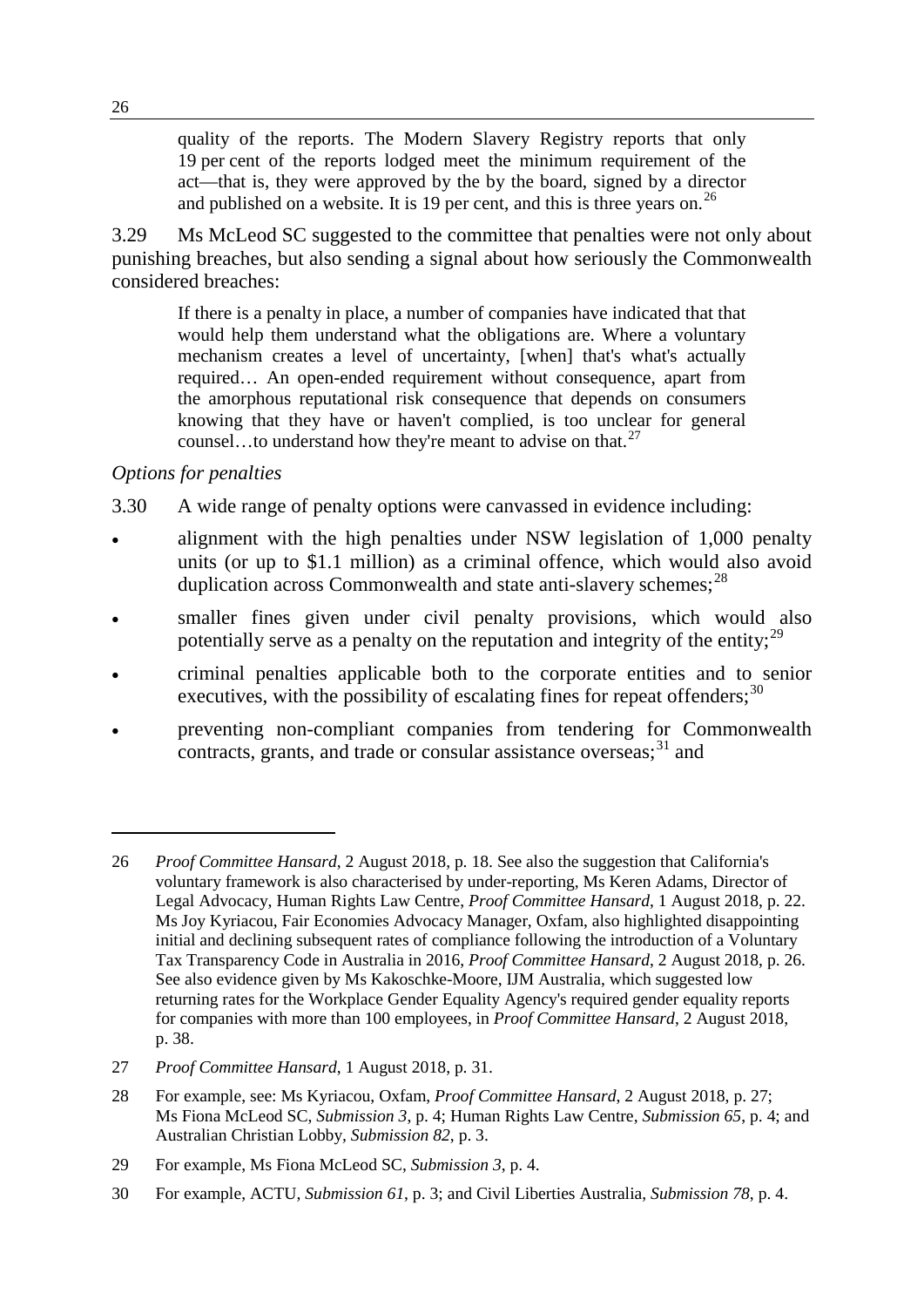quality of the reports. The Modern Slavery Registry reports that only 19 per cent of the reports lodged meet the minimum requirement of the act—that is, they were approved by the by the board, signed by a director and published on a website. It is 19 per cent, and this is three years on.[26]

3.29 Ms McLeod SC suggested to the committee that penalties were not only about punishing breaches, but also sending a signal about how seriously the Commonwealth considered breaches:

> If there is a penalty in place, a number of companies have indicated that that would help them understand what the obligations are. Where a voluntary mechanism creates a level of uncertainty, [when] that's what's actually required… An open-ended requirement without consequence, apart from the amorphous reputational risk consequence that depends on consumers knowing that they have or haven't complied, is too unclear for general counsel…to understand how they're meant to advise on that.[27]

*Options for penalties*

3.30 A wide range of penalty options were canvassed in evidence including:

- alignment with the high penalties under NSW legislation of 1,000 penalty units (or up to $1.1 million) as a criminal offence, which would also avoid duplication across Commonwealth and state anti-slavery schemes;[28]
- smaller fines given under civil penalty provisions, which would also potentially serve as a penalty on the reputation and integrity of the entity;[29]
- criminal penalties applicable both to the corporate entities and to senior executives, with the possibility of escalating fines for repeat offenders;[30]
- preventing non-compliant companies from tendering for Commonwealth contracts, grants, and trade or consular assistance overseas;[31] and

---

26 *Proof Committee Hansard*, 2 August 2018, p. 18. See also the suggestion that California's voluntary framework is also characterised by under-reporting, Ms Keren Adams, Director of Legal Advocacy, Human Rights Law Centre, *Proof Committee Hansard*, 1 August 2018, p. 22. Ms Joy Kyriacou, Fair Economies Advocacy Manager, Oxfam, also highlighted disappointing initial and declining subsequent rates of compliance following the introduction of a Voluntary Tax Transparency Code in Australia in 2016, *Proof Committee Hansard*, 2 August 2018, p. 26. See also evidence given by Ms Kakoschke-Moore, IJM Australia, which suggested low returning rates for the Workplace Gender Equality Agency's required gender equality reports for companies with more than 100 employees, in *Proof Committee Hansard*, 2 August 2018, p. 38.

27 *Proof Committee Hansard*, 1 August 2018, p. 31.

28 For example, see: Ms Kyriacou, Oxfam, *Proof Committee Hansard*, 2 August 2018, p. 27; Ms Fiona McLeod SC, *Submission 3*, p. 4; Human Rights Law Centre, *Submission 65*, p. 4; and Australian Christian Lobby, *Submission 82*, p. 3.

29 For example, Ms Fiona McLeod SC, *Submission 3*, p. 4.

30 For example, ACTU, *Submission 61*, p. 3; and Civil Liberties Australia, *Submission 78*, p. 4.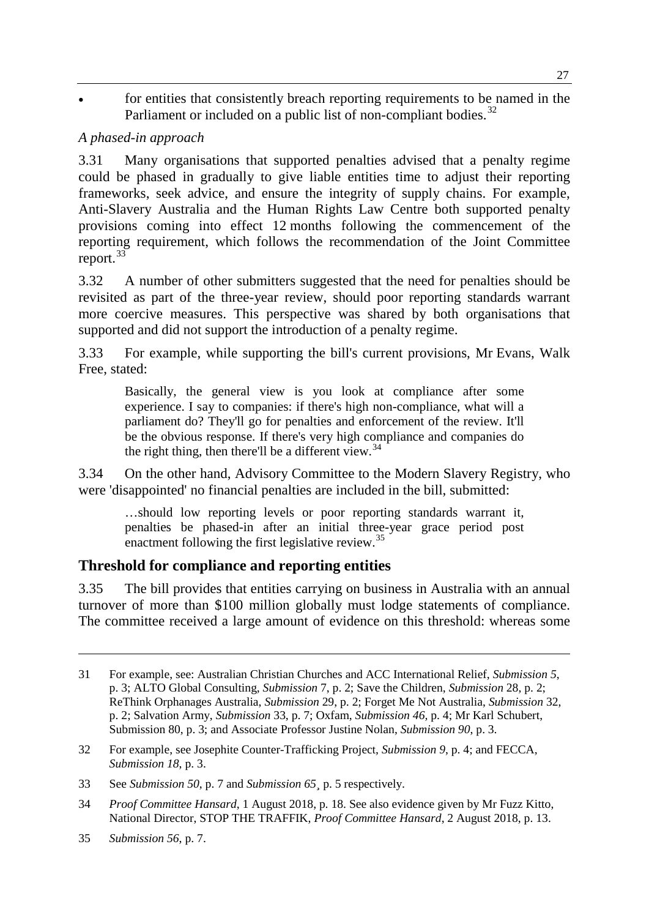- for entities that consistently breach reporting requirements to be named in the Parliament or included on a public list of non-compliant bodies.[32]

*A phased-in approach*

3.31 Many organisations that supported penalties advised that a penalty regime could be phased in gradually to give liable entities time to adjust their reporting frameworks, seek advice, and ensure the integrity of supply chains. For example, Anti-Slavery Australia and the Human Rights Law Centre both supported penalty provisions coming into effect 12 months following the commencement of the reporting requirement, which follows the recommendation of the Joint Committee report.[33]

3.32 A number of other submitters suggested that the need for penalties should be revisited as part of the three-year review, should poor reporting standards warrant more coercive measures. This perspective was shared by both organisations that supported and did not support the introduction of a penalty regime.

3.33 For example, while supporting the bill's current provisions, Mr Evans, Walk Free, stated:

> Basically, the general view is you look at compliance after some experience. I say to companies: if there's high non-compliance, what will a parliament do? They'll go for penalties and enforcement of the review. It'll be the obvious response. If there's very high compliance and companies do the right thing, then there'll be a different view.[34]

3.34 On the other hand, Advisory Committee to the Modern Slavery Registry, who were 'disappointed' no financial penalties are included in the bill, submitted:

> …should low reporting levels or poor reporting standards warrant it, penalties be phased-in after an initial three-year grace period post enactment following the first legislative review.[35]

## Threshold for compliance and reporting entities

3.35 The bill provides that entities carrying on business in Australia with an annual turnover of more than $100 million globally must lodge statements of compliance. The committee received a large amount of evidence on this threshold: whereas some

---

31 For example, see: Australian Christian Churches and ACC International Relief, *Submission 5*, p. 3; ALTO Global Consulting, *Submission* 7, p. 2; Save the Children, *Submission* 28, p. 2; ReThink Orphanages Australia, *Submission* 29, p. 2; Forget Me Not Australia, *Submission* 32, p. 2; Salvation Army, *Submission* 33, p. 7; Oxfam, *Submission 46*, p. 4; Mr Karl Schubert, Submission 80, p. 3; and Associate Professor Justine Nolan, *Submission 90*, p. 3.

32 For example, see Josephite Counter-Trafficking Project, *Submission 9*, p. 4; and FECCA, *Submission 18*, p. 3.

33 See *Submission 50*, p. 7 and *Submission 65*¸ p. 5 respectively.

34 *Proof Committee Hansard*, 1 August 2018, p. 18. See also evidence given by Mr Fuzz Kitto, National Director, STOP THE TRAFFIK, *Proof Committee Hansard*, 2 August 2018, p. 13.

35 *Submission 56*, p. 7.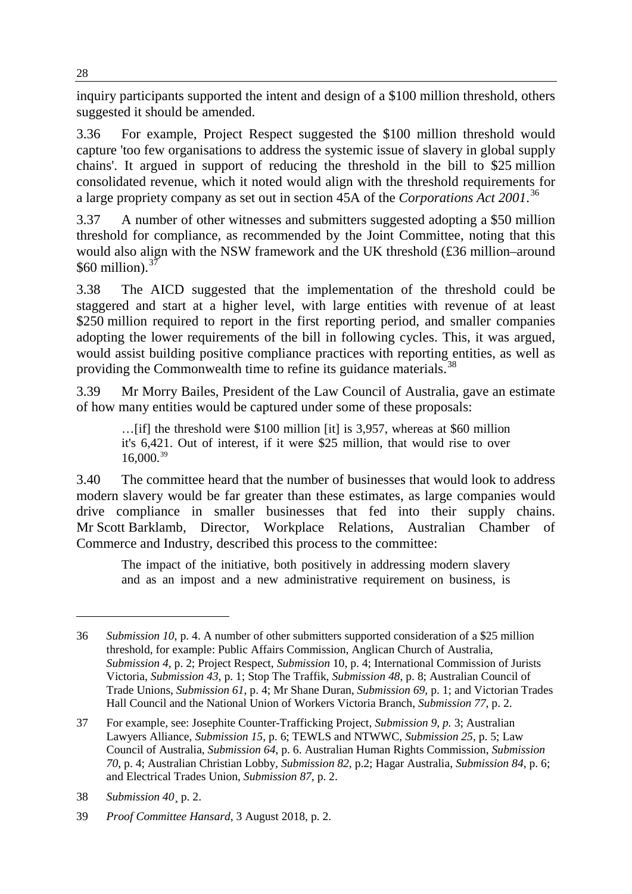inquiry participants supported the intent and design of a $100 million threshold, others suggested it should be amended.

3.36 For example, Project Respect suggested the $100 million threshold would capture 'too few organisations to address the systemic issue of slavery in global supply chains'. It argued in support of reducing the threshold in the bill to $25 million consolidated revenue, which it noted would align with the threshold requirements for a large propriety company as set out in section 45A of the *Corporations Act 2001*.[36]

3.37 A number of other witnesses and submitters suggested adopting a $50 million threshold for compliance, as recommended by the Joint Committee, noting that this would also align with the NSW framework and the UK threshold (£36 million–around $60 million).[37]

3.38 The AICD suggested that the implementation of the threshold could be staggered and start at a higher level, with large entities with revenue of at least $250 million required to report in the first reporting period, and smaller companies adopting the lower requirements of the bill in following cycles. This, it was argued, would assist building positive compliance practices with reporting entities, as well as providing the Commonwealth time to refine its guidance materials.[38]

3.39 Mr Morry Bailes, President of the Law Council of Australia, gave an estimate of how many entities would be captured under some of these proposals:

> …[if] the threshold were $100 million [it] is 3,957, whereas at $60 million it's 6,421. Out of interest, if it were $25 million, that would rise to over 16,000.[39]

3.40 The committee heard that the number of businesses that would look to address modern slavery would be far greater than these estimates, as large companies would drive compliance in smaller businesses that fed into their supply chains. Mr Scott Barklamb, Director, Workplace Relations, Australian Chamber of Commerce and Industry, described this process to the committee:

> The impact of the initiative, both positively in addressing modern slavery and as an impost and a new administrative requirement on business, is

---

36 *Submission 10*, p. 4. A number of other submitters supported consideration of a $25 million threshold, for example: Public Affairs Commission, Anglican Church of Australia, *Submission 4*, p. 2; Project Respect, *Submission* 10, p. 4; International Commission of Jurists Victoria, *Submission 43*, p. 1; Stop The Traffik, *Submission 48*, p. 8; Australian Council of Trade Unions, *Submission 61*, p. 4; Mr Shane Duran, *Submission 69*, p. 1; and Victorian Trades Hall Council and the National Union of Workers Victoria Branch, *Submission 77*, p. 2.

37 For example, see: Josephite Counter-Trafficking Project, *Submission 9, p.* 3; Australian Lawyers Alliance, *Submission 15*, p. 6; TEWLS and NTWWC, *Submission 25*, p. 5; Law Council of Australia, *Submission 64*, p. 6. Australian Human Rights Commission, *Submission 70*, p. 4; Australian Christian Lobby, *Submission 82*, p.2; Hagar Australia, *Submission 84*, p. 6; and Electrical Trades Union, *Submission 87*, p. 2.

38 *Submission 40*¸ p. 2.

39 *Proof Committee Hansard*, 3 August 2018, p. 2.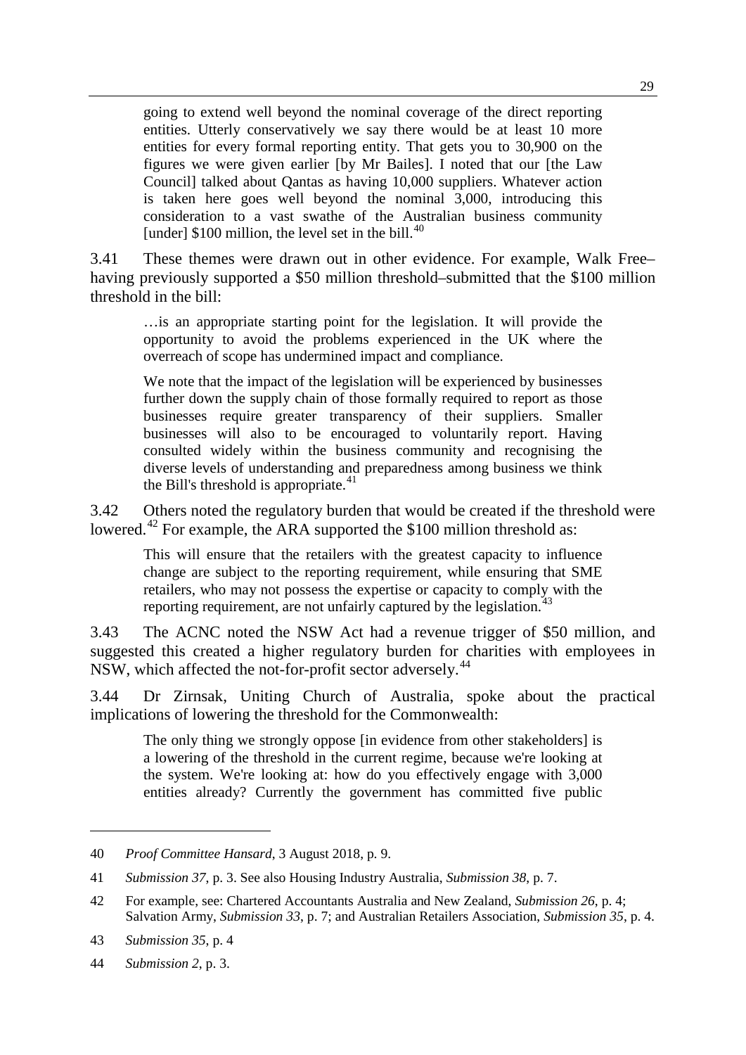> going to extend well beyond the nominal coverage of the direct reporting entities. Utterly conservatively we say there would be at least 10 more entities for every formal reporting entity. That gets you to 30,900 on the figures we were given earlier [by Mr Bailes]. I noted that our [the Law Council] talked about Qantas as having 10,000 suppliers. Whatever action is taken here goes well beyond the nominal 3,000, introducing this consideration to a vast swathe of the Australian business community [under] $100 million, the level set in the bill.[40]

3.41 These themes were drawn out in other evidence. For example, Walk Free–having previously supported a $50 million threshold–submitted that the $100 million threshold in the bill:

> …is an appropriate starting point for the legislation. It will provide the opportunity to avoid the problems experienced in the UK where the overreach of scope has undermined impact and compliance.
>
> We note that the impact of the legislation will be experienced by businesses further down the supply chain of those formally required to report as those businesses require greater transparency of their suppliers. Smaller businesses will also to be encouraged to voluntarily report. Having consulted widely within the business community and recognising the diverse levels of understanding and preparedness among business we think the Bill's threshold is appropriate.[41]

3.42 Others noted the regulatory burden that would be created if the threshold were lowered.[42] For example, the ARA supported the $100 million threshold as:

> This will ensure that the retailers with the greatest capacity to influence change are subject to the reporting requirement, while ensuring that SME retailers, who may not possess the expertise or capacity to comply with the reporting requirement, are not unfairly captured by the legislation.[43]

3.43 The ACNC noted the NSW Act had a revenue trigger of $50 million, and suggested this created a higher regulatory burden for charities with employees in NSW, which affected the not-for-profit sector adversely.[44]

3.44 Dr Zirnsak, Uniting Church of Australia, spoke about the practical implications of lowering the threshold for the Commonwealth:

> The only thing we strongly oppose [in evidence from other stakeholders] is a lowering of the threshold in the current regime, because we're looking at the system. We're looking at: how do you effectively engage with 3,000 entities already? Currently the government has committed five public

---

40 *Proof Committee Hansard*, 3 August 2018, p. 9.

41 *Submission 37*, p. 3. See also Housing Industry Australia, *Submission 38*, p. 7.

42 For example, see: Chartered Accountants Australia and New Zealand, *Submission 26*, p. 4; Salvation Army, *Submission 33*, p. 7; and Australian Retailers Association, *Submission 35*, p. 4.

43 *Submission 35*, p. 4

44 *Submission 2*, p. 3.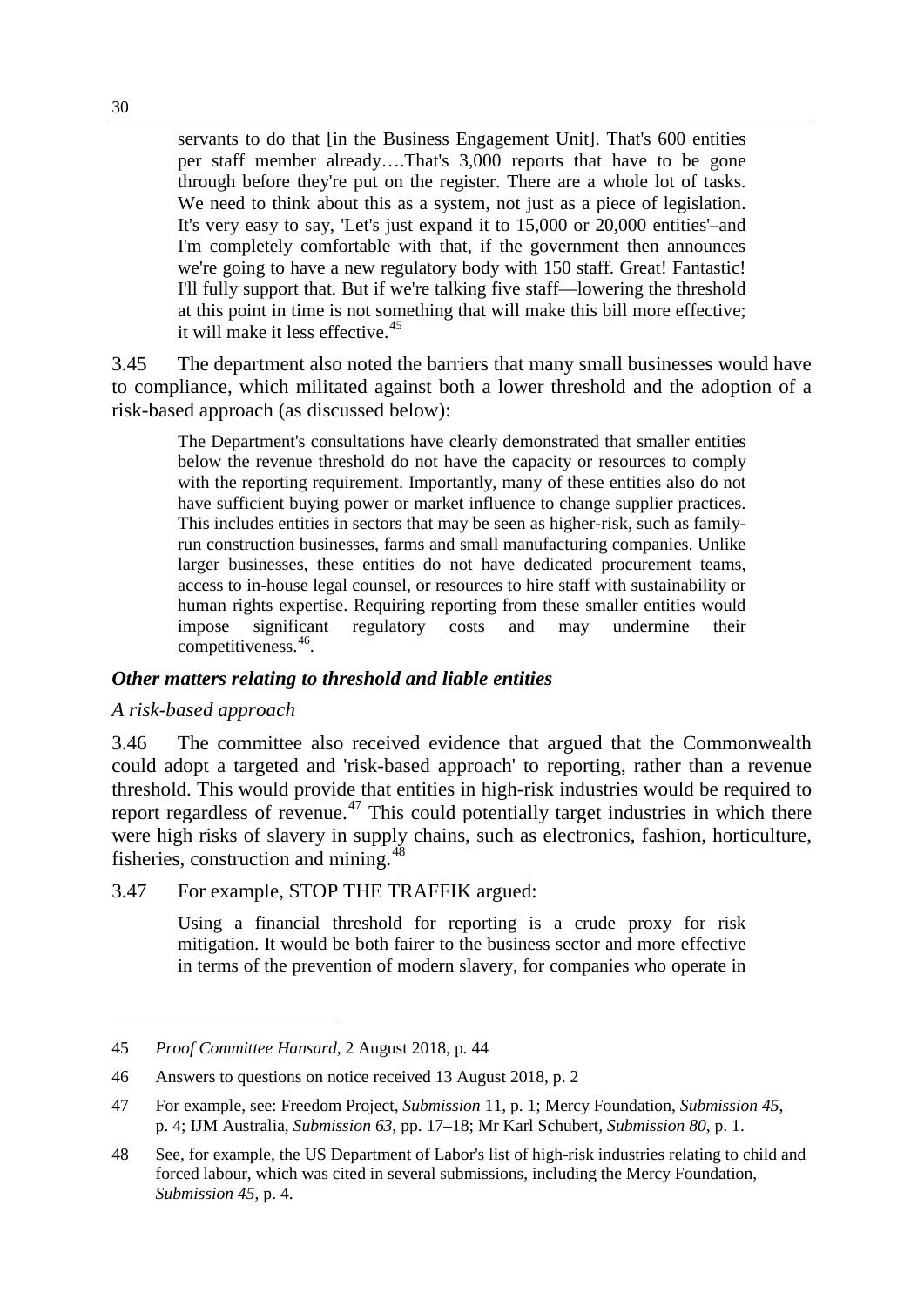> servants to do that [in the Business Engagement Unit]. That's 600 entities per staff member already….That's 3,000 reports that have to be gone through before they're put on the register. There are a whole lot of tasks. We need to think about this as a system, not just as a piece of legislation. It's very easy to say, 'Let's just expand it to 15,000 or 20,000 entities'–and I'm completely comfortable with that, if the government then announces we're going to have a new regulatory body with 150 staff. Great! Fantastic! I'll fully support that. But if we're talking five staff—lowering the threshold at this point in time is not something that will make this bill more effective; it will make it less effective.[45]

3.45 The department also noted the barriers that many small businesses would have to compliance, which militated against both a lower threshold and the adoption of a risk-based approach (as discussed below):

> The Department's consultations have clearly demonstrated that smaller entities below the revenue threshold do not have the capacity or resources to comply with the reporting requirement. Importantly, many of these entities also do not have sufficient buying power or market influence to change supplier practices. This includes entities in sectors that may be seen as higher-risk, such as family-run construction businesses, farms and small manufacturing companies. Unlike larger businesses, these entities do not have dedicated procurement teams, access to in-house legal counsel, or resources to hire staff with sustainability or human rights expertise. Requiring reporting from these smaller entities would impose significant regulatory costs and may undermine their competitiveness.[46].

### *Other matters relating to threshold and liable entities*

#### *A risk-based approach*

3.46 The committee also received evidence that argued that the Commonwealth could adopt a targeted and 'risk-based approach' to reporting, rather than a revenue threshold. This would provide that entities in high-risk industries would be required to report regardless of revenue.[47] This could potentially target industries in which there were high risks of slavery in supply chains, such as electronics, fashion, horticulture, fisheries, construction and mining.[48]

3.47 For example, STOP THE TRAFFIK argued:

> Using a financial threshold for reporting is a crude proxy for risk mitigation. It would be both fairer to the business sector and more effective in terms of the prevention of modern slavery, for companies who operate in

---

45 *Proof Committee Hansard*, 2 August 2018, p. 44

46 Answers to questions on notice received 13 August 2018, p. 2

47 For example, see: Freedom Project, *Submission* 11, p. 1; Mercy Foundation, *Submission 45*, p. 4; IJM Australia, *Submission 63*, pp. 17–18; Mr Karl Schubert, *Submission 80*, p. 1.

48 See, for example, the US Department of Labor's list of high-risk industries relating to child and forced labour, which was cited in several submissions, including the Mercy Foundation, *Submission 45*, p. 4.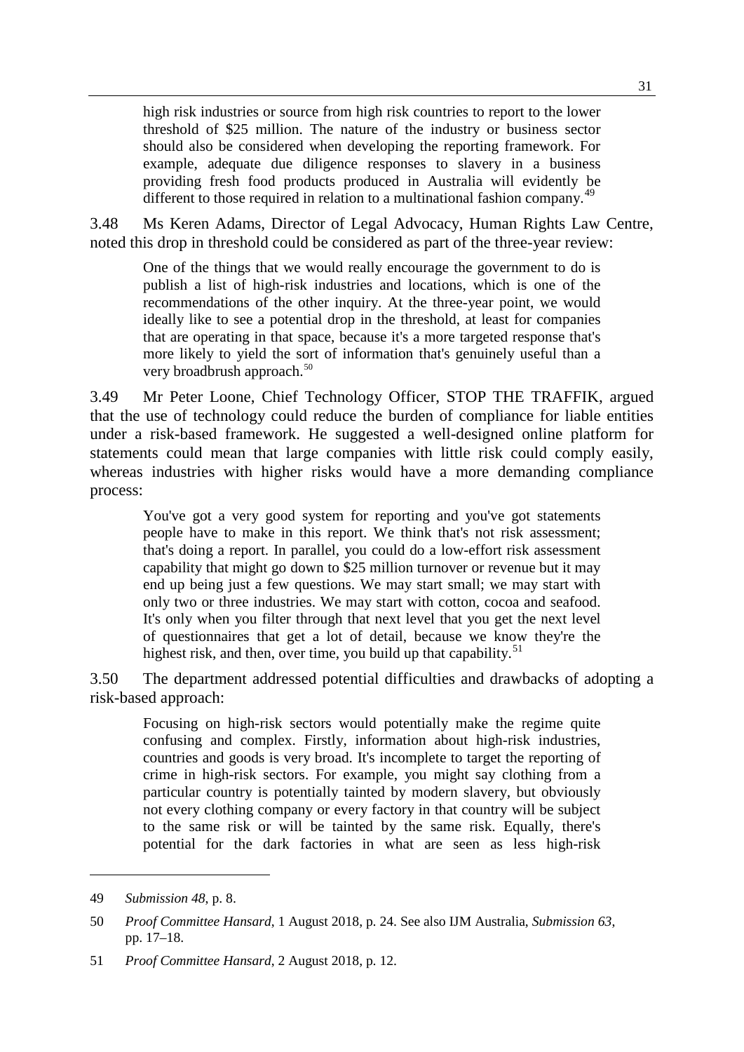> high risk industries or source from high risk countries to report to the lower threshold of $25 million. The nature of the industry or business sector should also be considered when developing the reporting framework. For example, adequate due diligence responses to slavery in a business providing fresh food products produced in Australia will evidently be different to those required in relation to a multinational fashion company.[49]

3.48 Ms Keren Adams, Director of Legal Advocacy, Human Rights Law Centre, noted this drop in threshold could be considered as part of the three-year review:

> One of the things that we would really encourage the government to do is publish a list of high-risk industries and locations, which is one of the recommendations of the other inquiry. At the three-year point, we would ideally like to see a potential drop in the threshold, at least for companies that are operating in that space, because it's a more targeted response that's more likely to yield the sort of information that's genuinely useful than a very broadbrush approach.[50]

3.49 Mr Peter Loone, Chief Technology Officer, STOP THE TRAFFIK, argued that the use of technology could reduce the burden of compliance for liable entities under a risk-based framework. He suggested a well-designed online platform for statements could mean that large companies with little risk could comply easily, whereas industries with higher risks would have a more demanding compliance process:

> You've got a very good system for reporting and you've got statements people have to make in this report. We think that's not risk assessment; that's doing a report. In parallel, you could do a low-effort risk assessment capability that might go down to $25 million turnover or revenue but it may end up being just a few questions. We may start small; we may start with only two or three industries. We may start with cotton, cocoa and seafood. It's only when you filter through that next level that you get the next level of questionnaires that get a lot of detail, because we know they're the highest risk, and then, over time, you build up that capability.[51]

3.50 The department addressed potential difficulties and drawbacks of adopting a risk-based approach:

> Focusing on high-risk sectors would potentially make the regime quite confusing and complex. Firstly, information about high-risk industries, countries and goods is very broad. It's incomplete to target the reporting of crime in high-risk sectors. For example, you might say clothing from a particular country is potentially tainted by modern slavery, but obviously not every clothing company or every factory in that country will be subject to the same risk or will be tainted by the same risk. Equally, there's potential for the dark factories in what are seen as less high-risk

---

49 *Submission 48*, p. 8.

50 *Proof Committee Hansard*, 1 August 2018, p. 24. See also IJM Australia, *Submission 63*, pp. 17–18.

51 *Proof Committee Hansard*, 2 August 2018, p. 12.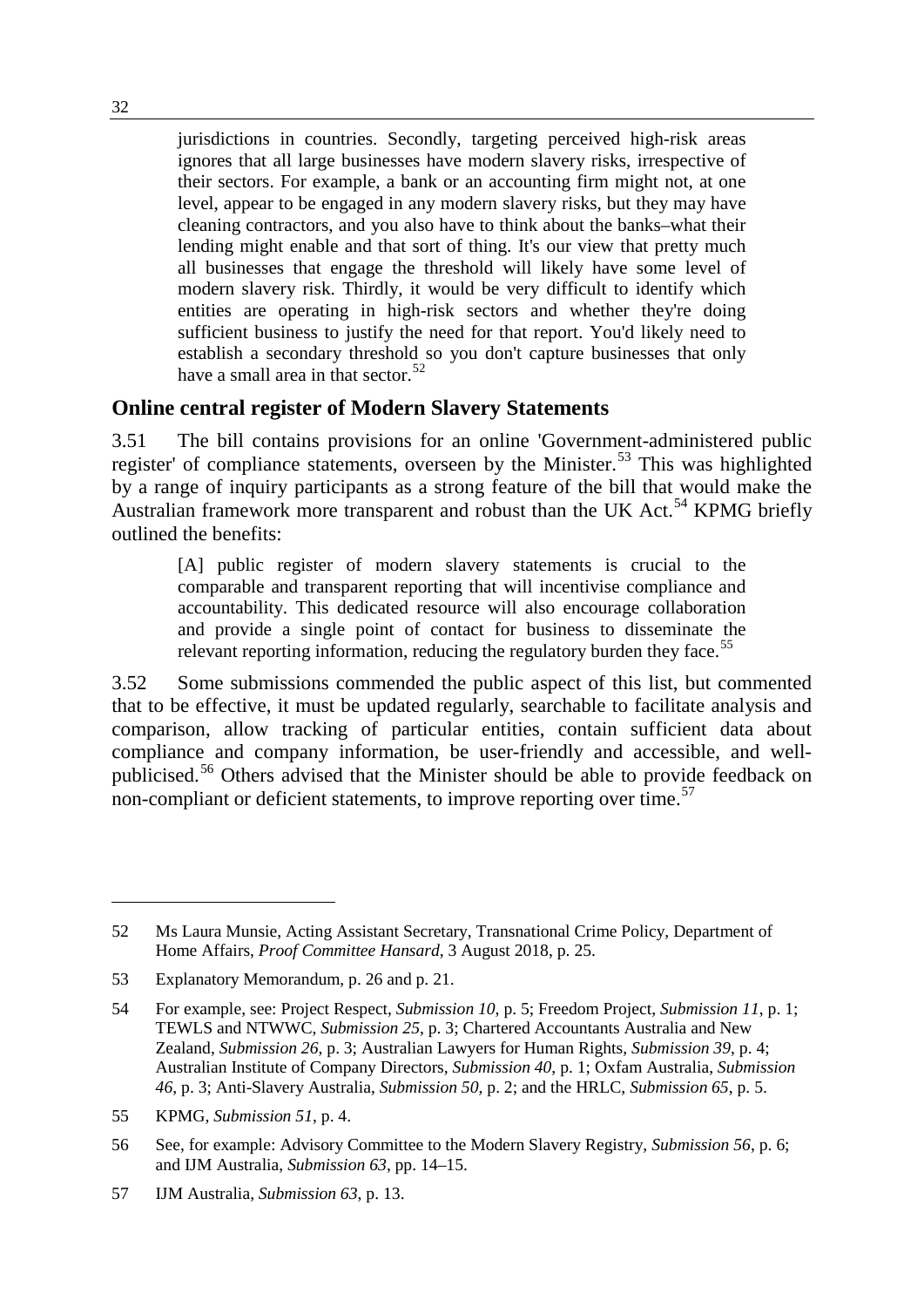> jurisdictions in countries. Secondly, targeting perceived high-risk areas ignores that all large businesses have modern slavery risks, irrespective of their sectors. For example, a bank or an accounting firm might not, at one level, appear to be engaged in any modern slavery risks, but they may have cleaning contractors, and you also have to think about the banks–what their lending might enable and that sort of thing. It's our view that pretty much all businesses that engage the threshold will likely have some level of modern slavery risk. Thirdly, it would be very difficult to identify which entities are operating in high-risk sectors and whether they're doing sufficient business to justify the need for that report. You'd likely need to establish a secondary threshold so you don't capture businesses that only have a small area in that sector.[52]

## Online central register of Modern Slavery Statements

3.51 The bill contains provisions for an online 'Government-administered public register' of compliance statements, overseen by the Minister.[53] This was highlighted by a range of inquiry participants as a strong feature of the bill that would make the Australian framework more transparent and robust than the UK Act.[54] KPMG briefly outlined the benefits:

> [A] public register of modern slavery statements is crucial to the comparable and transparent reporting that will incentivise compliance and accountability. This dedicated resource will also encourage collaboration and provide a single point of contact for business to disseminate the relevant reporting information, reducing the regulatory burden they face.[55]

3.52 Some submissions commended the public aspect of this list, but commented that to be effective, it must be updated regularly, searchable to facilitate analysis and comparison, allow tracking of particular entities, contain sufficient data about compliance and company information, be user-friendly and accessible, and well-publicised.[56] Others advised that the Minister should be able to provide feedback on non-compliant or deficient statements, to improve reporting over time.[57]

---

52 Ms Laura Munsie, Acting Assistant Secretary, Transnational Crime Policy, Department of Home Affairs, *Proof Committee Hansard*, 3 August 2018, p. 25.

53 Explanatory Memorandum, p. 26 and p. 21.

54 For example, see: Project Respect, *Submission 10*, p. 5; Freedom Project, *Submission 11*, p. 1; TEWLS and NTWWC, *Submission 25*, p. 3; Chartered Accountants Australia and New Zealand, *Submission 26*, p. 3; Australian Lawyers for Human Rights, *Submission 39*, p. 4; Australian Institute of Company Directors, *Submission 40*, p. 1; Oxfam Australia, *Submission 46*, p. 3; Anti-Slavery Australia, *Submission 50*, p. 2; and the HRLC, *Submission 65*, p. 5.

55 KPMG, *Submission 51*, p. 4.

56 See, for example: Advisory Committee to the Modern Slavery Registry, *Submission 56*, p. 6; and IJM Australia, *Submission 63*, pp. 14–15.

57 IJM Australia, *Submission 63*, p. 13.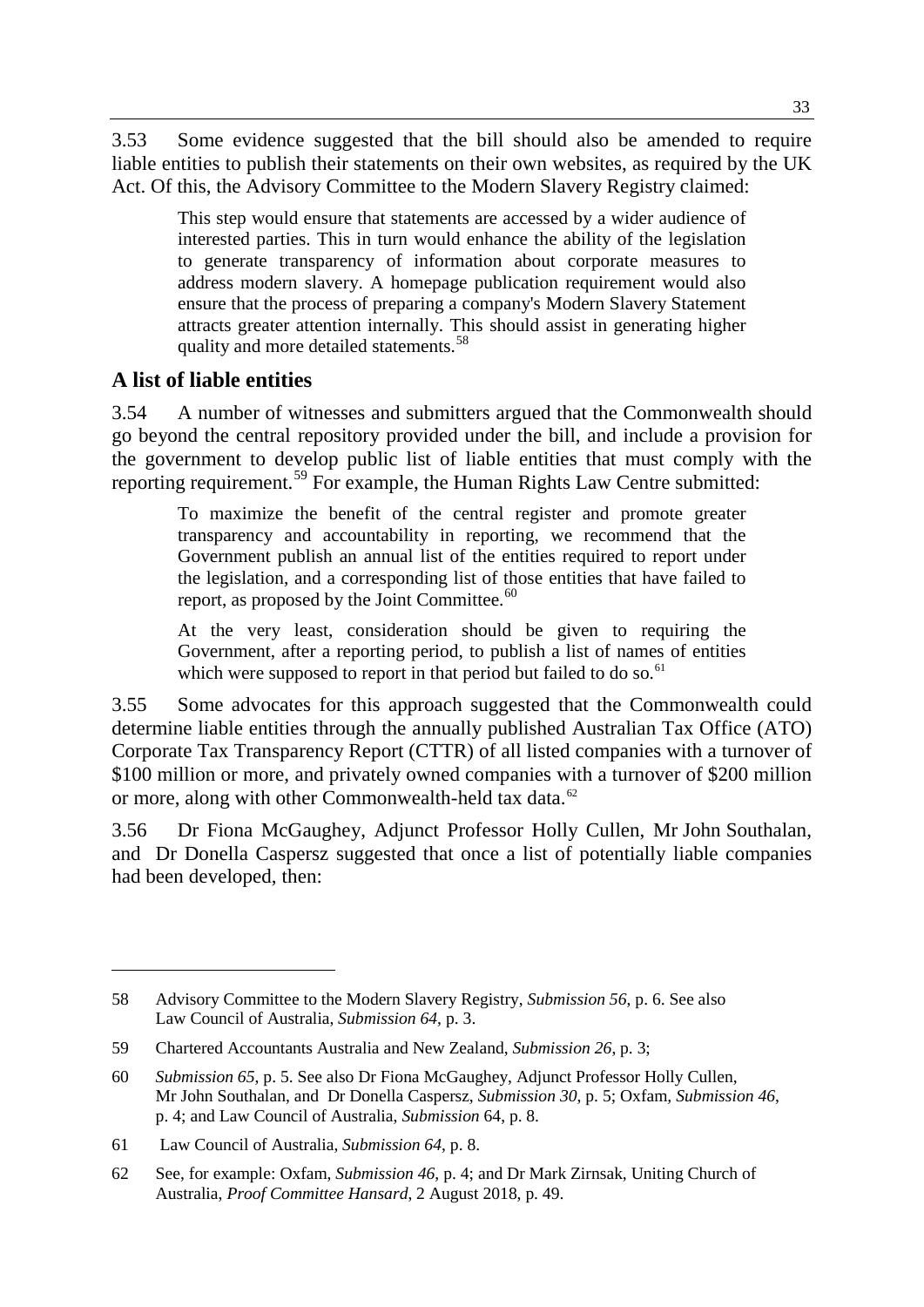3.53 Some evidence suggested that the bill should also be amended to require liable entities to publish their statements on their own websites, as required by the UK Act. Of this, the Advisory Committee to the Modern Slavery Registry claimed:

> This step would ensure that statements are accessed by a wider audience of interested parties. This in turn would enhance the ability of the legislation to generate transparency of information about corporate measures to address modern slavery. A homepage publication requirement would also ensure that the process of preparing a company's Modern Slavery Statement attracts greater attention internally. This should assist in generating higher quality and more detailed statements.[58]

## A list of liable entities

3.54 A number of witnesses and submitters argued that the Commonwealth should go beyond the central repository provided under the bill, and include a provision for the government to develop public list of liable entities that must comply with the reporting requirement.[59] For example, the Human Rights Law Centre submitted:

> To maximize the benefit of the central register and promote greater transparency and accountability in reporting, we recommend that the Government publish an annual list of the entities required to report under the legislation, and a corresponding list of those entities that have failed to report, as proposed by the Joint Committee.[60]
>
> At the very least, consideration should be given to requiring the Government, after a reporting period, to publish a list of names of entities which were supposed to report in that period but failed to do so.[61]

3.55 Some advocates for this approach suggested that the Commonwealth could determine liable entities through the annually published Australian Tax Office (ATO) Corporate Tax Transparency Report (CTTR) of all listed companies with a turnover of \$100 million or more, and privately owned companies with a turnover of \$200 million or more, along with other Commonwealth-held tax data.[62]

3.56 Dr Fiona McGaughey, Adjunct Professor Holly Cullen, Mr John Southalan, and Dr Donella Caspersz suggested that once a list of potentially liable companies had been developed, then:

---

58 Advisory Committee to the Modern Slavery Registry, *Submission 56*, p. 6. See also Law Council of Australia, *Submission 64*, p. 3.

59 Chartered Accountants Australia and New Zealand, *Submission 26*, p. 3;

60 *Submission 65*, p. 5. See also Dr Fiona McGaughey, Adjunct Professor Holly Cullen, Mr John Southalan, and Dr Donella Caspersz, *Submission 30*, p. 5; Oxfam, *Submission 46*, p. 4; and Law Council of Australia, *Submission* 64, p. 8.

61 Law Council of Australia, *Submission 64*, p. 8.

62 See, for example: Oxfam, *Submission 46*, p. 4; and Dr Mark Zirnsak, Uniting Church of Australia, *Proof Committee Hansard*, 2 August 2018, p. 49.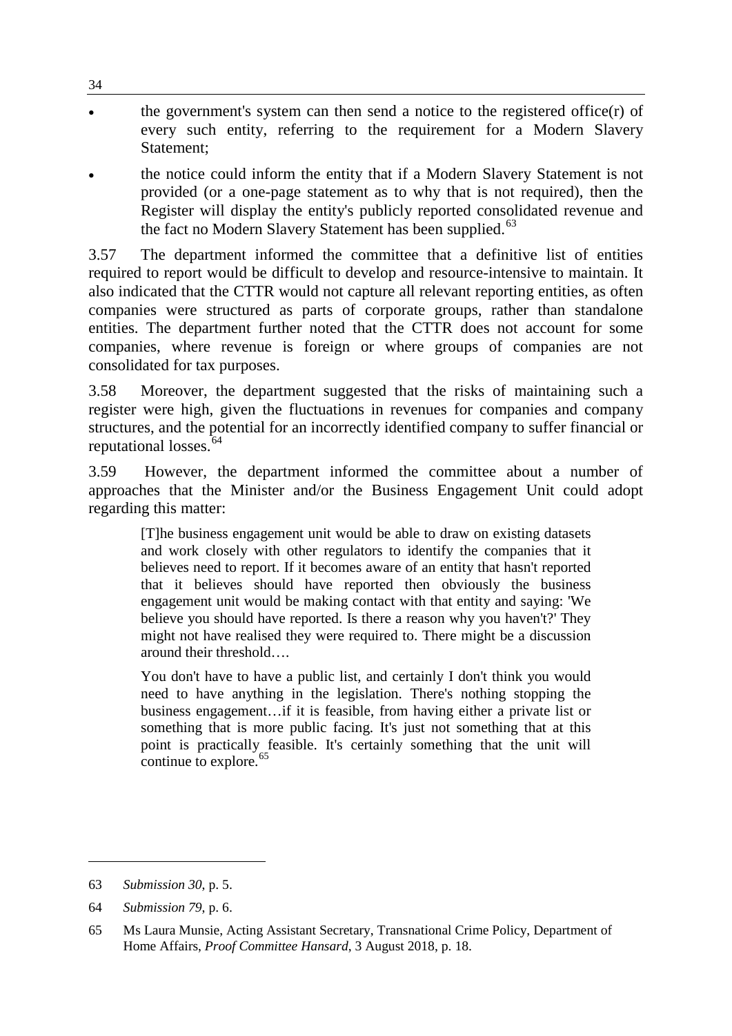- the government's system can then send a notice to the registered office(r) of every such entity, referring to the requirement for a Modern Slavery Statement;
- the notice could inform the entity that if a Modern Slavery Statement is not provided (or a one-page statement as to why that is not required), then the Register will display the entity's publicly reported consolidated revenue and the fact no Modern Slavery Statement has been supplied.[63]

3.57 The department informed the committee that a definitive list of entities required to report would be difficult to develop and resource-intensive to maintain. It also indicated that the CTTR would not capture all relevant reporting entities, as often companies were structured as parts of corporate groups, rather than standalone entities. The department further noted that the CTTR does not account for some companies, where revenue is foreign or where groups of companies are not consolidated for tax purposes.

3.58 Moreover, the department suggested that the risks of maintaining such a register were high, given the fluctuations in revenues for companies and company structures, and the potential for an incorrectly identified company to suffer financial or reputational losses.[64]

3.59 However, the department informed the committee about a number of approaches that the Minister and/or the Business Engagement Unit could adopt regarding this matter:

> [T]he business engagement unit would be able to draw on existing datasets and work closely with other regulators to identify the companies that it believes need to report. If it becomes aware of an entity that hasn't reported that it believes should have reported then obviously the business engagement unit would be making contact with that entity and saying: 'We believe you should have reported. Is there a reason why you haven't?' They might not have realised they were required to. There might be a discussion around their threshold….
>
> You don't have to have a public list, and certainly I don't think you would need to have anything in the legislation. There's nothing stopping the business engagement…if it is feasible, from having either a private list or something that is more public facing. It's just not something that at this point is practically feasible. It's certainly something that the unit will continue to explore.[65]

---

63 *Submission 30*, p. 5.

64 *Submission 79*, p. 6.

65 Ms Laura Munsie, Acting Assistant Secretary, Transnational Crime Policy, Department of Home Affairs, *Proof Committee Hansard*, 3 August 2018, p. 18.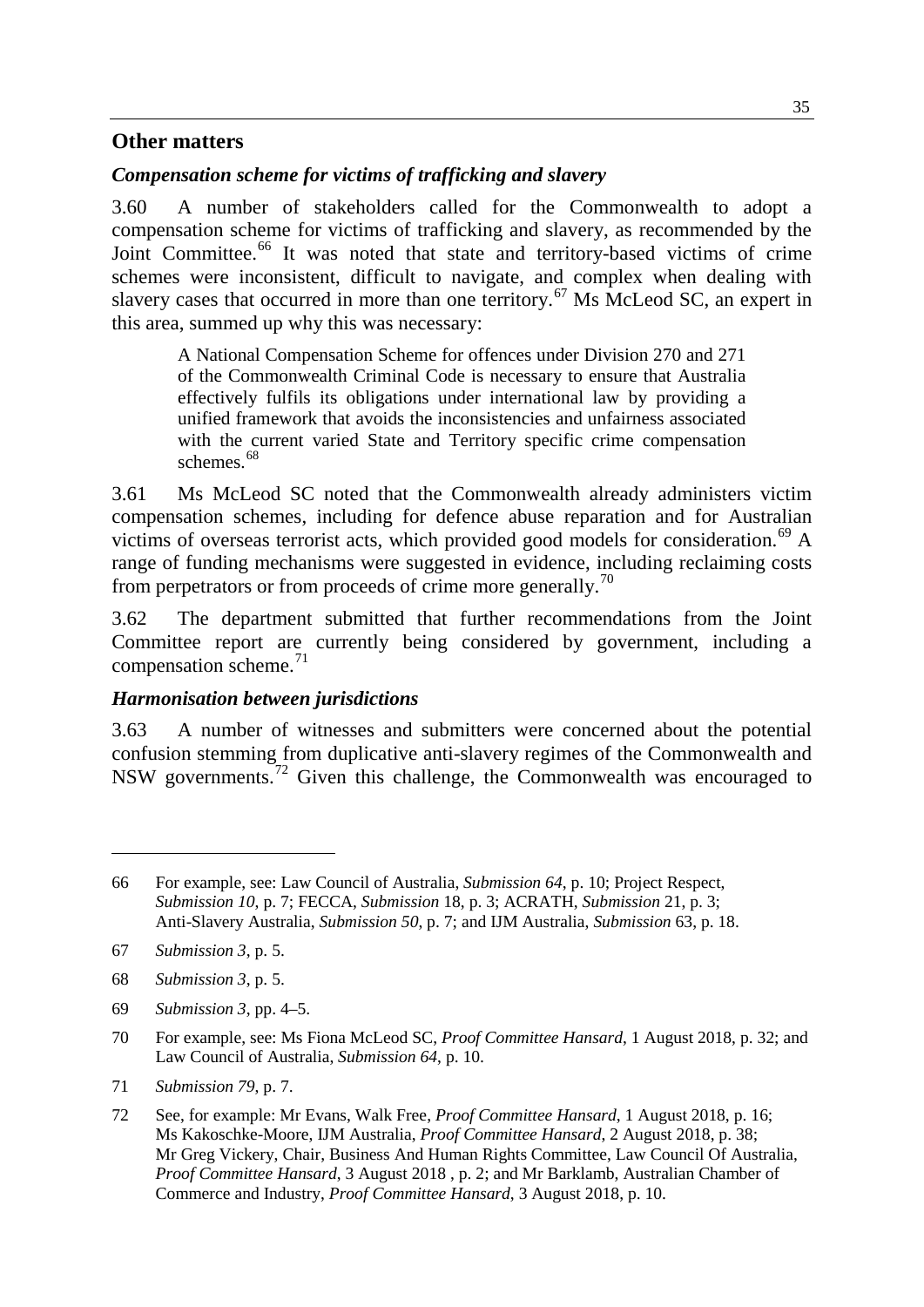## Other matters

### *Compensation scheme for victims of trafficking and slavery*

3.60 A number of stakeholders called for the Commonwealth to adopt a compensation scheme for victims of trafficking and slavery, as recommended by the Joint Committee.[66] It was noted that state and territory-based victims of crime schemes were inconsistent, difficult to navigate, and complex when dealing with slavery cases that occurred in more than one territory.[67] Ms McLeod SC, an expert in this area, summed up why this was necessary:

> A National Compensation Scheme for offences under Division 270 and 271 of the Commonwealth Criminal Code is necessary to ensure that Australia effectively fulfils its obligations under international law by providing a unified framework that avoids the inconsistencies and unfairness associated with the current varied State and Territory specific crime compensation schemes.[68]

3.61 Ms McLeod SC noted that the Commonwealth already administers victim compensation schemes, including for defence abuse reparation and for Australian victims of overseas terrorist acts, which provided good models for consideration.[69] A range of funding mechanisms were suggested in evidence, including reclaiming costs from perpetrators or from proceeds of crime more generally.[70]

3.62 The department submitted that further recommendations from the Joint Committee report are currently being considered by government, including a compensation scheme.[71]

### *Harmonisation between jurisdictions*

3.63 A number of witnesses and submitters were concerned about the potential confusion stemming from duplicative anti-slavery regimes of the Commonwealth and NSW governments.[72] Given this challenge, the Commonwealth was encouraged to

---

66 For example, see: Law Council of Australia, *Submission 64*, p. 10; Project Respect, *Submission 10*, p. 7; FECCA, *Submission* 18, p. 3; ACRATH, *Submission* 21, p. 3; Anti-Slavery Australia, *Submission 50*, p. 7; and IJM Australia, *Submission* 63, p. 18.

67 *Submission 3*, p. 5.

68 *Submission 3*, p. 5.

69 *Submission 3*, pp. 4–5.

70 For example, see: Ms Fiona McLeod SC, *Proof Committee Hansard*, 1 August 2018, p. 32; and Law Council of Australia, *Submission 64*, p. 10.

71 *Submission 79*, p. 7.

72 See, for example: Mr Evans, Walk Free, *Proof Committee Hansard*, 1 August 2018, p. 16; Ms Kakoschke-Moore, IJM Australia, *Proof Committee Hansard*, 2 August 2018, p. 38; Mr Greg Vickery, Chair, Business And Human Rights Committee, Law Council Of Australia, *Proof Committee Hansard*, 3 August 2018 , p. 2; and Mr Barklamb, Australian Chamber of Commerce and Industry, *Proof Committee Hansard*, 3 August 2018, p. 10.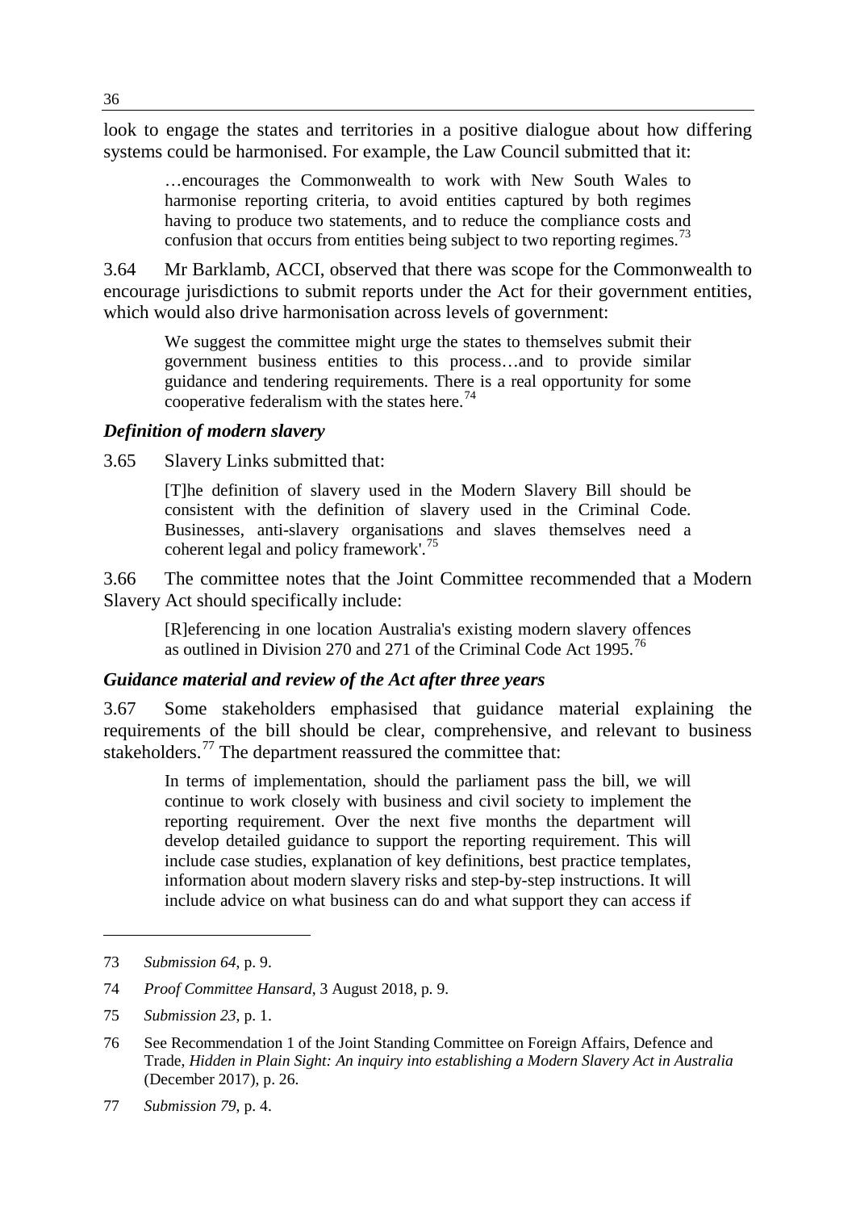look to engage the states and territories in a positive dialogue about how differing systems could be harmonised. For example, the Law Council submitted that it:

> …encourages the Commonwealth to work with New South Wales to harmonise reporting criteria, to avoid entities captured by both regimes having to produce two statements, and to reduce the compliance costs and confusion that occurs from entities being subject to two reporting regimes.[73]

3.64 Mr Barklamb, ACCI, observed that there was scope for the Commonwealth to encourage jurisdictions to submit reports under the Act for their government entities, which would also drive harmonisation across levels of government:

> We suggest the committee might urge the states to themselves submit their government business entities to this process…and to provide similar guidance and tendering requirements. There is a real opportunity for some cooperative federalism with the states here.[74]

### *Definition of modern slavery*

3.65 Slavery Links submitted that:

> [T]he definition of slavery used in the Modern Slavery Bill should be consistent with the definition of slavery used in the Criminal Code. Businesses, anti-slavery organisations and slaves themselves need a coherent legal and policy framework'.[75]

3.66 The committee notes that the Joint Committee recommended that a Modern Slavery Act should specifically include:

> [R]eferencing in one location Australia's existing modern slavery offences as outlined in Division 270 and 271 of the Criminal Code Act 1995.[76]

### *Guidance material and review of the Act after three years*

3.67 Some stakeholders emphasised that guidance material explaining the requirements of the bill should be clear, comprehensive, and relevant to business stakeholders.[77] The department reassured the committee that:

> In terms of implementation, should the parliament pass the bill, we will continue to work closely with business and civil society to implement the reporting requirement. Over the next five months the department will develop detailed guidance to support the reporting requirement. This will include case studies, explanation of key definitions, best practice templates, information about modern slavery risks and step-by-step instructions. It will include advice on what business can do and what support they can access if

---

73 *Submission 64*, p. 9.

74 *Proof Committee Hansard*, 3 August 2018, p. 9.

75 *Submission 23*, p. 1.

76 See Recommendation 1 of the Joint Standing Committee on Foreign Affairs, Defence and Trade, *Hidden in Plain Sight: An inquiry into establishing a Modern Slavery Act in Australia* (December 2017), p. 26.

77 *Submission 79*, p. 4.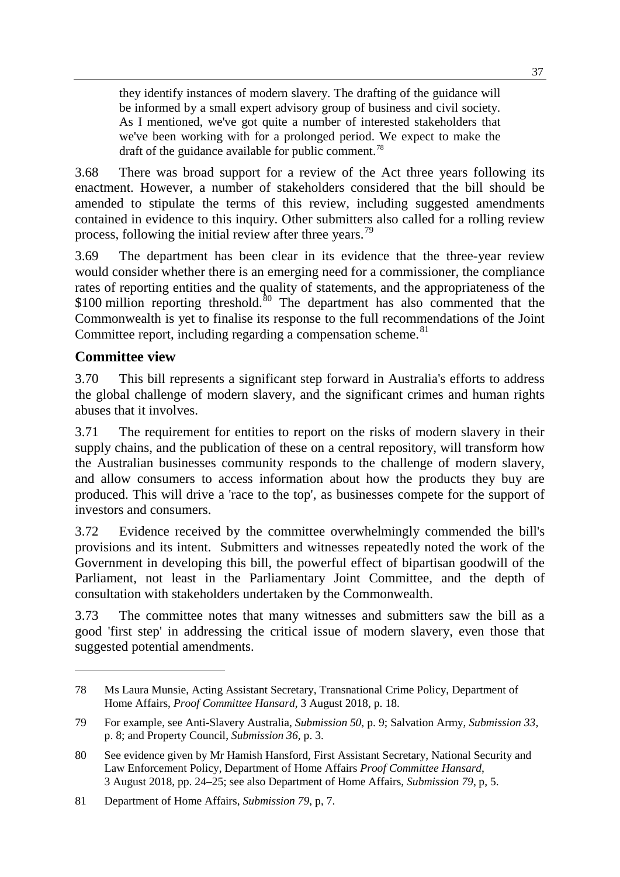> they identify instances of modern slavery. The drafting of the guidance will be informed by a small expert advisory group of business and civil society. As I mentioned, we've got quite a number of interested stakeholders that we've been working with for a prolonged period. We expect to make the draft of the guidance available for public comment.[78]

3.68 There was broad support for a review of the Act three years following its enactment. However, a number of stakeholders considered that the bill should be amended to stipulate the terms of this review, including suggested amendments contained in evidence to this inquiry. Other submitters also called for a rolling review process, following the initial review after three years.[79]

3.69 The department has been clear in its evidence that the three-year review would consider whether there is an emerging need for a commissioner, the compliance rates of reporting entities and the quality of statements, and the appropriateness of the \$100 million reporting threshold.[80] The department has also commented that the Commonwealth is yet to finalise its response to the full recommendations of the Joint Committee report, including regarding a compensation scheme.[81]

## Committee view

3.70 This bill represents a significant step forward in Australia's efforts to address the global challenge of modern slavery, and the significant crimes and human rights abuses that it involves.

3.71 The requirement for entities to report on the risks of modern slavery in their supply chains, and the publication of these on a central repository, will transform how the Australian businesses community responds to the challenge of modern slavery, and allow consumers to access information about how the products they buy are produced. This will drive a 'race to the top', as businesses compete for the support of investors and consumers.

3.72 Evidence received by the committee overwhelmingly commended the bill's provisions and its intent. Submitters and witnesses repeatedly noted the work of the Government in developing this bill, the powerful effect of bipartisan goodwill of the Parliament, not least in the Parliamentary Joint Committee, and the depth of consultation with stakeholders undertaken by the Commonwealth.

3.73 The committee notes that many witnesses and submitters saw the bill as a good 'first step' in addressing the critical issue of modern slavery, even those that suggested potential amendments.

---

78 Ms Laura Munsie, Acting Assistant Secretary, Transnational Crime Policy, Department of Home Affairs, *Proof Committee Hansard*, 3 August 2018, p. 18.

79 For example, see Anti-Slavery Australia, *Submission 50*, p. 9; Salvation Army, *Submission 33*, p. 8; and Property Council, *Submission 36*, p. 3.

80 See evidence given by Mr Hamish Hansford, First Assistant Secretary, National Security and Law Enforcement Policy, Department of Home Affairs *Proof Committee Hansard*, 3 August 2018, pp. 24–25; see also Department of Home Affairs, *Submission 79*, p, 5.

81 Department of Home Affairs, *Submission 79*, p, 7.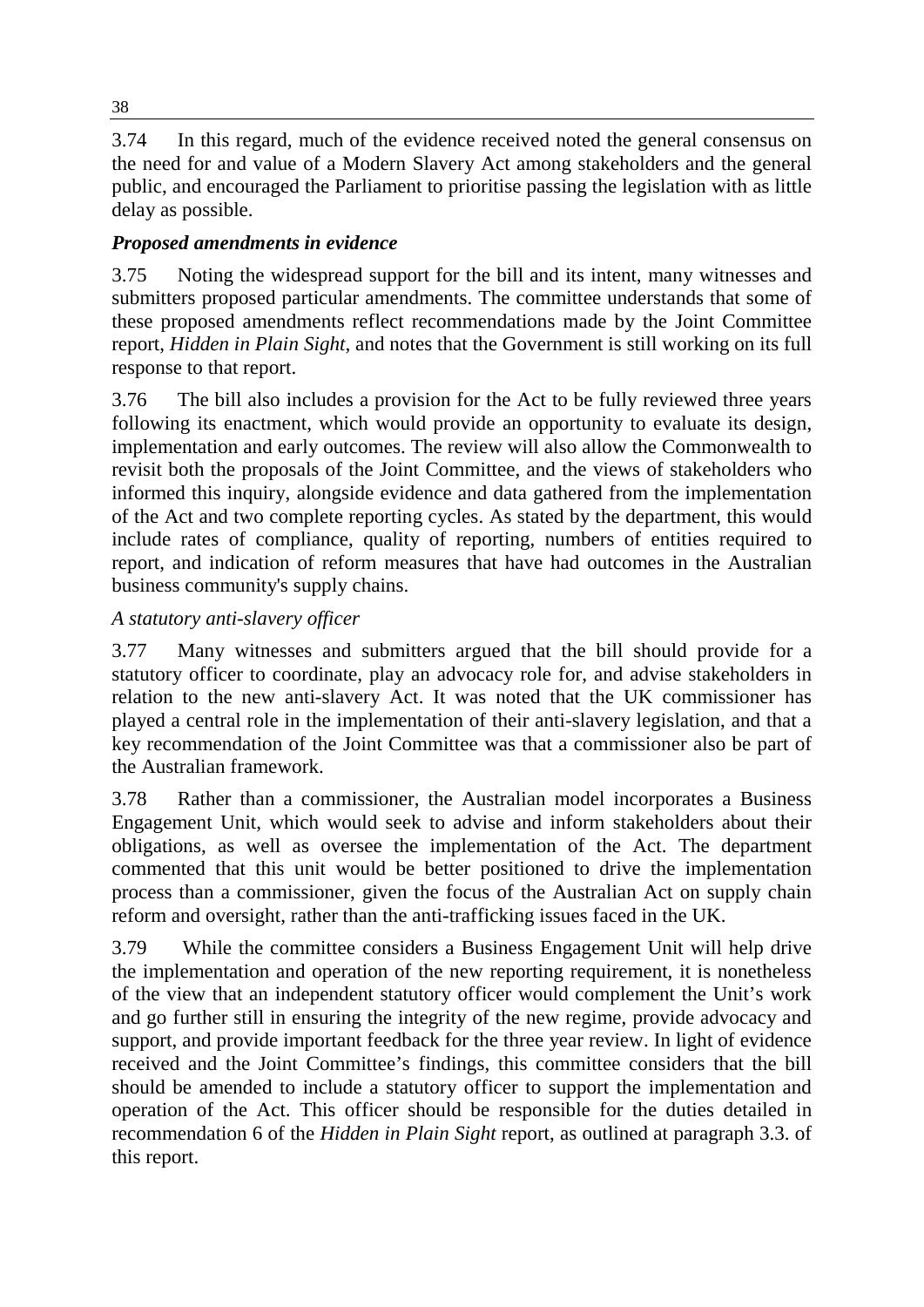3.74 In this regard, much of the evidence received noted the general consensus on the need for and value of a Modern Slavery Act among stakeholders and the general public, and encouraged the Parliament to prioritise passing the legislation with as little delay as possible.

### *Proposed amendments in evidence*

3.75 Noting the widespread support for the bill and its intent, many witnesses and submitters proposed particular amendments. The committee understands that some of these proposed amendments reflect recommendations made by the Joint Committee report, *Hidden in Plain Sight*, and notes that the Government is still working on its full response to that report.

3.76 The bill also includes a provision for the Act to be fully reviewed three years following its enactment, which would provide an opportunity to evaluate its design, implementation and early outcomes. The review will also allow the Commonwealth to revisit both the proposals of the Joint Committee, and the views of stakeholders who informed this inquiry, alongside evidence and data gathered from the implementation of the Act and two complete reporting cycles. As stated by the department, this would include rates of compliance, quality of reporting, numbers of entities required to report, and indication of reform measures that have had outcomes in the Australian business community's supply chains.

#### *A statutory anti-slavery officer*

3.77 Many witnesses and submitters argued that the bill should provide for a statutory officer to coordinate, play an advocacy role for, and advise stakeholders in relation to the new anti-slavery Act. It was noted that the UK commissioner has played a central role in the implementation of their anti-slavery legislation, and that a key recommendation of the Joint Committee was that a commissioner also be part of the Australian framework.

3.78 Rather than a commissioner, the Australian model incorporates a Business Engagement Unit, which would seek to advise and inform stakeholders about their obligations, as well as oversee the implementation of the Act. The department commented that this unit would be better positioned to drive the implementation process than a commissioner, given the focus of the Australian Act on supply chain reform and oversight, rather than the anti-trafficking issues faced in the UK.

3.79 While the committee considers a Business Engagement Unit will help drive the implementation and operation of the new reporting requirement, it is nonetheless of the view that an independent statutory officer would complement the Unit's work and go further still in ensuring the integrity of the new regime, provide advocacy and support, and provide important feedback for the three year review. In light of evidence received and the Joint Committee's findings, this committee considers that the bill should be amended to include a statutory officer to support the implementation and operation of the Act. This officer should be responsible for the duties detailed in recommendation 6 of the *Hidden in Plain Sight* report, as outlined at paragraph 3.3. of this report.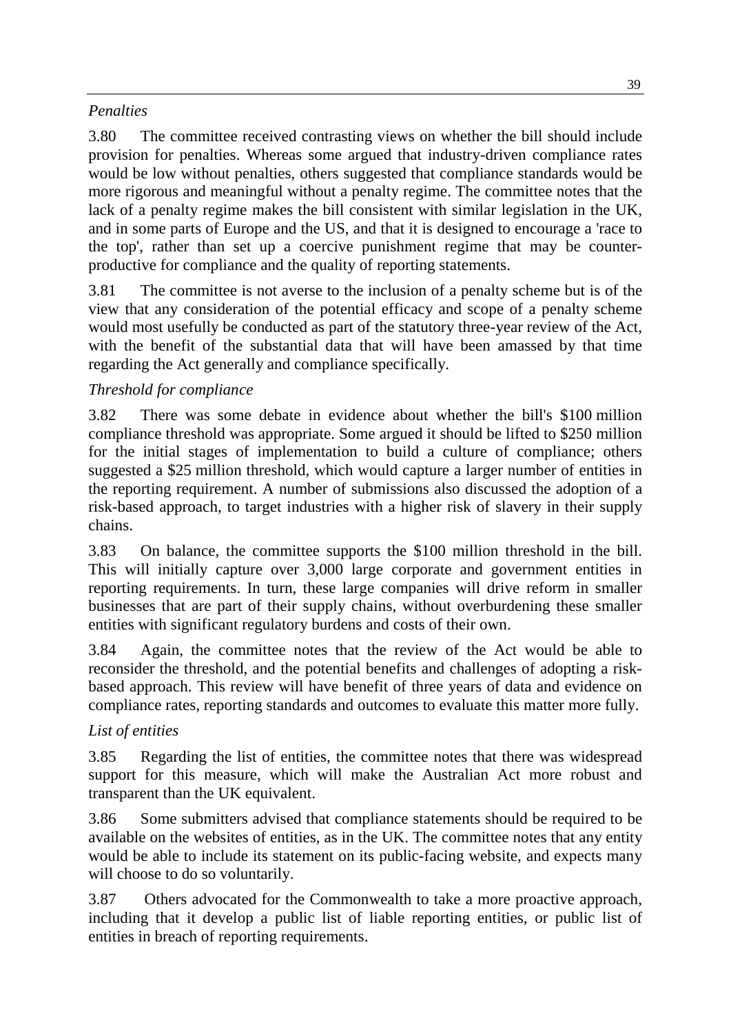*Penalties*

3.80 The committee received contrasting views on whether the bill should include provision for penalties. Whereas some argued that industry-driven compliance rates would be low without penalties, others suggested that compliance standards would be more rigorous and meaningful without a penalty regime. The committee notes that the lack of a penalty regime makes the bill consistent with similar legislation in the UK, and in some parts of Europe and the US, and that it is designed to encourage a 'race to the top', rather than set up a coercive punishment regime that may be counter-productive for compliance and the quality of reporting statements.

3.81 The committee is not averse to the inclusion of a penalty scheme but is of the view that any consideration of the potential efficacy and scope of a penalty scheme would most usefully be conducted as part of the statutory three-year review of the Act, with the benefit of the substantial data that will have been amassed by that time regarding the Act generally and compliance specifically.

*Threshold for compliance*

3.82 There was some debate in evidence about whether the bill's $100 million compliance threshold was appropriate. Some argued it should be lifted to $250 million for the initial stages of implementation to build a culture of compliance; others suggested a $25 million threshold, which would capture a larger number of entities in the reporting requirement. A number of submissions also discussed the adoption of a risk-based approach, to target industries with a higher risk of slavery in their supply chains.

3.83 On balance, the committee supports the $100 million threshold in the bill. This will initially capture over 3,000 large corporate and government entities in reporting requirements. In turn, these large companies will drive reform in smaller businesses that are part of their supply chains, without overburdening these smaller entities with significant regulatory burdens and costs of their own.

3.84 Again, the committee notes that the review of the Act would be able to reconsider the threshold, and the potential benefits and challenges of adopting a risk-based approach. This review will have benefit of three years of data and evidence on compliance rates, reporting standards and outcomes to evaluate this matter more fully.

*List of entities*

3.85 Regarding the list of entities, the committee notes that there was widespread support for this measure, which will make the Australian Act more robust and transparent than the UK equivalent.

3.86 Some submitters advised that compliance statements should be required to be available on the websites of entities, as in the UK. The committee notes that any entity would be able to include its statement on its public-facing website, and expects many will choose to do so voluntarily.

3.87 Others advocated for the Commonwealth to take a more proactive approach, including that it develop a public list of liable reporting entities, or public list of entities in breach of reporting requirements.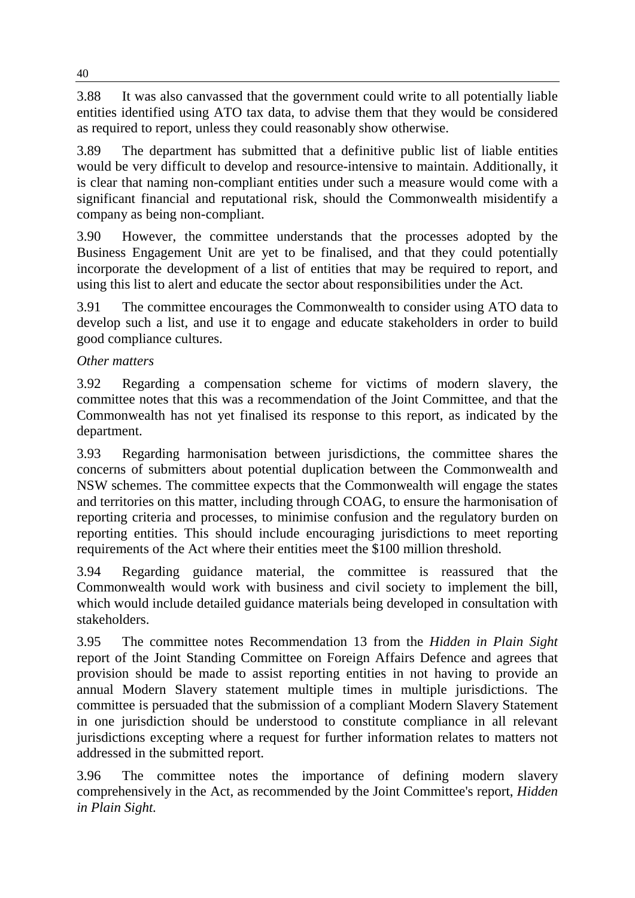3.88 It was also canvassed that the government could write to all potentially liable entities identified using ATO tax data, to advise them that they would be considered as required to report, unless they could reasonably show otherwise.

3.89 The department has submitted that a definitive public list of liable entities would be very difficult to develop and resource-intensive to maintain. Additionally, it is clear that naming non-compliant entities under such a measure would come with a significant financial and reputational risk, should the Commonwealth misidentify a company as being non-compliant.

3.90 However, the committee understands that the processes adopted by the Business Engagement Unit are yet to be finalised, and that they could potentially incorporate the development of a list of entities that may be required to report, and using this list to alert and educate the sector about responsibilities under the Act.

3.91 The committee encourages the Commonwealth to consider using ATO data to develop such a list, and use it to engage and educate stakeholders in order to build good compliance cultures.

*Other matters*

3.92 Regarding a compensation scheme for victims of modern slavery, the committee notes that this was a recommendation of the Joint Committee, and that the Commonwealth has not yet finalised its response to this report, as indicated by the department.

3.93 Regarding harmonisation between jurisdictions, the committee shares the concerns of submitters about potential duplication between the Commonwealth and NSW schemes. The committee expects that the Commonwealth will engage the states and territories on this matter, including through COAG, to ensure the harmonisation of reporting criteria and processes, to minimise confusion and the regulatory burden on reporting entities. This should include encouraging jurisdictions to meet reporting requirements of the Act where their entities meet the $100 million threshold.

3.94 Regarding guidance material, the committee is reassured that the Commonwealth would work with business and civil society to implement the bill, which would include detailed guidance materials being developed in consultation with stakeholders.

3.95 The committee notes Recommendation 13 from the *Hidden in Plain Sight* report of the Joint Standing Committee on Foreign Affairs Defence and agrees that provision should be made to assist reporting entities in not having to provide an annual Modern Slavery statement multiple times in multiple jurisdictions. The committee is persuaded that the submission of a compliant Modern Slavery Statement in one jurisdiction should be understood to constitute compliance in all relevant jurisdictions excepting where a request for further information relates to matters not addressed in the submitted report.

3.96 The committee notes the importance of defining modern slavery comprehensively in the Act, as recommended by the Joint Committee's report, *Hidden in Plain Sight.*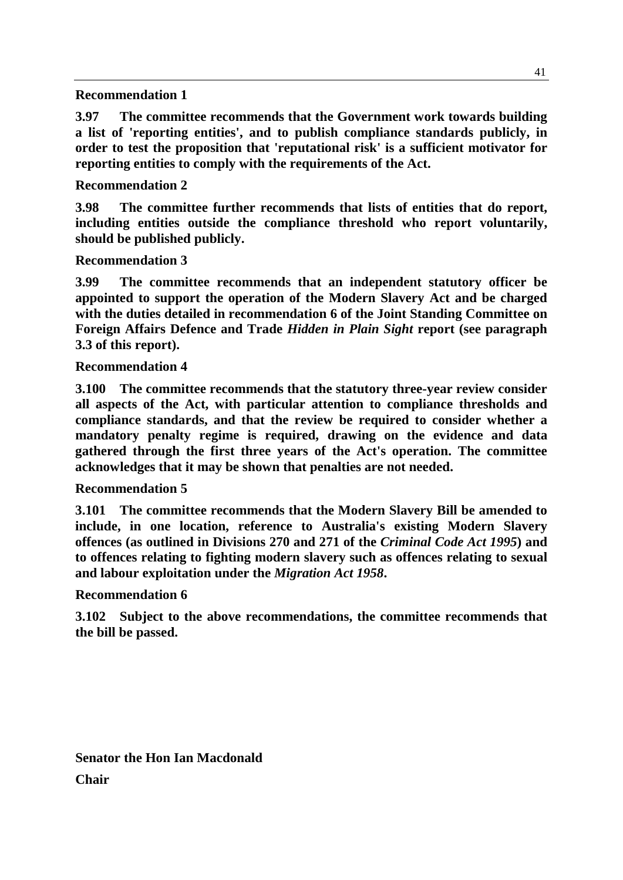**Recommendation 1**

**3.97 The committee recommends that the Government work towards building a list of 'reporting entities', and to publish compliance standards publicly, in order to test the proposition that 'reputational risk' is a sufficient motivator for reporting entities to comply with the requirements of the Act.**

**Recommendation 2**

**3.98 The committee further recommends that lists of entities that do report, including entities outside the compliance threshold who report voluntarily, should be published publicly.**

**Recommendation 3**

**3.99 The committee recommends that an independent statutory officer be appointed to support the operation of the Modern Slavery Act and be charged with the duties detailed in recommendation 6 of the Joint Standing Committee on Foreign Affairs Defence and Trade *Hidden in Plain Sight* report (see paragraph 3.3 of this report).**

**Recommendation 4**

**3.100 The committee recommends that the statutory three-year review consider all aspects of the Act, with particular attention to compliance thresholds and compliance standards, and that the review be required to consider whether a mandatory penalty regime is required, drawing on the evidence and data gathered through the first three years of the Act's operation. The committee acknowledges that it may be shown that penalties are not needed.**

**Recommendation 5**

**3.101 The committee recommends that the Modern Slavery Bill be amended to include, in one location, reference to Australia's existing Modern Slavery offences (as outlined in Divisions 270 and 271 of the *Criminal Code Act 1995*) and to offences relating to fighting modern slavery such as offences relating to sexual and labour exploitation under the *Migration Act 1958*.**

**Recommendation 6**

**3.102 Subject to the above recommendations, the committee recommends that the bill be passed.**

**Senator the Hon Ian Macdonald**

**Chair**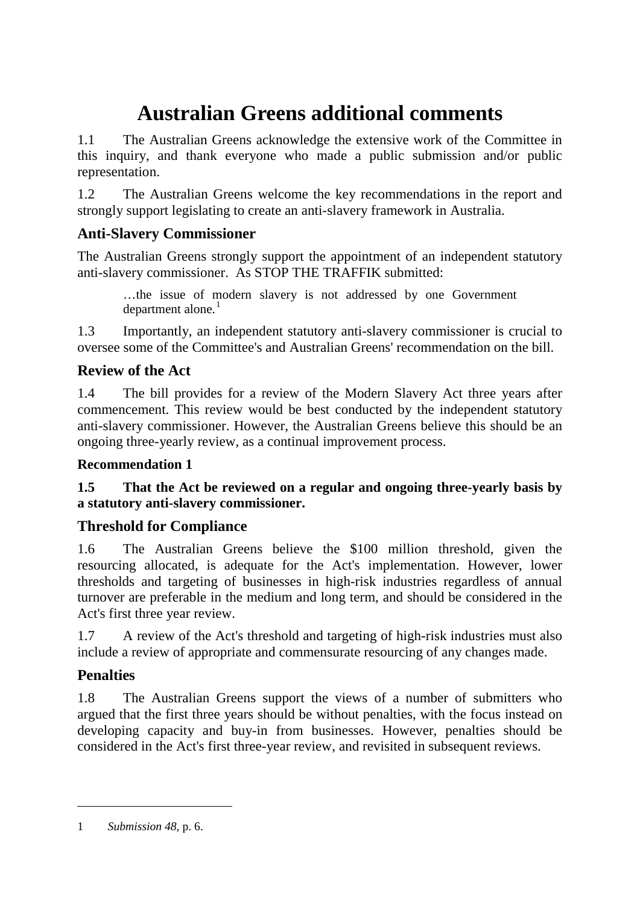# Australian Greens additional comments

1.1 The Australian Greens acknowledge the extensive work of the Committee in this inquiry, and thank everyone who made a public submission and/or public representation.

1.2 The Australian Greens welcome the key recommendations in the report and strongly support legislating to create an anti-slavery framework in Australia.

## Anti-Slavery Commissioner

The Australian Greens strongly support the appointment of an independent statutory anti-slavery commissioner. As STOP THE TRAFFIK submitted:

> …the issue of modern slavery is not addressed by one Government department alone.[1]

1.3 Importantly, an independent statutory anti-slavery commissioner is crucial to oversee some of the Committee's and Australian Greens' recommendation on the bill.

## Review of the Act

1.4 The bill provides for a review of the Modern Slavery Act three years after commencement. This review would be best conducted by the independent statutory anti-slavery commissioner. However, the Australian Greens believe this should be an ongoing three-yearly review, as a continual improvement process.

### Recommendation 1

**1.5 That the Act be reviewed on a regular and ongoing three-yearly basis by a statutory anti-slavery commissioner.**

## Threshold for Compliance

1.6 The Australian Greens believe the $100 million threshold, given the resourcing allocated, is adequate for the Act's implementation. However, lower thresholds and targeting of businesses in high-risk industries regardless of annual turnover are preferable in the medium and long term, and should be considered in the Act's first three year review.

1.7 A review of the Act's threshold and targeting of high-risk industries must also include a review of appropriate and commensurate resourcing of any changes made.

## Penalties

1.8 The Australian Greens support the views of a number of submitters who argued that the first three years should be without penalties, with the focus instead on developing capacity and buy-in from businesses. However, penalties should be considered in the Act's first three-year review, and revisited in subsequent reviews.

---

1 *Submission 48*, p. 6.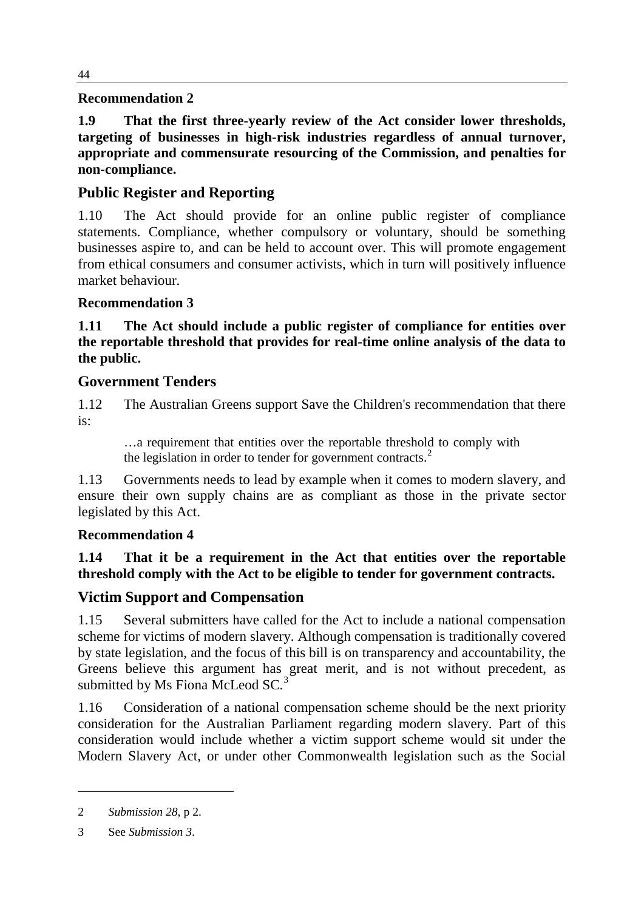**Recommendation 2**

**1.9 That the first three-yearly review of the Act consider lower thresholds, targeting of businesses in high-risk industries regardless of annual turnover, appropriate and commensurate resourcing of the Commission, and penalties for non-compliance.**

## Public Register and Reporting

1.10 The Act should provide for an online public register of compliance statements. Compliance, whether compulsory or voluntary, should be something businesses aspire to, and can be held to account over. This will promote engagement from ethical consumers and consumer activists, which in turn will positively influence market behaviour.

**Recommendation 3**

**1.11 The Act should include a public register of compliance for entities over the reportable threshold that provides for real-time online analysis of the data to the public.**

## Government Tenders

1.12 The Australian Greens support Save the Children's recommendation that there is:

> …a requirement that entities over the reportable threshold to comply with the legislation in order to tender for government contracts.[2]

1.13 Governments needs to lead by example when it comes to modern slavery, and ensure their own supply chains are as compliant as those in the private sector legislated by this Act.

**Recommendation 4**

**1.14 That it be a requirement in the Act that entities over the reportable threshold comply with the Act to be eligible to tender for government contracts.**

## Victim Support and Compensation

1.15 Several submitters have called for the Act to include a national compensation scheme for victims of modern slavery. Although compensation is traditionally covered by state legislation, and the focus of this bill is on transparency and accountability, the Greens believe this argument has great merit, and is not without precedent, as submitted by Ms Fiona McLeod SC.[3]

1.16 Consideration of a national compensation scheme should be the next priority consideration for the Australian Parliament regarding modern slavery. Part of this consideration would include whether a victim support scheme would sit under the Modern Slavery Act, or under other Commonwealth legislation such as the Social

---

2 *Submission 28*, p 2.

3 See *Submission 3*.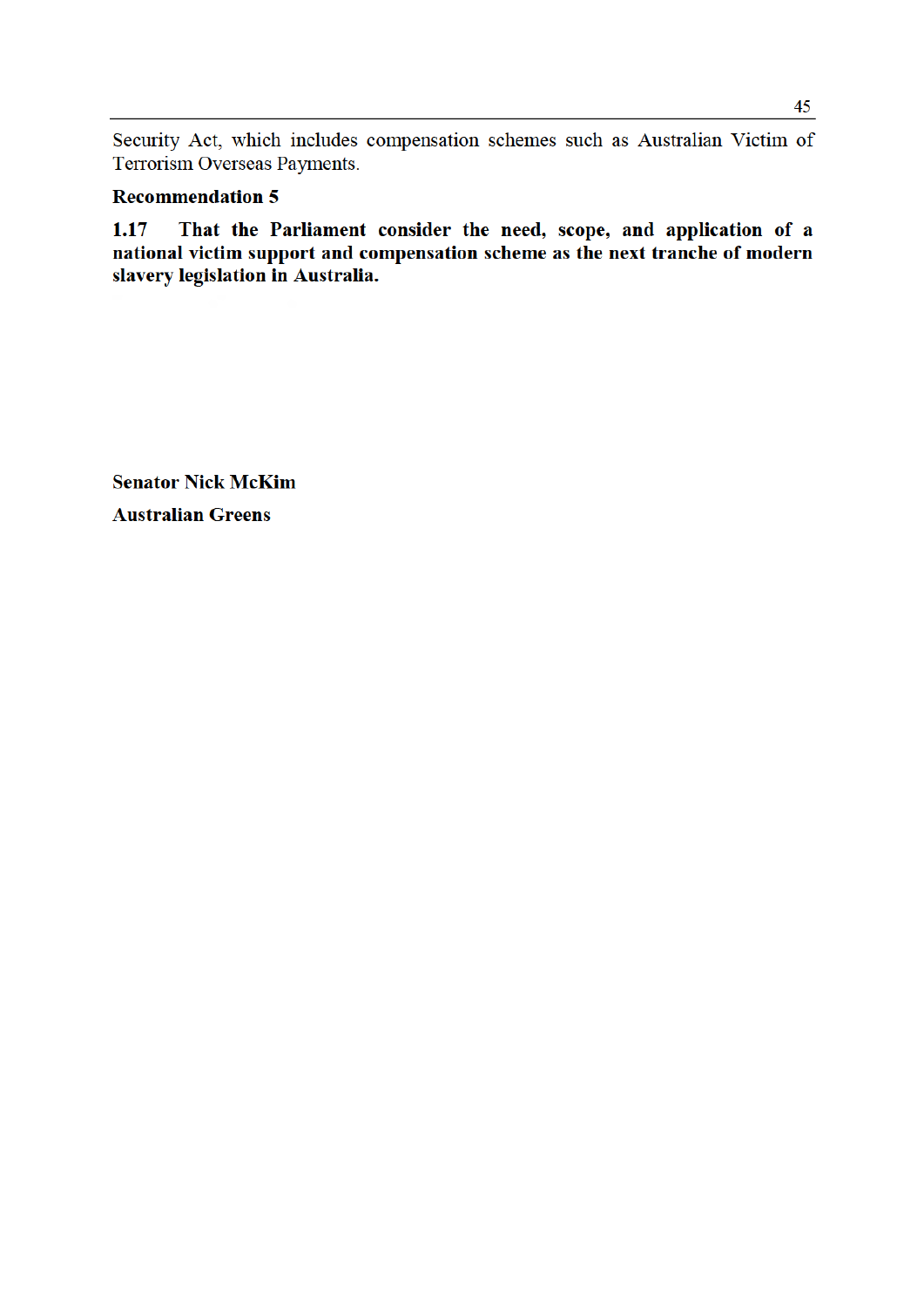Security Act, which includes compensation schemes such as Australian Victim of Terrorism Overseas Payments.

**Recommendation 5**

**1.17 That the Parliament consider the need, scope, and application of a national victim support and compensation scheme as the next tranche of modern slavery legislation in Australia.**

**Senator Nick McKim**

**Australian Greens**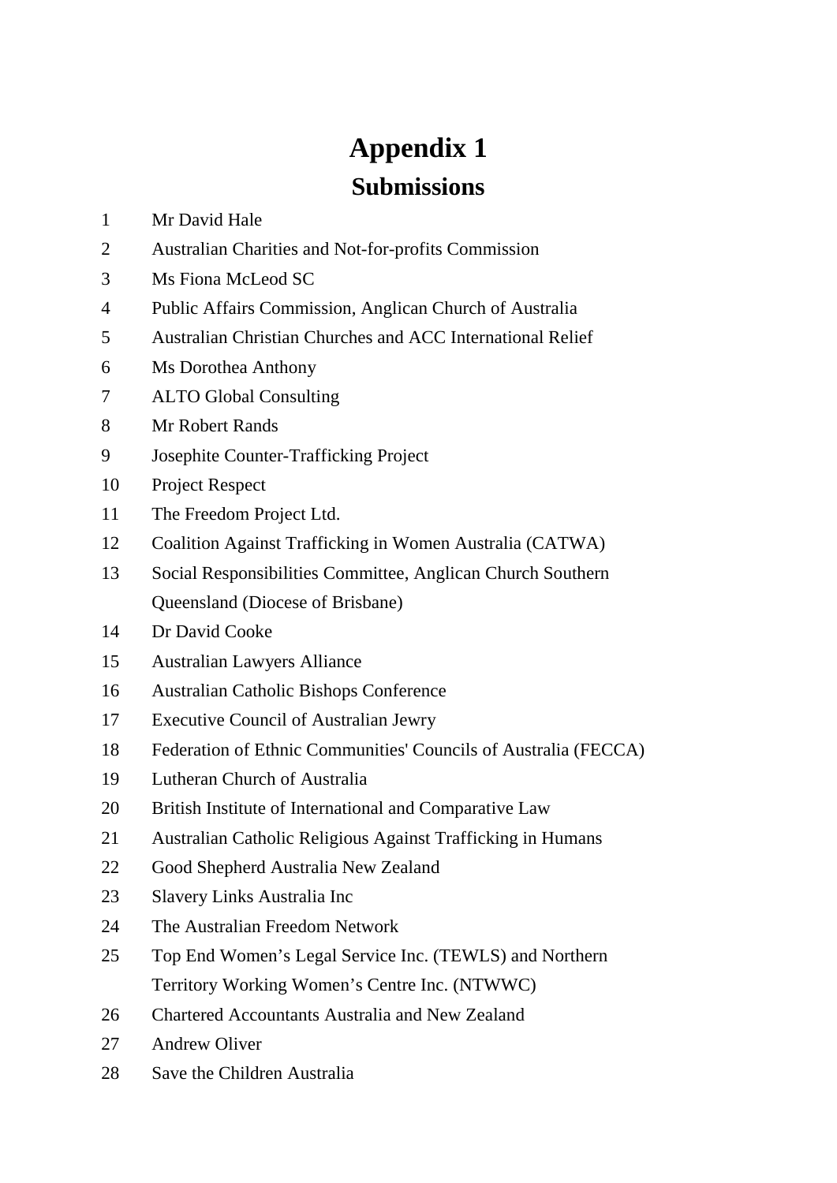# Appendix 1

## Submissions

1 Mr David Hale
2 Australian Charities and Not-for-profits Commission
3 Ms Fiona McLeod SC
4 Public Affairs Commission, Anglican Church of Australia
5 Australian Christian Churches and ACC International Relief
6 Ms Dorothea Anthony
7 ALTO Global Consulting
8 Mr Robert Rands
9 Josephite Counter-Trafficking Project
10 Project Respect
11 The Freedom Project Ltd.
12 Coalition Against Trafficking in Women Australia (CATWA)
13 Social Responsibilities Committee, Anglican Church Southern Queensland (Diocese of Brisbane)
14 Dr David Cooke
15 Australian Lawyers Alliance
16 Australian Catholic Bishops Conference
17 Executive Council of Australian Jewry
18 Federation of Ethnic Communities' Councils of Australia (FECCA)
19 Lutheran Church of Australia
20 British Institute of International and Comparative Law
21 Australian Catholic Religious Against Trafficking in Humans
22 Good Shepherd Australia New Zealand
23 Slavery Links Australia Inc
24 The Australian Freedom Network
25 Top End Women's Legal Service Inc. (TEWLS) and Northern Territory Working Women's Centre Inc. (NTWWC)
26 Chartered Accountants Australia and New Zealand
27 Andrew Oliver
28 Save the Children Australia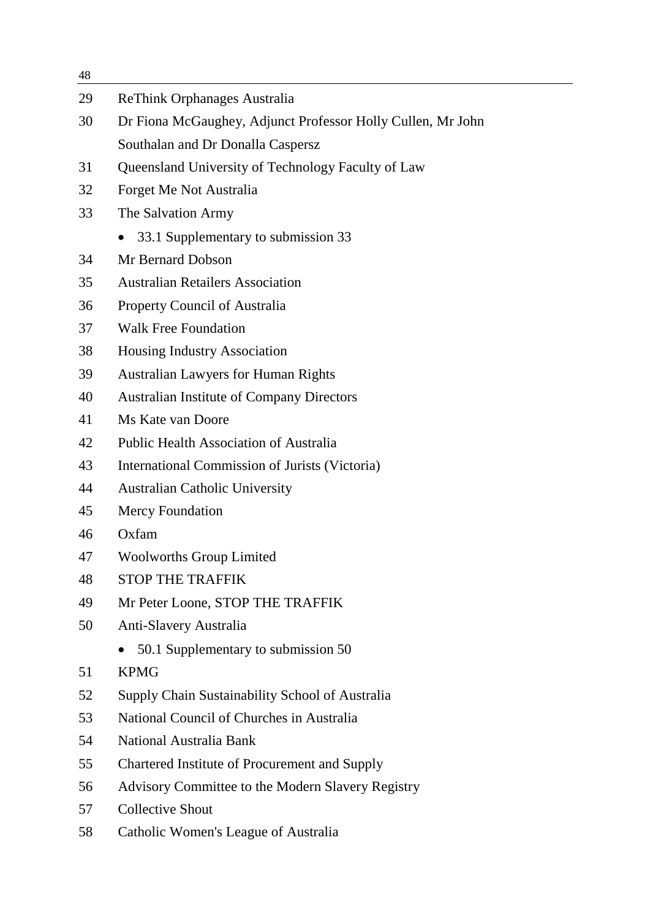29 ReThink Orphanages Australia

30 Dr Fiona McGaughey, Adjunct Professor Holly Cullen, Mr John Southalan and Dr Donalla Caspersz

31 Queensland University of Technology Faculty of Law

32 Forget Me Not Australia

33 The Salvation Army

- 33.1 Supplementary to submission 33

34 Mr Bernard Dobson

35 Australian Retailers Association

36 Property Council of Australia

37 Walk Free Foundation

38 Housing Industry Association

39 Australian Lawyers for Human Rights

40 Australian Institute of Company Directors

41 Ms Kate van Doore

42 Public Health Association of Australia

43 International Commission of Jurists (Victoria)

44 Australian Catholic University

45 Mercy Foundation

46 Oxfam

47 Woolworths Group Limited

48 STOP THE TRAFFIK

49 Mr Peter Loone, STOP THE TRAFFIK

50 Anti-Slavery Australia

- 50.1 Supplementary to submission 50

51 KPMG

52 Supply Chain Sustainability School of Australia

53 National Council of Churches in Australia

54 National Australia Bank

55 Chartered Institute of Procurement and Supply

56 Advisory Committee to the Modern Slavery Registry

57 Collective Shout

58 Catholic Women's League of Australia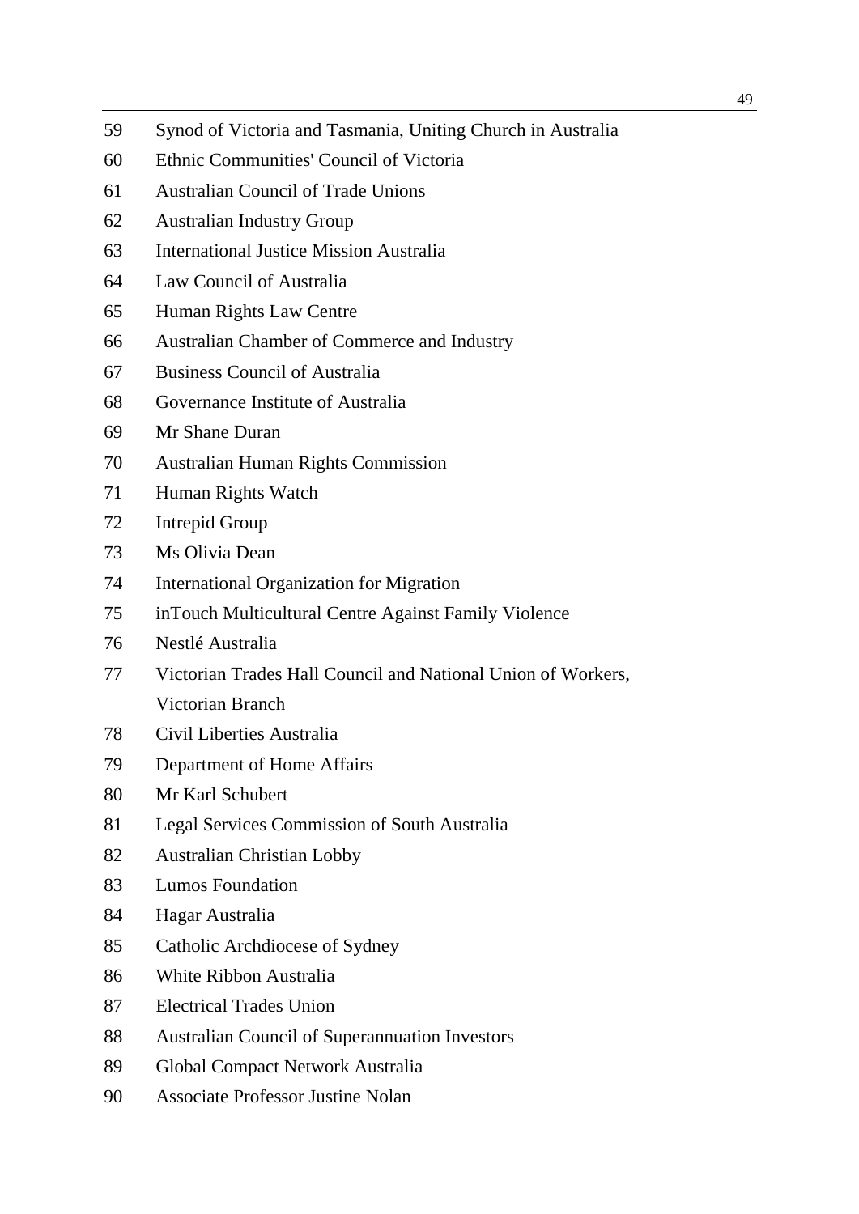59 Synod of Victoria and Tasmania, Uniting Church in Australia

60 Ethnic Communities' Council of Victoria

61 Australian Council of Trade Unions

62 Australian Industry Group

63 International Justice Mission Australia

64 Law Council of Australia

65 Human Rights Law Centre

66 Australian Chamber of Commerce and Industry

67 Business Council of Australia

68 Governance Institute of Australia

69 Mr Shane Duran

70 Australian Human Rights Commission

71 Human Rights Watch

72 Intrepid Group

73 Ms Olivia Dean

74 International Organization for Migration

75 inTouch Multicultural Centre Against Family Violence

76 Nestlé Australia

77 Victorian Trades Hall Council and National Union of Workers, Victorian Branch

78 Civil Liberties Australia

79 Department of Home Affairs

80 Mr Karl Schubert

81 Legal Services Commission of South Australia

82 Australian Christian Lobby

83 Lumos Foundation

84 Hagar Australia

85 Catholic Archdiocese of Sydney

86 White Ribbon Australia

87 Electrical Trades Union

88 Australian Council of Superannuation Investors

89 Global Compact Network Australia

90 Associate Professor Justine Nolan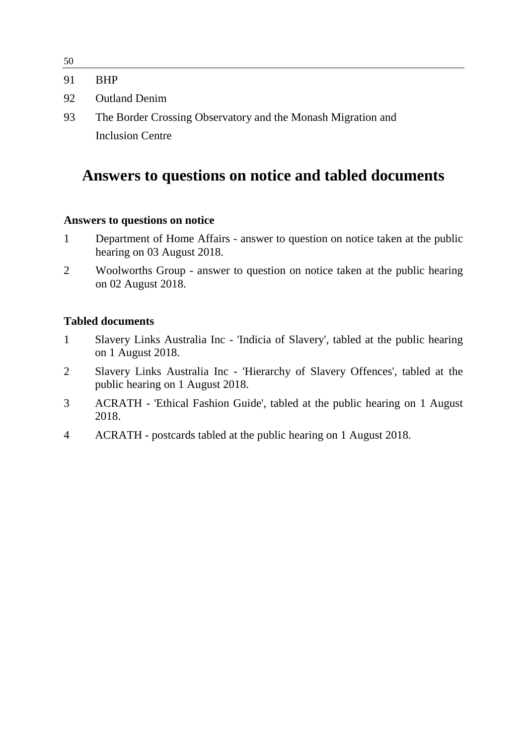91 BHP

92 Outland Denim

93 The Border Crossing Observatory and the Monash Migration and Inclusion Centre

# Answers to questions on notice and tabled documents

### Answers to questions on notice

1 Department of Home Affairs - answer to question on notice taken at the public hearing on 03 August 2018.

2 Woolworths Group - answer to question on notice taken at the public hearing on 02 August 2018.

### Tabled documents

1 Slavery Links Australia Inc - 'Indicia of Slavery', tabled at the public hearing on 1 August 2018.

2 Slavery Links Australia Inc - 'Hierarchy of Slavery Offences', tabled at the public hearing on 1 August 2018.

3 ACRATH - 'Ethical Fashion Guide', tabled at the public hearing on 1 August 2018.

4 ACRATH - postcards tabled at the public hearing on 1 August 2018.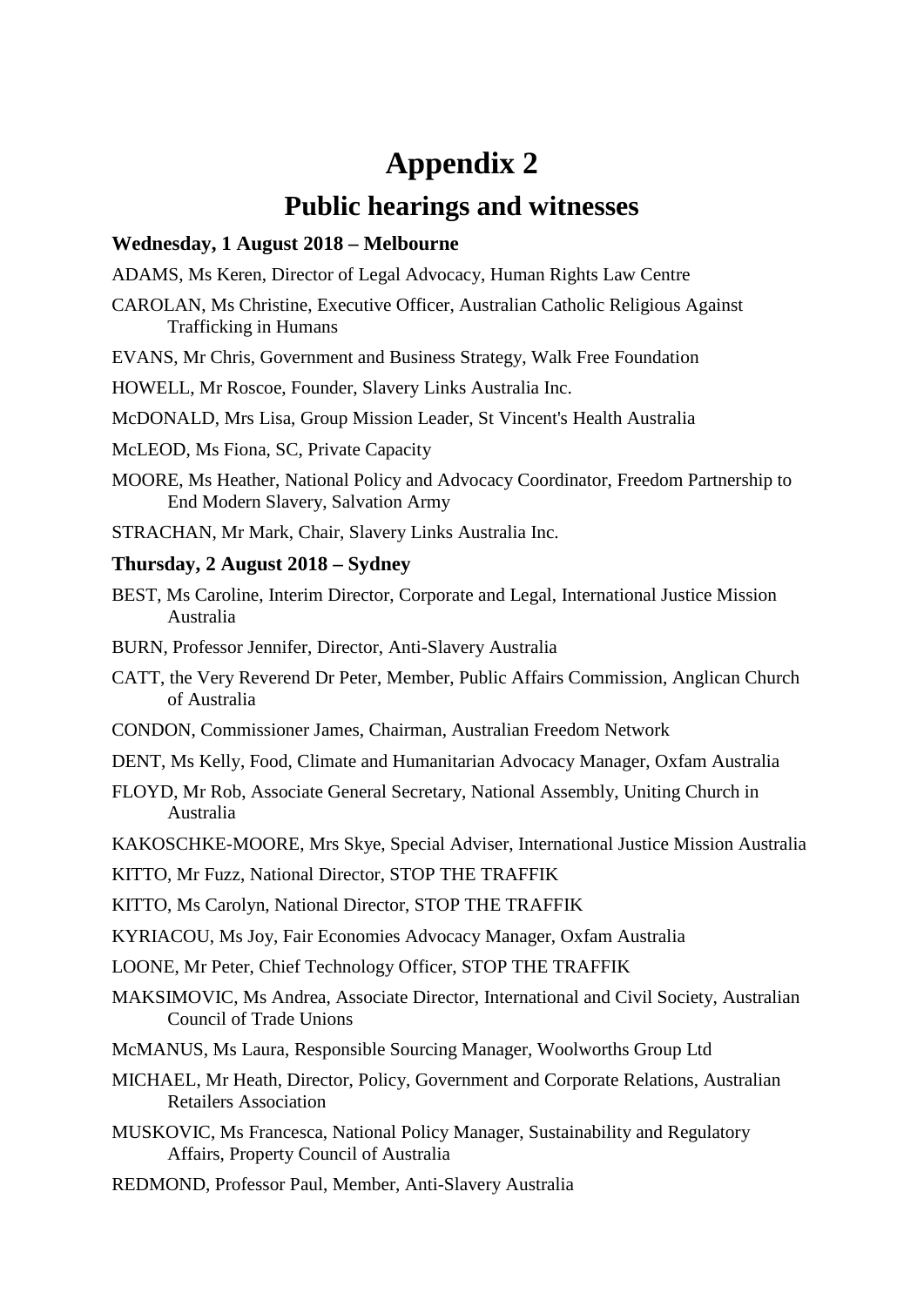# Appendix 2

## Public hearings and witnesses

### Wednesday, 1 August 2018 – Melbourne

ADAMS, Ms Keren, Director of Legal Advocacy, Human Rights Law Centre

CAROLAN, Ms Christine, Executive Officer, Australian Catholic Religious Against Trafficking in Humans

EVANS, Mr Chris, Government and Business Strategy, Walk Free Foundation

HOWELL, Mr Roscoe, Founder, Slavery Links Australia Inc.

McDONALD, Mrs Lisa, Group Mission Leader, St Vincent's Health Australia

McLEOD, Ms Fiona, SC, Private Capacity

MOORE, Ms Heather, National Policy and Advocacy Coordinator, Freedom Partnership to End Modern Slavery, Salvation Army

STRACHAN, Mr Mark, Chair, Slavery Links Australia Inc.

### Thursday, 2 August 2018 – Sydney

BEST, Ms Caroline, Interim Director, Corporate and Legal, International Justice Mission Australia

BURN, Professor Jennifer, Director, Anti-Slavery Australia

CATT, the Very Reverend Dr Peter, Member, Public Affairs Commission, Anglican Church of Australia

CONDON, Commissioner James, Chairman, Australian Freedom Network

DENT, Ms Kelly, Food, Climate and Humanitarian Advocacy Manager, Oxfam Australia

FLOYD, Mr Rob, Associate General Secretary, National Assembly, Uniting Church in Australia

KAKOSCHKE-MOORE, Mrs Skye, Special Adviser, International Justice Mission Australia

KITTO, Mr Fuzz, National Director, STOP THE TRAFFIK

KITTO, Ms Carolyn, National Director, STOP THE TRAFFIK

KYRIACOU, Ms Joy, Fair Economies Advocacy Manager, Oxfam Australia

LOONE, Mr Peter, Chief Technology Officer, STOP THE TRAFFIK

MAKSIMOVIC, Ms Andrea, Associate Director, International and Civil Society, Australian Council of Trade Unions

McMANUS, Ms Laura, Responsible Sourcing Manager, Woolworths Group Ltd

MICHAEL, Mr Heath, Director, Policy, Government and Corporate Relations, Australian Retailers Association

MUSKOVIC, Ms Francesca, National Policy Manager, Sustainability and Regulatory Affairs, Property Council of Australia

REDMOND, Professor Paul, Member, Anti-Slavery Australia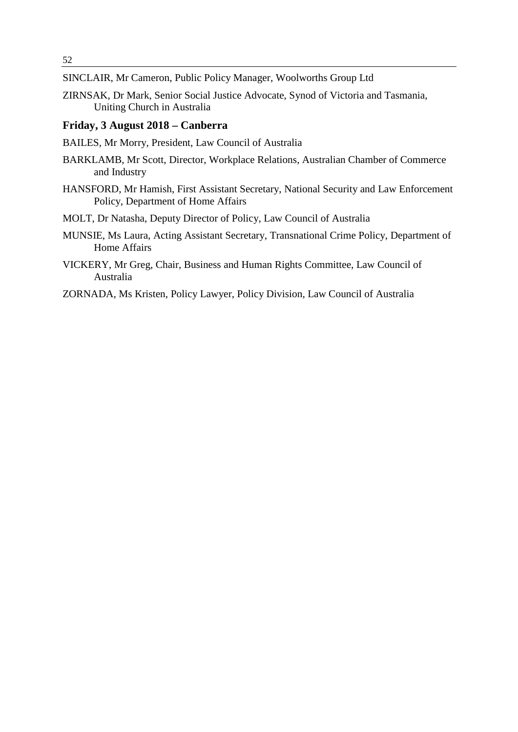SINCLAIR, Mr Cameron, Public Policy Manager, Woolworths Group Ltd

ZIRNSAK, Dr Mark, Senior Social Justice Advocate, Synod of Victoria and Tasmania, Uniting Church in Australia

### Friday, 3 August 2018 – Canberra

BAILES, Mr Morry, President, Law Council of Australia

BARKLAMB, Mr Scott, Director, Workplace Relations, Australian Chamber of Commerce and Industry

HANSFORD, Mr Hamish, First Assistant Secretary, National Security and Law Enforcement Policy, Department of Home Affairs

MOLT, Dr Natasha, Deputy Director of Policy, Law Council of Australia

MUNSIE, Ms Laura, Acting Assistant Secretary, Transnational Crime Policy, Department of Home Affairs

VICKERY, Mr Greg, Chair, Business and Human Rights Committee, Law Council of Australia

ZORNADA, Ms Kristen, Policy Lawyer, Policy Division, Law Council of Australia